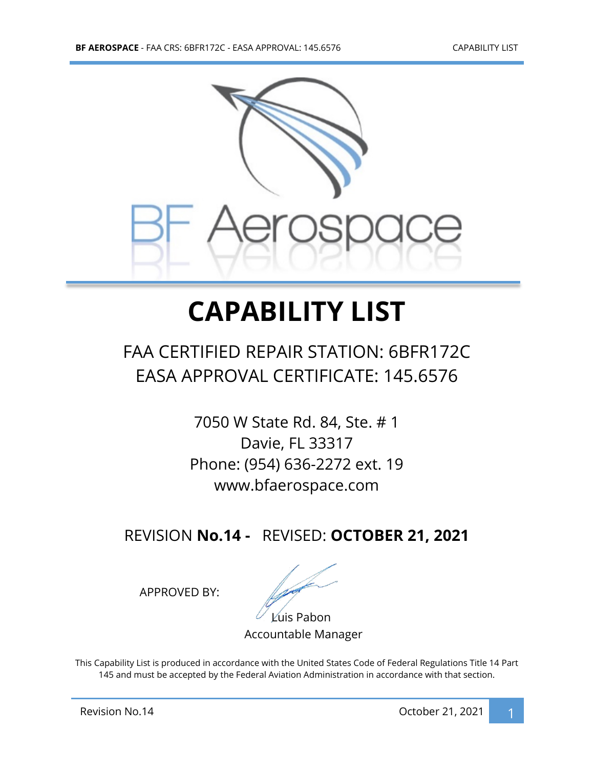# CAPABILITY LIST

## FAA CERTIFIED REPAIR STATION: 6BFR172C
## EASA APPROVAL CERTIFICATE: 145.6576

7050 W State Rd. 84, Ste. # 1
Davie, FL 33317
Phone: (954) 636-2272 ext. 19
www.bfaerospace.com

REVISION **No.14 -** REVISED: **OCTOBER 21, 2021**

APPROVED BY:

Luis Pabon
Accountable Manager

This Capability List is produced in accordance with the United States Code of Federal Regulations Title 14 Part 145 and must be accepted by the Federal Aviation Administration in accordance with that section.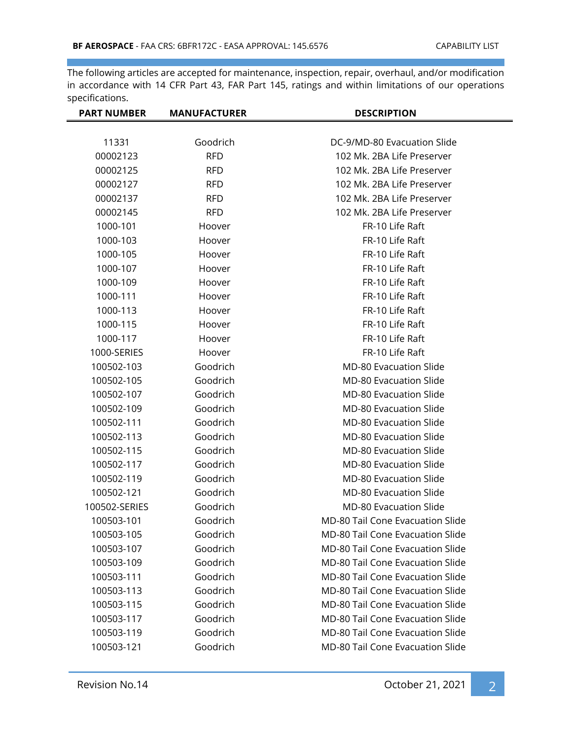The following articles are accepted for maintenance, inspection, repair, overhaul, and/or modification in accordance with 14 CFR Part 43, FAR Part 145, ratings and within limitations of our operations specifications.

| PART NUMBER | MANUFACTURER | DESCRIPTION |
|---|---|---|
| 11331 | Goodrich | DC-9/MD-80 Evacuation Slide |
| 00002123 | RFD | 102 Mk. 2BA Life Preserver |
| 00002125 | RFD | 102 Mk. 2BA Life Preserver |
| 00002127 | RFD | 102 Mk. 2BA Life Preserver |
| 00002137 | RFD | 102 Mk. 2BA Life Preserver |
| 00002145 | RFD | 102 Mk. 2BA Life Preserver |
| 1000-101 | Hoover | FR-10 Life Raft |
| 1000-103 | Hoover | FR-10 Life Raft |
| 1000-105 | Hoover | FR-10 Life Raft |
| 1000-107 | Hoover | FR-10 Life Raft |
| 1000-109 | Hoover | FR-10 Life Raft |
| 1000-111 | Hoover | FR-10 Life Raft |
| 1000-113 | Hoover | FR-10 Life Raft |
| 1000-115 | Hoover | FR-10 Life Raft |
| 1000-117 | Hoover | FR-10 Life Raft |
| 1000-SERIES | Hoover | FR-10 Life Raft |
| 100502-103 | Goodrich | MD-80 Evacuation Slide |
| 100502-105 | Goodrich | MD-80 Evacuation Slide |
| 100502-107 | Goodrich | MD-80 Evacuation Slide |
| 100502-109 | Goodrich | MD-80 Evacuation Slide |
| 100502-111 | Goodrich | MD-80 Evacuation Slide |
| 100502-113 | Goodrich | MD-80 Evacuation Slide |
| 100502-115 | Goodrich | MD-80 Evacuation Slide |
| 100502-117 | Goodrich | MD-80 Evacuation Slide |
| 100502-119 | Goodrich | MD-80 Evacuation Slide |
| 100502-121 | Goodrich | MD-80 Evacuation Slide |
| 100502-SERIES | Goodrich | MD-80 Evacuation Slide |
| 100503-101 | Goodrich | MD-80 Tail Cone Evacuation Slide |
| 100503-105 | Goodrich | MD-80 Tail Cone Evacuation Slide |
| 100503-107 | Goodrich | MD-80 Tail Cone Evacuation Slide |
| 100503-109 | Goodrich | MD-80 Tail Cone Evacuation Slide |
| 100503-111 | Goodrich | MD-80 Tail Cone Evacuation Slide |
| 100503-113 | Goodrich | MD-80 Tail Cone Evacuation Slide |
| 100503-115 | Goodrich | MD-80 Tail Cone Evacuation Slide |
| 100503-117 | Goodrich | MD-80 Tail Cone Evacuation Slide |
| 100503-119 | Goodrich | MD-80 Tail Cone Evacuation Slide |
| 100503-121 | Goodrich | MD-80 Tail Cone Evacuation Slide |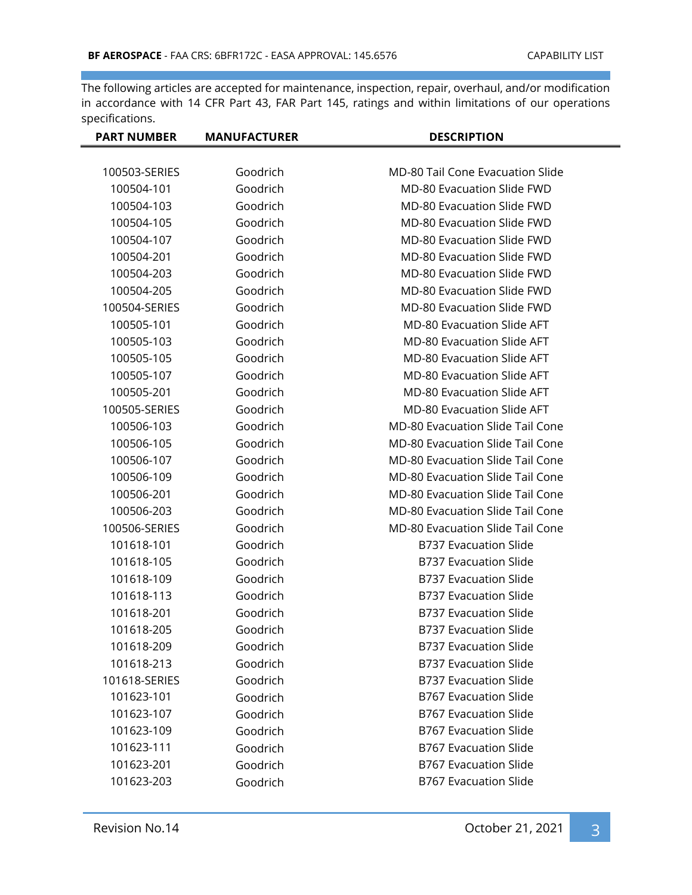The following articles are accepted for maintenance, inspection, repair, overhaul, and/or modification in accordance with 14 CFR Part 43, FAR Part 145, ratings and within limitations of our operations specifications.

| PART NUMBER | MANUFACTURER | DESCRIPTION |
|---|---|---|
| 100503-SERIES | Goodrich | MD-80 Tail Cone Evacuation Slide |
| 100504-101 | Goodrich | MD-80 Evacuation Slide FWD |
| 100504-103 | Goodrich | MD-80 Evacuation Slide FWD |
| 100504-105 | Goodrich | MD-80 Evacuation Slide FWD |
| 100504-107 | Goodrich | MD-80 Evacuation Slide FWD |
| 100504-201 | Goodrich | MD-80 Evacuation Slide FWD |
| 100504-203 | Goodrich | MD-80 Evacuation Slide FWD |
| 100504-205 | Goodrich | MD-80 Evacuation Slide FWD |
| 100504-SERIES | Goodrich | MD-80 Evacuation Slide FWD |
| 100505-101 | Goodrich | MD-80 Evacuation Slide AFT |
| 100505-103 | Goodrich | MD-80 Evacuation Slide AFT |
| 100505-105 | Goodrich | MD-80 Evacuation Slide AFT |
| 100505-107 | Goodrich | MD-80 Evacuation Slide AFT |
| 100505-201 | Goodrich | MD-80 Evacuation Slide AFT |
| 100505-SERIES | Goodrich | MD-80 Evacuation Slide AFT |
| 100506-103 | Goodrich | MD-80 Evacuation Slide Tail Cone |
| 100506-105 | Goodrich | MD-80 Evacuation Slide Tail Cone |
| 100506-107 | Goodrich | MD-80 Evacuation Slide Tail Cone |
| 100506-109 | Goodrich | MD-80 Evacuation Slide Tail Cone |
| 100506-201 | Goodrich | MD-80 Evacuation Slide Tail Cone |
| 100506-203 | Goodrich | MD-80 Evacuation Slide Tail Cone |
| 100506-SERIES | Goodrich | MD-80 Evacuation Slide Tail Cone |
| 101618-101 | Goodrich | B737 Evacuation Slide |
| 101618-105 | Goodrich | B737 Evacuation Slide |
| 101618-109 | Goodrich | B737 Evacuation Slide |
| 101618-113 | Goodrich | B737 Evacuation Slide |
| 101618-201 | Goodrich | B737 Evacuation Slide |
| 101618-205 | Goodrich | B737 Evacuation Slide |
| 101618-209 | Goodrich | B737 Evacuation Slide |
| 101618-213 | Goodrich | B737 Evacuation Slide |
| 101618-SERIES | Goodrich | B737 Evacuation Slide |
| 101623-101 | Goodrich | B767 Evacuation Slide |
| 101623-107 | Goodrich | B767 Evacuation Slide |
| 101623-109 | Goodrich | B767 Evacuation Slide |
| 101623-111 | Goodrich | B767 Evacuation Slide |
| 101623-201 | Goodrich | B767 Evacuation Slide |
| 101623-203 | Goodrich | B767 Evacuation Slide |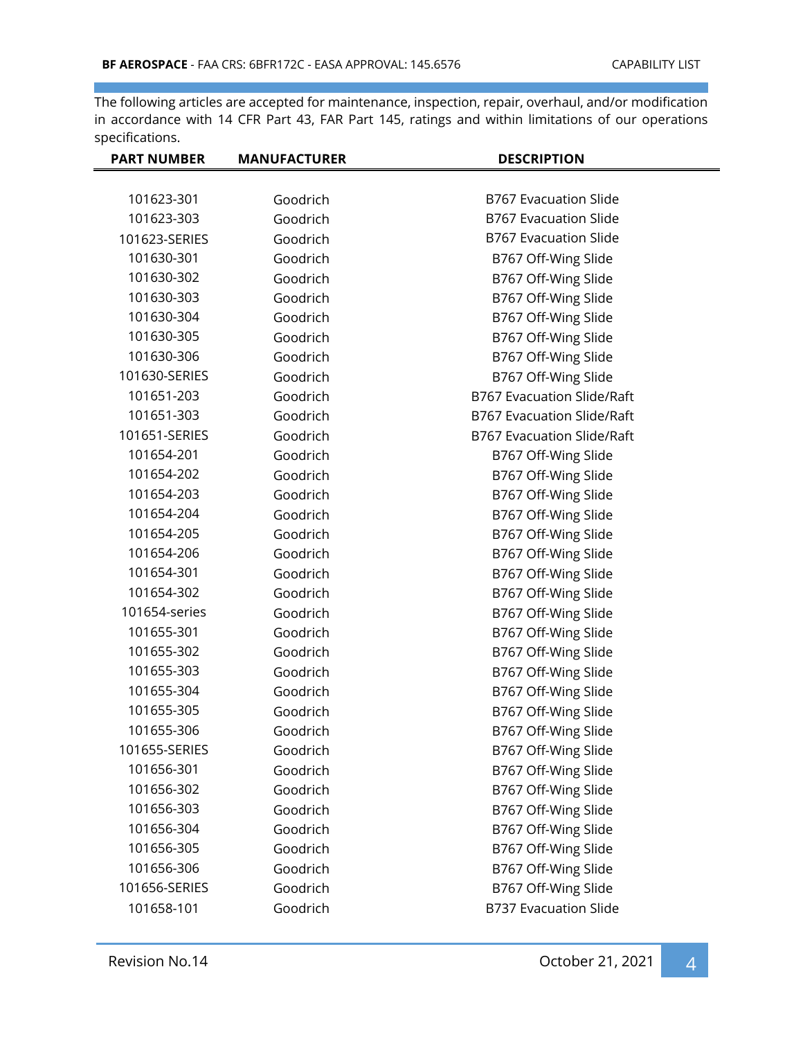The following articles are accepted for maintenance, inspection, repair, overhaul, and/or modification in accordance with 14 CFR Part 43, FAR Part 145, ratings and within limitations of our operations specifications.

| PART NUMBER | MANUFACTURER | DESCRIPTION |
|---|---|---|
| 101623-301 | Goodrich | B767 Evacuation Slide |
| 101623-303 | Goodrich | B767 Evacuation Slide |
| 101623-SERIES | Goodrich | B767 Evacuation Slide |
| 101630-301 | Goodrich | B767 Off-Wing Slide |
| 101630-302 | Goodrich | B767 Off-Wing Slide |
| 101630-303 | Goodrich | B767 Off-Wing Slide |
| 101630-304 | Goodrich | B767 Off-Wing Slide |
| 101630-305 | Goodrich | B767 Off-Wing Slide |
| 101630-306 | Goodrich | B767 Off-Wing Slide |
| 101630-SERIES | Goodrich | B767 Off-Wing Slide |
| 101651-203 | Goodrich | B767 Evacuation Slide/Raft |
| 101651-303 | Goodrich | B767 Evacuation Slide/Raft |
| 101651-SERIES | Goodrich | B767 Evacuation Slide/Raft |
| 101654-201 | Goodrich | B767 Off-Wing Slide |
| 101654-202 | Goodrich | B767 Off-Wing Slide |
| 101654-203 | Goodrich | B767 Off-Wing Slide |
| 101654-204 | Goodrich | B767 Off-Wing Slide |
| 101654-205 | Goodrich | B767 Off-Wing Slide |
| 101654-206 | Goodrich | B767 Off-Wing Slide |
| 101654-301 | Goodrich | B767 Off-Wing Slide |
| 101654-302 | Goodrich | B767 Off-Wing Slide |
| 101654-series | Goodrich | B767 Off-Wing Slide |
| 101655-301 | Goodrich | B767 Off-Wing Slide |
| 101655-302 | Goodrich | B767 Off-Wing Slide |
| 101655-303 | Goodrich | B767 Off-Wing Slide |
| 101655-304 | Goodrich | B767 Off-Wing Slide |
| 101655-305 | Goodrich | B767 Off-Wing Slide |
| 101655-306 | Goodrich | B767 Off-Wing Slide |
| 101655-SERIES | Goodrich | B767 Off-Wing Slide |
| 101656-301 | Goodrich | B767 Off-Wing Slide |
| 101656-302 | Goodrich | B767 Off-Wing Slide |
| 101656-303 | Goodrich | B767 Off-Wing Slide |
| 101656-304 | Goodrich | B767 Off-Wing Slide |
| 101656-305 | Goodrich | B767 Off-Wing Slide |
| 101656-306 | Goodrich | B767 Off-Wing Slide |
| 101656-SERIES | Goodrich | B767 Off-Wing Slide |
| 101658-101 | Goodrich | B737 Evacuation Slide |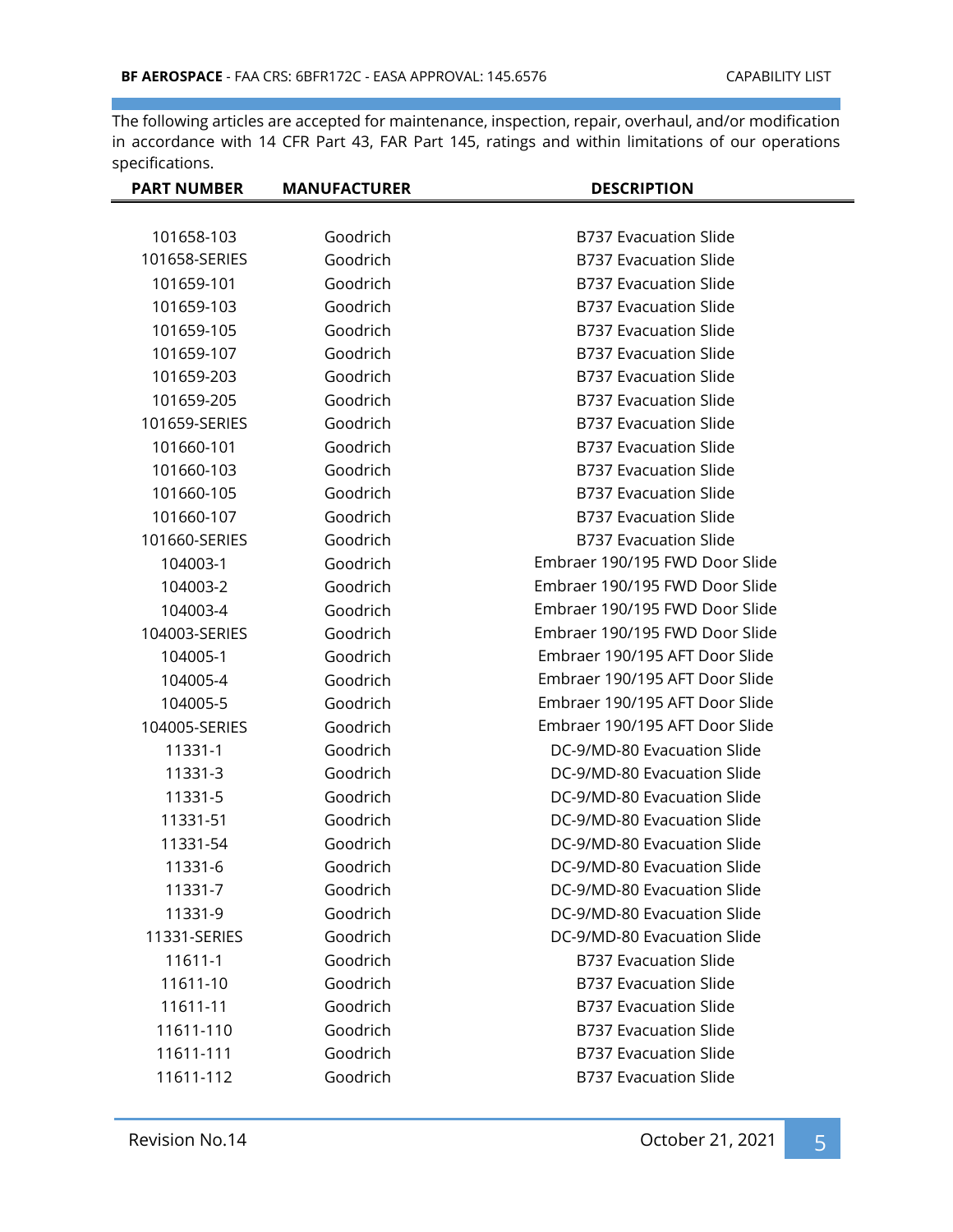The following articles are accepted for maintenance, inspection, repair, overhaul, and/or modification in accordance with 14 CFR Part 43, FAR Part 145, ratings and within limitations of our operations specifications.

| PART NUMBER | MANUFACTURER | DESCRIPTION |
|---|---|---|
| 101658-103 | Goodrich | B737 Evacuation Slide |
| 101658-SERIES | Goodrich | B737 Evacuation Slide |
| 101659-101 | Goodrich | B737 Evacuation Slide |
| 101659-103 | Goodrich | B737 Evacuation Slide |
| 101659-105 | Goodrich | B737 Evacuation Slide |
| 101659-107 | Goodrich | B737 Evacuation Slide |
| 101659-203 | Goodrich | B737 Evacuation Slide |
| 101659-205 | Goodrich | B737 Evacuation Slide |
| 101659-SERIES | Goodrich | B737 Evacuation Slide |
| 101660-101 | Goodrich | B737 Evacuation Slide |
| 101660-103 | Goodrich | B737 Evacuation Slide |
| 101660-105 | Goodrich | B737 Evacuation Slide |
| 101660-107 | Goodrich | B737 Evacuation Slide |
| 101660-SERIES | Goodrich | B737 Evacuation Slide |
| 104003-1 | Goodrich | Embraer 190/195 FWD Door Slide |
| 104003-2 | Goodrich | Embraer 190/195 FWD Door Slide |
| 104003-4 | Goodrich | Embraer 190/195 FWD Door Slide |
| 104003-SERIES | Goodrich | Embraer 190/195 FWD Door Slide |
| 104005-1 | Goodrich | Embraer 190/195 AFT Door Slide |
| 104005-4 | Goodrich | Embraer 190/195 AFT Door Slide |
| 104005-5 | Goodrich | Embraer 190/195 AFT Door Slide |
| 104005-SERIES | Goodrich | Embraer 190/195 AFT Door Slide |
| 11331-1 | Goodrich | DC-9/MD-80 Evacuation Slide |
| 11331-3 | Goodrich | DC-9/MD-80 Evacuation Slide |
| 11331-5 | Goodrich | DC-9/MD-80 Evacuation Slide |
| 11331-51 | Goodrich | DC-9/MD-80 Evacuation Slide |
| 11331-54 | Goodrich | DC-9/MD-80 Evacuation Slide |
| 11331-6 | Goodrich | DC-9/MD-80 Evacuation Slide |
| 11331-7 | Goodrich | DC-9/MD-80 Evacuation Slide |
| 11331-9 | Goodrich | DC-9/MD-80 Evacuation Slide |
| 11331-SERIES | Goodrich | DC-9/MD-80 Evacuation Slide |
| 11611-1 | Goodrich | B737 Evacuation Slide |
| 11611-10 | Goodrich | B737 Evacuation Slide |
| 11611-11 | Goodrich | B737 Evacuation Slide |
| 11611-110 | Goodrich | B737 Evacuation Slide |
| 11611-111 | Goodrich | B737 Evacuation Slide |
| 11611-112 | Goodrich | B737 Evacuation Slide |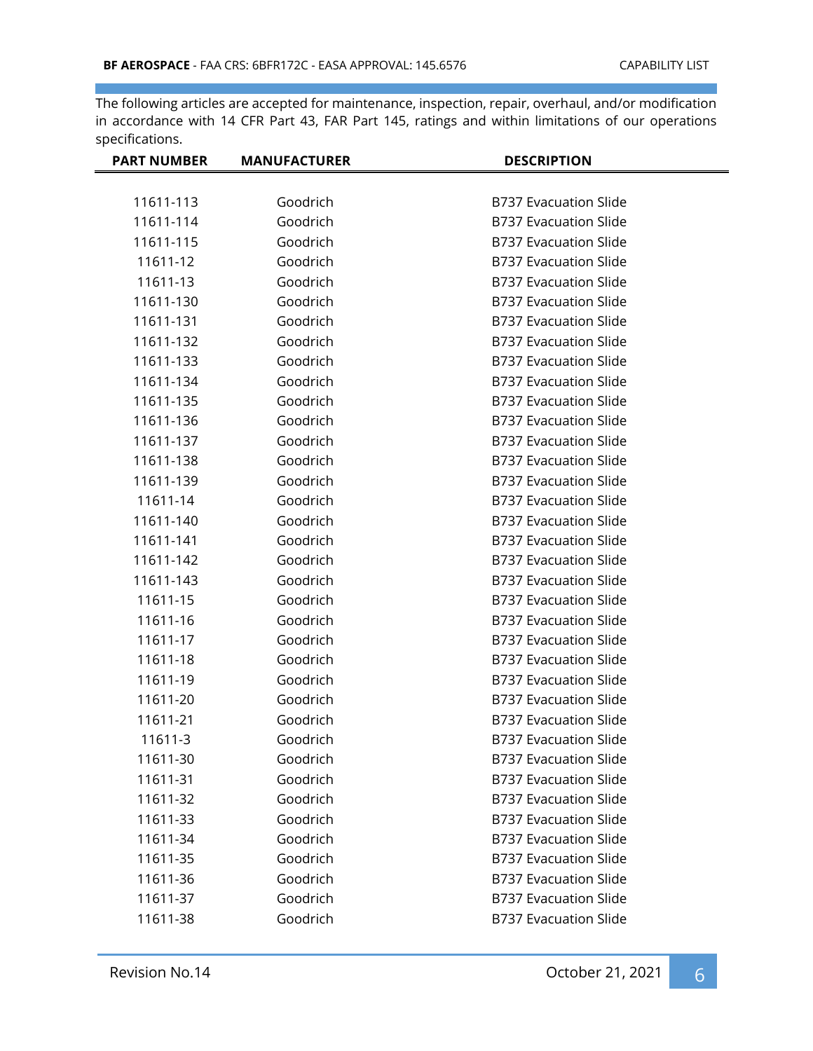The following articles are accepted for maintenance, inspection, repair, overhaul, and/or modification in accordance with 14 CFR Part 43, FAR Part 145, ratings and within limitations of our operations specifications.

| PART NUMBER | MANUFACTURER | DESCRIPTION |
|---|---|---|
| 11611-113 | Goodrich | B737 Evacuation Slide |
| 11611-114 | Goodrich | B737 Evacuation Slide |
| 11611-115 | Goodrich | B737 Evacuation Slide |
| 11611-12 | Goodrich | B737 Evacuation Slide |
| 11611-13 | Goodrich | B737 Evacuation Slide |
| 11611-130 | Goodrich | B737 Evacuation Slide |
| 11611-131 | Goodrich | B737 Evacuation Slide |
| 11611-132 | Goodrich | B737 Evacuation Slide |
| 11611-133 | Goodrich | B737 Evacuation Slide |
| 11611-134 | Goodrich | B737 Evacuation Slide |
| 11611-135 | Goodrich | B737 Evacuation Slide |
| 11611-136 | Goodrich | B737 Evacuation Slide |
| 11611-137 | Goodrich | B737 Evacuation Slide |
| 11611-138 | Goodrich | B737 Evacuation Slide |
| 11611-139 | Goodrich | B737 Evacuation Slide |
| 11611-14 | Goodrich | B737 Evacuation Slide |
| 11611-140 | Goodrich | B737 Evacuation Slide |
| 11611-141 | Goodrich | B737 Evacuation Slide |
| 11611-142 | Goodrich | B737 Evacuation Slide |
| 11611-143 | Goodrich | B737 Evacuation Slide |
| 11611-15 | Goodrich | B737 Evacuation Slide |
| 11611-16 | Goodrich | B737 Evacuation Slide |
| 11611-17 | Goodrich | B737 Evacuation Slide |
| 11611-18 | Goodrich | B737 Evacuation Slide |
| 11611-19 | Goodrich | B737 Evacuation Slide |
| 11611-20 | Goodrich | B737 Evacuation Slide |
| 11611-21 | Goodrich | B737 Evacuation Slide |
| 11611-3 | Goodrich | B737 Evacuation Slide |
| 11611-30 | Goodrich | B737 Evacuation Slide |
| 11611-31 | Goodrich | B737 Evacuation Slide |
| 11611-32 | Goodrich | B737 Evacuation Slide |
| 11611-33 | Goodrich | B737 Evacuation Slide |
| 11611-34 | Goodrich | B737 Evacuation Slide |
| 11611-35 | Goodrich | B737 Evacuation Slide |
| 11611-36 | Goodrich | B737 Evacuation Slide |
| 11611-37 | Goodrich | B737 Evacuation Slide |
| 11611-38 | Goodrich | B737 Evacuation Slide |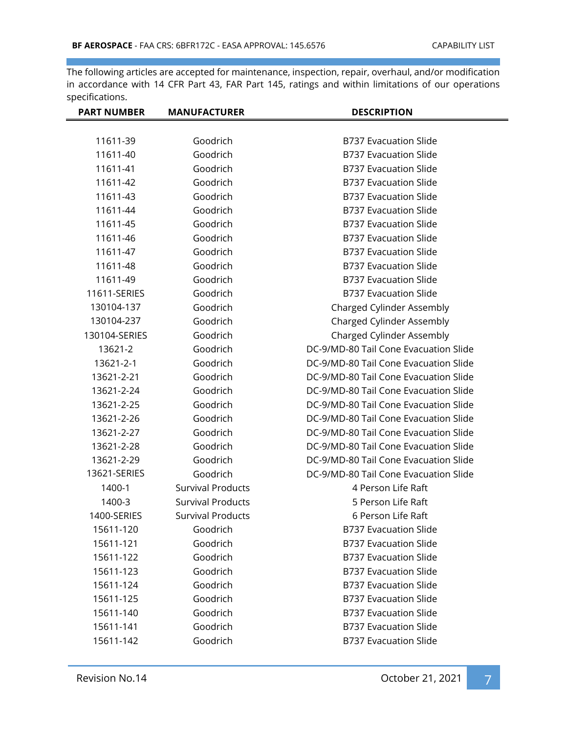The following articles are accepted for maintenance, inspection, repair, overhaul, and/or modification in accordance with 14 CFR Part 43, FAR Part 145, ratings and within limitations of our operations specifications.

| PART NUMBER | MANUFACTURER | DESCRIPTION |
|---|---|---|
| 11611-39 | Goodrich | B737 Evacuation Slide |
| 11611-40 | Goodrich | B737 Evacuation Slide |
| 11611-41 | Goodrich | B737 Evacuation Slide |
| 11611-42 | Goodrich | B737 Evacuation Slide |
| 11611-43 | Goodrich | B737 Evacuation Slide |
| 11611-44 | Goodrich | B737 Evacuation Slide |
| 11611-45 | Goodrich | B737 Evacuation Slide |
| 11611-46 | Goodrich | B737 Evacuation Slide |
| 11611-47 | Goodrich | B737 Evacuation Slide |
| 11611-48 | Goodrich | B737 Evacuation Slide |
| 11611-49 | Goodrich | B737 Evacuation Slide |
| 11611-SERIES | Goodrich | B737 Evacuation Slide |
| 130104-137 | Goodrich | Charged Cylinder Assembly |
| 130104-237 | Goodrich | Charged Cylinder Assembly |
| 130104-SERIES | Goodrich | Charged Cylinder Assembly |
| 13621-2 | Goodrich | DC-9/MD-80 Tail Cone Evacuation Slide |
| 13621-2-1 | Goodrich | DC-9/MD-80 Tail Cone Evacuation Slide |
| 13621-2-21 | Goodrich | DC-9/MD-80 Tail Cone Evacuation Slide |
| 13621-2-24 | Goodrich | DC-9/MD-80 Tail Cone Evacuation Slide |
| 13621-2-25 | Goodrich | DC-9/MD-80 Tail Cone Evacuation Slide |
| 13621-2-26 | Goodrich | DC-9/MD-80 Tail Cone Evacuation Slide |
| 13621-2-27 | Goodrich | DC-9/MD-80 Tail Cone Evacuation Slide |
| 13621-2-28 | Goodrich | DC-9/MD-80 Tail Cone Evacuation Slide |
| 13621-2-29 | Goodrich | DC-9/MD-80 Tail Cone Evacuation Slide |
| 13621-SERIES | Goodrich | DC-9/MD-80 Tail Cone Evacuation Slide |
| 1400-1 | Survival Products | 4 Person Life Raft |
| 1400-3 | Survival Products | 5 Person Life Raft |
| 1400-SERIES | Survival Products | 6 Person Life Raft |
| 15611-120 | Goodrich | B737 Evacuation Slide |
| 15611-121 | Goodrich | B737 Evacuation Slide |
| 15611-122 | Goodrich | B737 Evacuation Slide |
| 15611-123 | Goodrich | B737 Evacuation Slide |
| 15611-124 | Goodrich | B737 Evacuation Slide |
| 15611-125 | Goodrich | B737 Evacuation Slide |
| 15611-140 | Goodrich | B737 Evacuation Slide |
| 15611-141 | Goodrich | B737 Evacuation Slide |
| 15611-142 | Goodrich | B737 Evacuation Slide |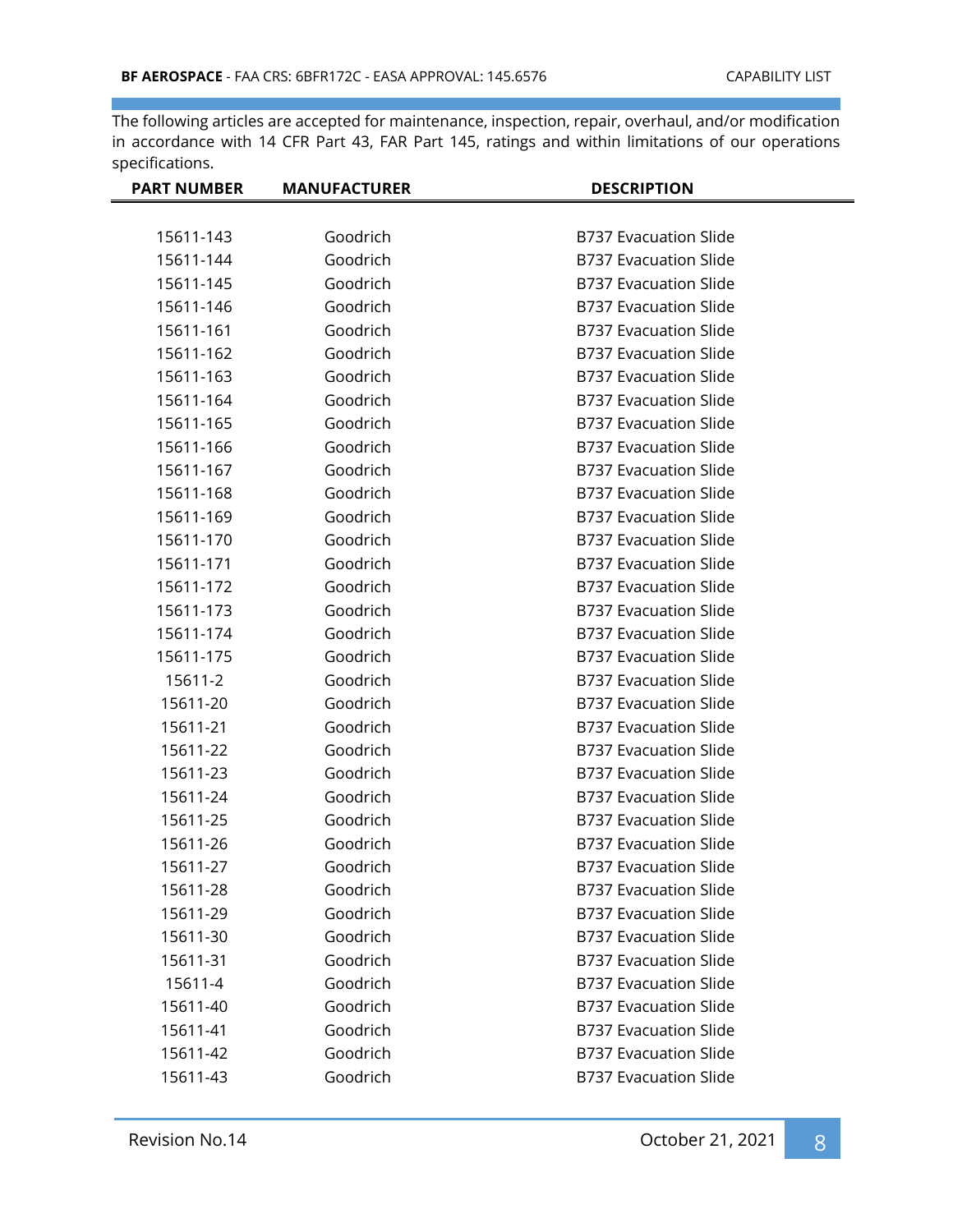The following articles are accepted for maintenance, inspection, repair, overhaul, and/or modification in accordance with 14 CFR Part 43, FAR Part 145, ratings and within limitations of our operations specifications.

| PART NUMBER | MANUFACTURER | DESCRIPTION |
|---|---|---|
| 15611-143 | Goodrich | B737 Evacuation Slide |
| 15611-144 | Goodrich | B737 Evacuation Slide |
| 15611-145 | Goodrich | B737 Evacuation Slide |
| 15611-146 | Goodrich | B737 Evacuation Slide |
| 15611-161 | Goodrich | B737 Evacuation Slide |
| 15611-162 | Goodrich | B737 Evacuation Slide |
| 15611-163 | Goodrich | B737 Evacuation Slide |
| 15611-164 | Goodrich | B737 Evacuation Slide |
| 15611-165 | Goodrich | B737 Evacuation Slide |
| 15611-166 | Goodrich | B737 Evacuation Slide |
| 15611-167 | Goodrich | B737 Evacuation Slide |
| 15611-168 | Goodrich | B737 Evacuation Slide |
| 15611-169 | Goodrich | B737 Evacuation Slide |
| 15611-170 | Goodrich | B737 Evacuation Slide |
| 15611-171 | Goodrich | B737 Evacuation Slide |
| 15611-172 | Goodrich | B737 Evacuation Slide |
| 15611-173 | Goodrich | B737 Evacuation Slide |
| 15611-174 | Goodrich | B737 Evacuation Slide |
| 15611-175 | Goodrich | B737 Evacuation Slide |
| 15611-2 | Goodrich | B737 Evacuation Slide |
| 15611-20 | Goodrich | B737 Evacuation Slide |
| 15611-21 | Goodrich | B737 Evacuation Slide |
| 15611-22 | Goodrich | B737 Evacuation Slide |
| 15611-23 | Goodrich | B737 Evacuation Slide |
| 15611-24 | Goodrich | B737 Evacuation Slide |
| 15611-25 | Goodrich | B737 Evacuation Slide |
| 15611-26 | Goodrich | B737 Evacuation Slide |
| 15611-27 | Goodrich | B737 Evacuation Slide |
| 15611-28 | Goodrich | B737 Evacuation Slide |
| 15611-29 | Goodrich | B737 Evacuation Slide |
| 15611-30 | Goodrich | B737 Evacuation Slide |
| 15611-31 | Goodrich | B737 Evacuation Slide |
| 15611-4 | Goodrich | B737 Evacuation Slide |
| 15611-40 | Goodrich | B737 Evacuation Slide |
| 15611-41 | Goodrich | B737 Evacuation Slide |
| 15611-42 | Goodrich | B737 Evacuation Slide |
| 15611-43 | Goodrich | B737 Evacuation Slide |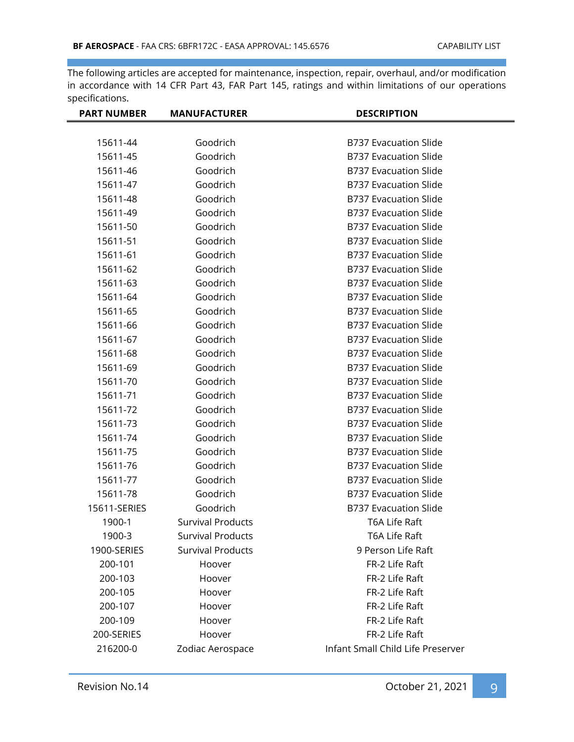The following articles are accepted for maintenance, inspection, repair, overhaul, and/or modification in accordance with 14 CFR Part 43, FAR Part 145, ratings and within limitations of our operations specifications.

| PART NUMBER | MANUFACTURER | DESCRIPTION |
|---|---|---|
| 15611-44 | Goodrich | B737 Evacuation Slide |
| 15611-45 | Goodrich | B737 Evacuation Slide |
| 15611-46 | Goodrich | B737 Evacuation Slide |
| 15611-47 | Goodrich | B737 Evacuation Slide |
| 15611-48 | Goodrich | B737 Evacuation Slide |
| 15611-49 | Goodrich | B737 Evacuation Slide |
| 15611-50 | Goodrich | B737 Evacuation Slide |
| 15611-51 | Goodrich | B737 Evacuation Slide |
| 15611-61 | Goodrich | B737 Evacuation Slide |
| 15611-62 | Goodrich | B737 Evacuation Slide |
| 15611-63 | Goodrich | B737 Evacuation Slide |
| 15611-64 | Goodrich | B737 Evacuation Slide |
| 15611-65 | Goodrich | B737 Evacuation Slide |
| 15611-66 | Goodrich | B737 Evacuation Slide |
| 15611-67 | Goodrich | B737 Evacuation Slide |
| 15611-68 | Goodrich | B737 Evacuation Slide |
| 15611-69 | Goodrich | B737 Evacuation Slide |
| 15611-70 | Goodrich | B737 Evacuation Slide |
| 15611-71 | Goodrich | B737 Evacuation Slide |
| 15611-72 | Goodrich | B737 Evacuation Slide |
| 15611-73 | Goodrich | B737 Evacuation Slide |
| 15611-74 | Goodrich | B737 Evacuation Slide |
| 15611-75 | Goodrich | B737 Evacuation Slide |
| 15611-76 | Goodrich | B737 Evacuation Slide |
| 15611-77 | Goodrich | B737 Evacuation Slide |
| 15611-78 | Goodrich | B737 Evacuation Slide |
| 15611-SERIES | Goodrich | B737 Evacuation Slide |
| 1900-1 | Survival Products | T6A Life Raft |
| 1900-3 | Survival Products | T6A Life Raft |
| 1900-SERIES | Survival Products | 9 Person Life Raft |
| 200-101 | Hoover | FR-2 Life Raft |
| 200-103 | Hoover | FR-2 Life Raft |
| 200-105 | Hoover | FR-2 Life Raft |
| 200-107 | Hoover | FR-2 Life Raft |
| 200-109 | Hoover | FR-2 Life Raft |
| 200-SERIES | Hoover | FR-2 Life Raft |
| 216200-0 | Zodiac Aerospace | Infant Small Child Life Preserver |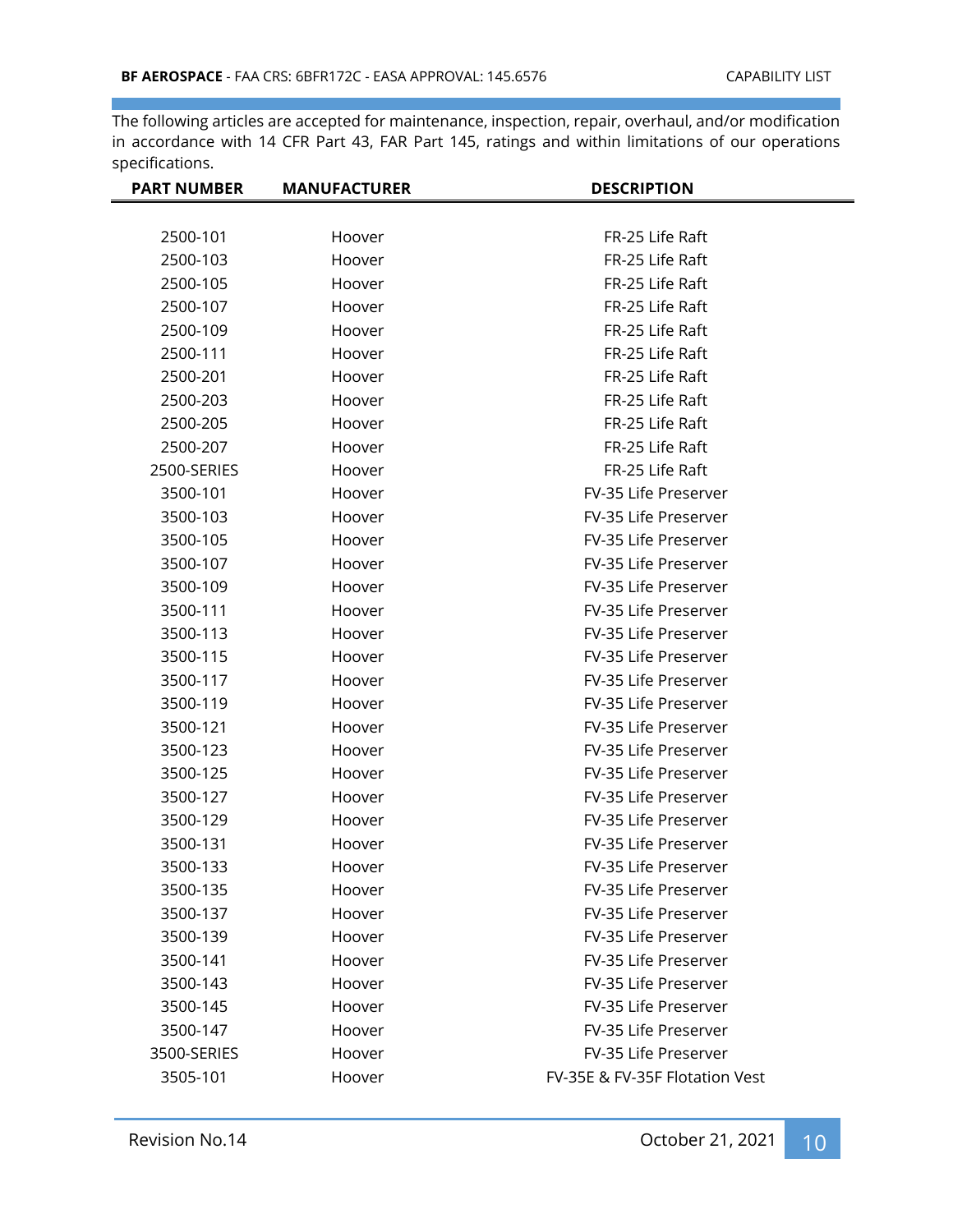The following articles are accepted for maintenance, inspection, repair, overhaul, and/or modification in accordance with 14 CFR Part 43, FAR Part 145, ratings and within limitations of our operations specifications.

| PART NUMBER | MANUFACTURER | DESCRIPTION |
|---|---|---|
| 2500-101 | Hoover | FR-25 Life Raft |
| 2500-103 | Hoover | FR-25 Life Raft |
| 2500-105 | Hoover | FR-25 Life Raft |
| 2500-107 | Hoover | FR-25 Life Raft |
| 2500-109 | Hoover | FR-25 Life Raft |
| 2500-111 | Hoover | FR-25 Life Raft |
| 2500-201 | Hoover | FR-25 Life Raft |
| 2500-203 | Hoover | FR-25 Life Raft |
| 2500-205 | Hoover | FR-25 Life Raft |
| 2500-207 | Hoover | FR-25 Life Raft |
| 2500-SERIES | Hoover | FR-25 Life Raft |
| 3500-101 | Hoover | FV-35 Life Preserver |
| 3500-103 | Hoover | FV-35 Life Preserver |
| 3500-105 | Hoover | FV-35 Life Preserver |
| 3500-107 | Hoover | FV-35 Life Preserver |
| 3500-109 | Hoover | FV-35 Life Preserver |
| 3500-111 | Hoover | FV-35 Life Preserver |
| 3500-113 | Hoover | FV-35 Life Preserver |
| 3500-115 | Hoover | FV-35 Life Preserver |
| 3500-117 | Hoover | FV-35 Life Preserver |
| 3500-119 | Hoover | FV-35 Life Preserver |
| 3500-121 | Hoover | FV-35 Life Preserver |
| 3500-123 | Hoover | FV-35 Life Preserver |
| 3500-125 | Hoover | FV-35 Life Preserver |
| 3500-127 | Hoover | FV-35 Life Preserver |
| 3500-129 | Hoover | FV-35 Life Preserver |
| 3500-131 | Hoover | FV-35 Life Preserver |
| 3500-133 | Hoover | FV-35 Life Preserver |
| 3500-135 | Hoover | FV-35 Life Preserver |
| 3500-137 | Hoover | FV-35 Life Preserver |
| 3500-139 | Hoover | FV-35 Life Preserver |
| 3500-141 | Hoover | FV-35 Life Preserver |
| 3500-143 | Hoover | FV-35 Life Preserver |
| 3500-145 | Hoover | FV-35 Life Preserver |
| 3500-147 | Hoover | FV-35 Life Preserver |
| 3500-SERIES | Hoover | FV-35 Life Preserver |
| 3505-101 | Hoover | FV-35E & FV-35F Flotation Vest |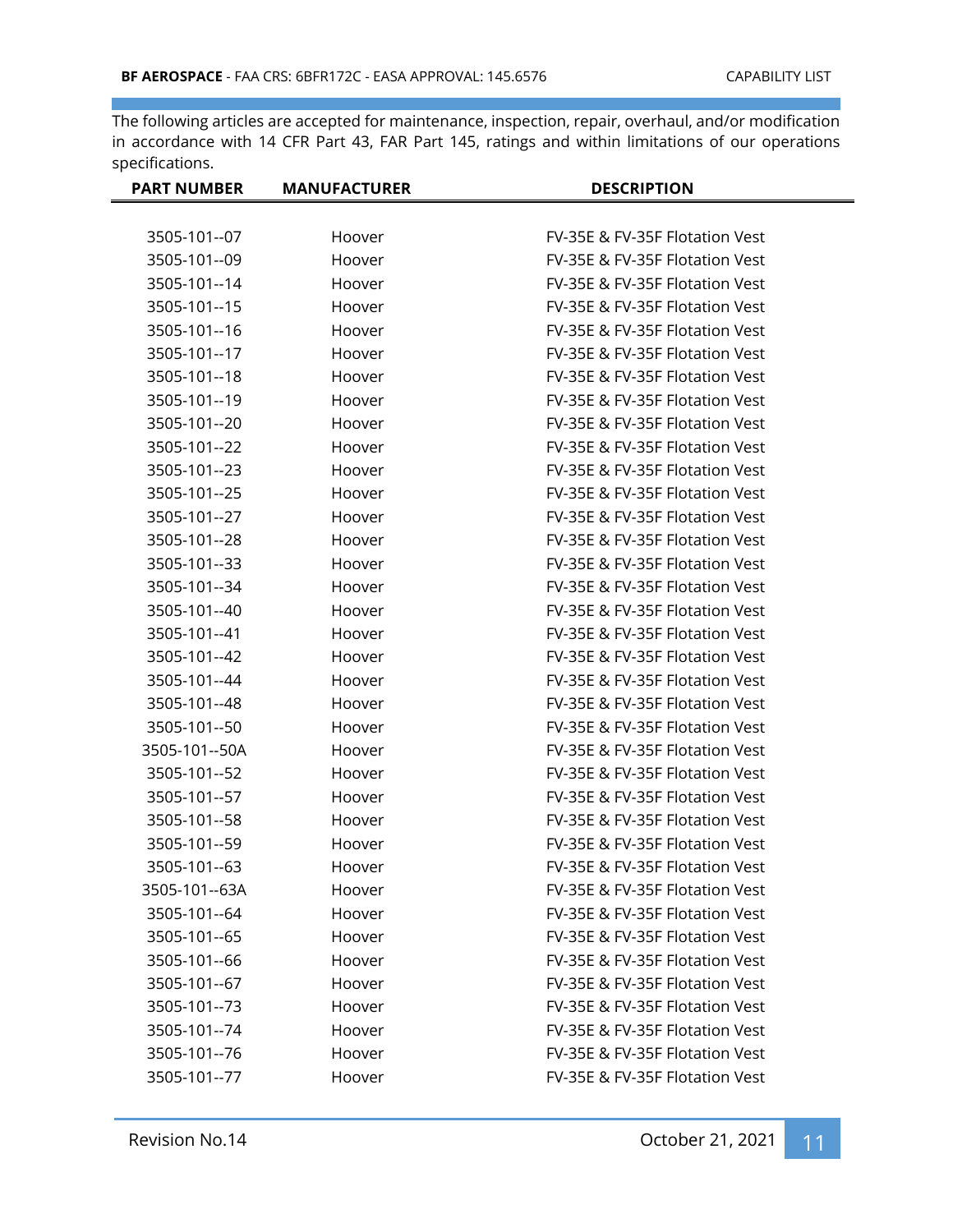The following articles are accepted for maintenance, inspection, repair, overhaul, and/or modification in accordance with 14 CFR Part 43, FAR Part 145, ratings and within limitations of our operations specifications.

| PART NUMBER | MANUFACTURER | DESCRIPTION |
|---|---|---|
| 3505-101--07 | Hoover | FV-35E & FV-35F Flotation Vest |
| 3505-101--09 | Hoover | FV-35E & FV-35F Flotation Vest |
| 3505-101--14 | Hoover | FV-35E & FV-35F Flotation Vest |
| 3505-101--15 | Hoover | FV-35E & FV-35F Flotation Vest |
| 3505-101--16 | Hoover | FV-35E & FV-35F Flotation Vest |
| 3505-101--17 | Hoover | FV-35E & FV-35F Flotation Vest |
| 3505-101--18 | Hoover | FV-35E & FV-35F Flotation Vest |
| 3505-101--19 | Hoover | FV-35E & FV-35F Flotation Vest |
| 3505-101--20 | Hoover | FV-35E & FV-35F Flotation Vest |
| 3505-101--22 | Hoover | FV-35E & FV-35F Flotation Vest |
| 3505-101--23 | Hoover | FV-35E & FV-35F Flotation Vest |
| 3505-101--25 | Hoover | FV-35E & FV-35F Flotation Vest |
| 3505-101--27 | Hoover | FV-35E & FV-35F Flotation Vest |
| 3505-101--28 | Hoover | FV-35E & FV-35F Flotation Vest |
| 3505-101--33 | Hoover | FV-35E & FV-35F Flotation Vest |
| 3505-101--34 | Hoover | FV-35E & FV-35F Flotation Vest |
| 3505-101--40 | Hoover | FV-35E & FV-35F Flotation Vest |
| 3505-101--41 | Hoover | FV-35E & FV-35F Flotation Vest |
| 3505-101--42 | Hoover | FV-35E & FV-35F Flotation Vest |
| 3505-101--44 | Hoover | FV-35E & FV-35F Flotation Vest |
| 3505-101--48 | Hoover | FV-35E & FV-35F Flotation Vest |
| 3505-101--50 | Hoover | FV-35E & FV-35F Flotation Vest |
| 3505-101--50A | Hoover | FV-35E & FV-35F Flotation Vest |
| 3505-101--52 | Hoover | FV-35E & FV-35F Flotation Vest |
| 3505-101--57 | Hoover | FV-35E & FV-35F Flotation Vest |
| 3505-101--58 | Hoover | FV-35E & FV-35F Flotation Vest |
| 3505-101--59 | Hoover | FV-35E & FV-35F Flotation Vest |
| 3505-101--63 | Hoover | FV-35E & FV-35F Flotation Vest |
| 3505-101--63A | Hoover | FV-35E & FV-35F Flotation Vest |
| 3505-101--64 | Hoover | FV-35E & FV-35F Flotation Vest |
| 3505-101--65 | Hoover | FV-35E & FV-35F Flotation Vest |
| 3505-101--66 | Hoover | FV-35E & FV-35F Flotation Vest |
| 3505-101--67 | Hoover | FV-35E & FV-35F Flotation Vest |
| 3505-101--73 | Hoover | FV-35E & FV-35F Flotation Vest |
| 3505-101--74 | Hoover | FV-35E & FV-35F Flotation Vest |
| 3505-101--76 | Hoover | FV-35E & FV-35F Flotation Vest |
| 3505-101--77 | Hoover | FV-35E & FV-35F Flotation Vest |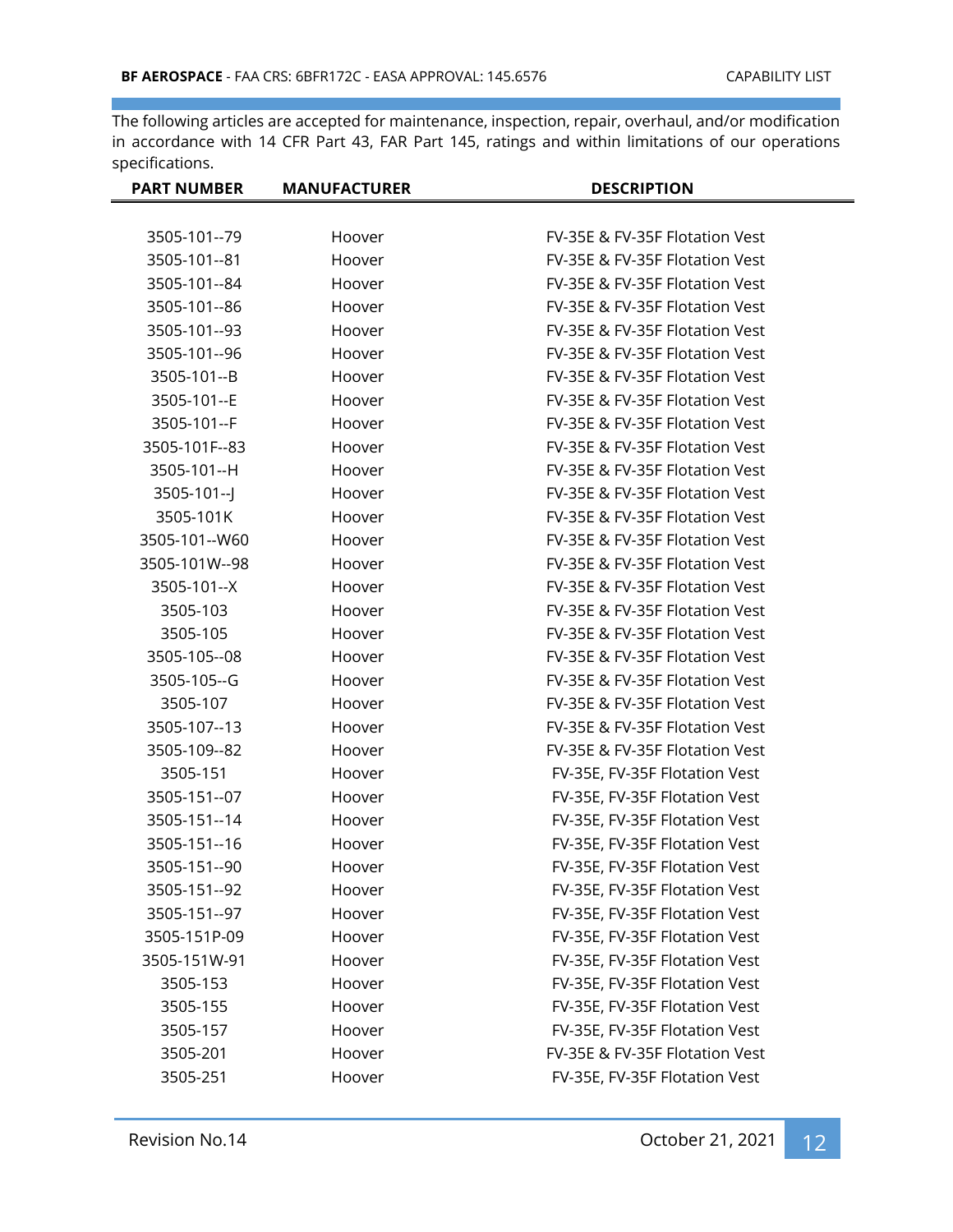The following articles are accepted for maintenance, inspection, repair, overhaul, and/or modification in accordance with 14 CFR Part 43, FAR Part 145, ratings and within limitations of our operations specifications.

| PART NUMBER | MANUFACTURER | DESCRIPTION |
|---|---|---|
| 3505-101--79 | Hoover | FV-35E & FV-35F Flotation Vest |
| 3505-101--81 | Hoover | FV-35E & FV-35F Flotation Vest |
| 3505-101--84 | Hoover | FV-35E & FV-35F Flotation Vest |
| 3505-101--86 | Hoover | FV-35E & FV-35F Flotation Vest |
| 3505-101--93 | Hoover | FV-35E & FV-35F Flotation Vest |
| 3505-101--96 | Hoover | FV-35E & FV-35F Flotation Vest |
| 3505-101--B | Hoover | FV-35E & FV-35F Flotation Vest |
| 3505-101--E | Hoover | FV-35E & FV-35F Flotation Vest |
| 3505-101--F | Hoover | FV-35E & FV-35F Flotation Vest |
| 3505-101F--83 | Hoover | FV-35E & FV-35F Flotation Vest |
| 3505-101--H | Hoover | FV-35E & FV-35F Flotation Vest |
| 3505-101--J | Hoover | FV-35E & FV-35F Flotation Vest |
| 3505-101K | Hoover | FV-35E & FV-35F Flotation Vest |
| 3505-101--W60 | Hoover | FV-35E & FV-35F Flotation Vest |
| 3505-101W--98 | Hoover | FV-35E & FV-35F Flotation Vest |
| 3505-101--X | Hoover | FV-35E & FV-35F Flotation Vest |
| 3505-103 | Hoover | FV-35E & FV-35F Flotation Vest |
| 3505-105 | Hoover | FV-35E & FV-35F Flotation Vest |
| 3505-105--08 | Hoover | FV-35E & FV-35F Flotation Vest |
| 3505-105--G | Hoover | FV-35E & FV-35F Flotation Vest |
| 3505-107 | Hoover | FV-35E & FV-35F Flotation Vest |
| 3505-107--13 | Hoover | FV-35E & FV-35F Flotation Vest |
| 3505-109--82 | Hoover | FV-35E & FV-35F Flotation Vest |
| 3505-151 | Hoover | FV-35E, FV-35F Flotation Vest |
| 3505-151--07 | Hoover | FV-35E, FV-35F Flotation Vest |
| 3505-151--14 | Hoover | FV-35E, FV-35F Flotation Vest |
| 3505-151--16 | Hoover | FV-35E, FV-35F Flotation Vest |
| 3505-151--90 | Hoover | FV-35E, FV-35F Flotation Vest |
| 3505-151--92 | Hoover | FV-35E, FV-35F Flotation Vest |
| 3505-151--97 | Hoover | FV-35E, FV-35F Flotation Vest |
| 3505-151P-09 | Hoover | FV-35E, FV-35F Flotation Vest |
| 3505-151W-91 | Hoover | FV-35E, FV-35F Flotation Vest |
| 3505-153 | Hoover | FV-35E, FV-35F Flotation Vest |
| 3505-155 | Hoover | FV-35E, FV-35F Flotation Vest |
| 3505-157 | Hoover | FV-35E, FV-35F Flotation Vest |
| 3505-201 | Hoover | FV-35E & FV-35F Flotation Vest |
| 3505-251 | Hoover | FV-35E, FV-35F Flotation Vest |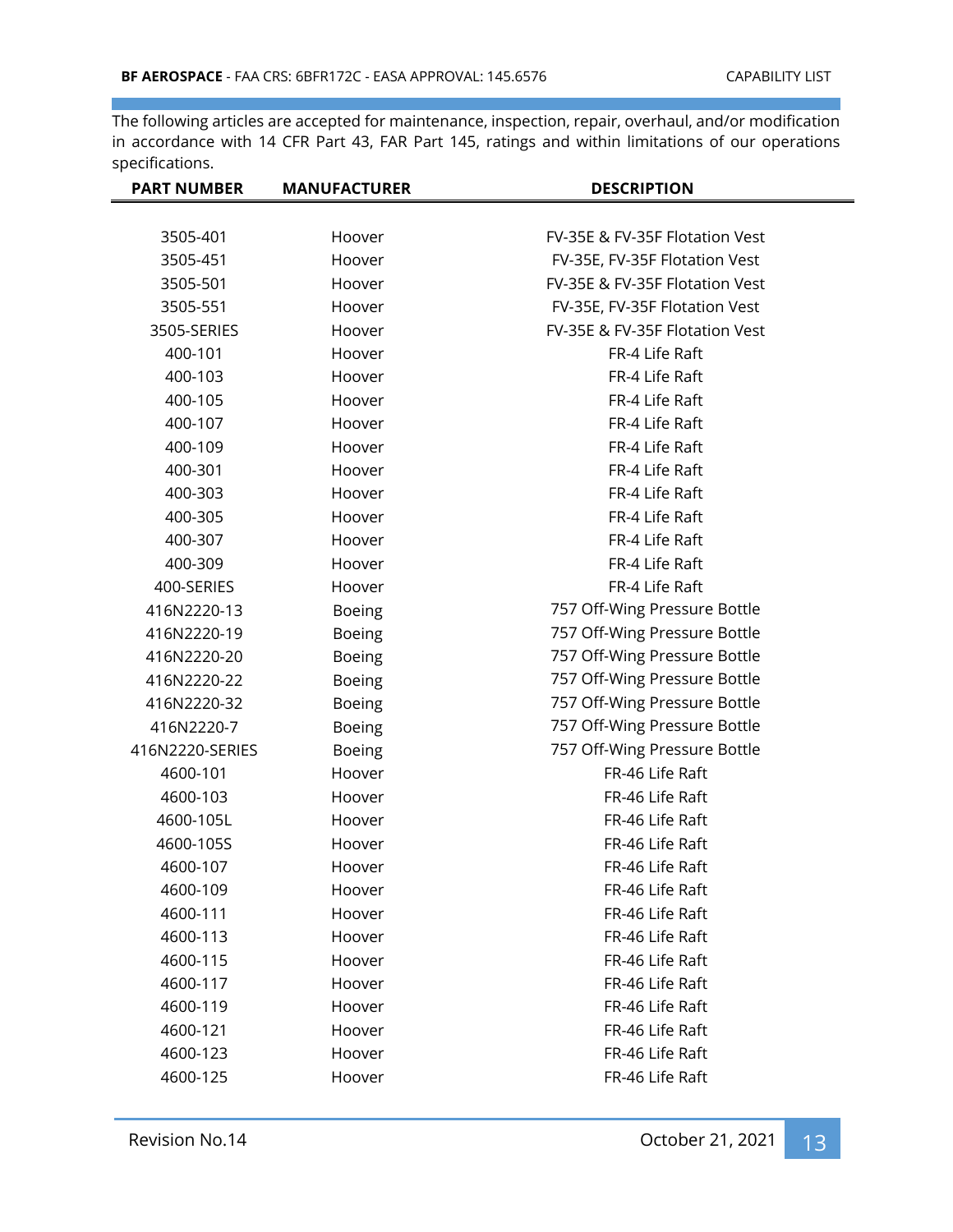The following articles are accepted for maintenance, inspection, repair, overhaul, and/or modification in accordance with 14 CFR Part 43, FAR Part 145, ratings and within limitations of our operations specifications.

| PART NUMBER | MANUFACTURER | DESCRIPTION |
|---|---|---|
| 3505-401 | Hoover | FV-35E & FV-35F Flotation Vest |
| 3505-451 | Hoover | FV-35E, FV-35F Flotation Vest |
| 3505-501 | Hoover | FV-35E & FV-35F Flotation Vest |
| 3505-551 | Hoover | FV-35E, FV-35F Flotation Vest |
| 3505-SERIES | Hoover | FV-35E & FV-35F Flotation Vest |
| 400-101 | Hoover | FR-4 Life Raft |
| 400-103 | Hoover | FR-4 Life Raft |
| 400-105 | Hoover | FR-4 Life Raft |
| 400-107 | Hoover | FR-4 Life Raft |
| 400-109 | Hoover | FR-4 Life Raft |
| 400-301 | Hoover | FR-4 Life Raft |
| 400-303 | Hoover | FR-4 Life Raft |
| 400-305 | Hoover | FR-4 Life Raft |
| 400-307 | Hoover | FR-4 Life Raft |
| 400-309 | Hoover | FR-4 Life Raft |
| 400-SERIES | Hoover | FR-4 Life Raft |
| 416N2220-13 | Boeing | 757 Off-Wing Pressure Bottle |
| 416N2220-19 | Boeing | 757 Off-Wing Pressure Bottle |
| 416N2220-20 | Boeing | 757 Off-Wing Pressure Bottle |
| 416N2220-22 | Boeing | 757 Off-Wing Pressure Bottle |
| 416N2220-32 | Boeing | 757 Off-Wing Pressure Bottle |
| 416N2220-7 | Boeing | 757 Off-Wing Pressure Bottle |
| 416N2220-SERIES | Boeing | 757 Off-Wing Pressure Bottle |
| 4600-101 | Hoover | FR-46 Life Raft |
| 4600-103 | Hoover | FR-46 Life Raft |
| 4600-105L | Hoover | FR-46 Life Raft |
| 4600-105S | Hoover | FR-46 Life Raft |
| 4600-107 | Hoover | FR-46 Life Raft |
| 4600-109 | Hoover | FR-46 Life Raft |
| 4600-111 | Hoover | FR-46 Life Raft |
| 4600-113 | Hoover | FR-46 Life Raft |
| 4600-115 | Hoover | FR-46 Life Raft |
| 4600-117 | Hoover | FR-46 Life Raft |
| 4600-119 | Hoover | FR-46 Life Raft |
| 4600-121 | Hoover | FR-46 Life Raft |
| 4600-123 | Hoover | FR-46 Life Raft |
| 4600-125 | Hoover | FR-46 Life Raft |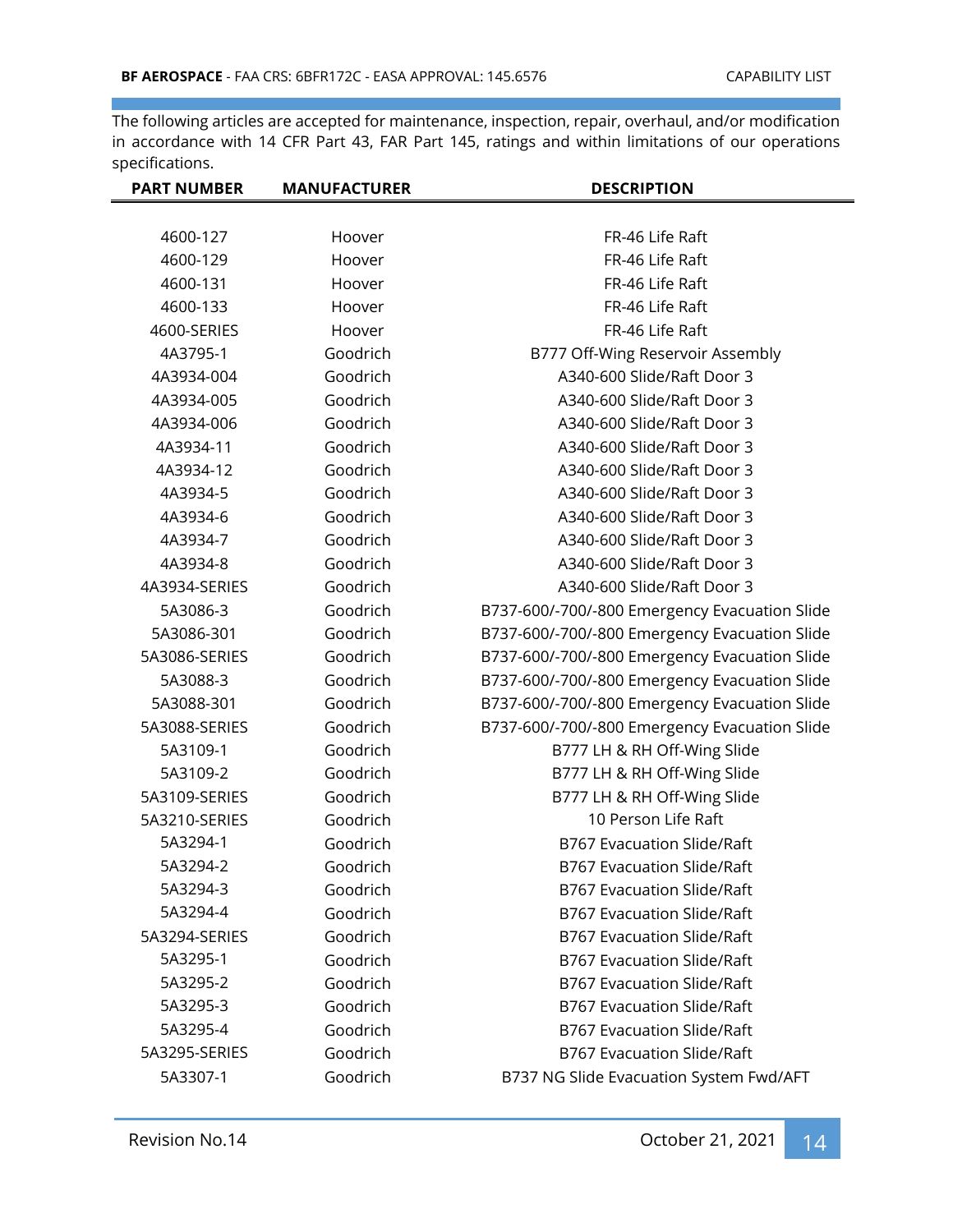The following articles are accepted for maintenance, inspection, repair, overhaul, and/or modification in accordance with 14 CFR Part 43, FAR Part 145, ratings and within limitations of our operations specifications.

| PART NUMBER | MANUFACTURER | DESCRIPTION |
|---|---|---|
| 4600-127 | Hoover | FR-46 Life Raft |
| 4600-129 | Hoover | FR-46 Life Raft |
| 4600-131 | Hoover | FR-46 Life Raft |
| 4600-133 | Hoover | FR-46 Life Raft |
| 4600-SERIES | Hoover | FR-46 Life Raft |
| 4A3795-1 | Goodrich | B777 Off-Wing Reservoir Assembly |
| 4A3934-004 | Goodrich | A340-600 Slide/Raft Door 3 |
| 4A3934-005 | Goodrich | A340-600 Slide/Raft Door 3 |
| 4A3934-006 | Goodrich | A340-600 Slide/Raft Door 3 |
| 4A3934-11 | Goodrich | A340-600 Slide/Raft Door 3 |
| 4A3934-12 | Goodrich | A340-600 Slide/Raft Door 3 |
| 4A3934-5 | Goodrich | A340-600 Slide/Raft Door 3 |
| 4A3934-6 | Goodrich | A340-600 Slide/Raft Door 3 |
| 4A3934-7 | Goodrich | A340-600 Slide/Raft Door 3 |
| 4A3934-8 | Goodrich | A340-600 Slide/Raft Door 3 |
| 4A3934-SERIES | Goodrich | A340-600 Slide/Raft Door 3 |
| 5A3086-3 | Goodrich | B737-600/-700/-800 Emergency Evacuation Slide |
| 5A3086-301 | Goodrich | B737-600/-700/-800 Emergency Evacuation Slide |
| 5A3086-SERIES | Goodrich | B737-600/-700/-800 Emergency Evacuation Slide |
| 5A3088-3 | Goodrich | B737-600/-700/-800 Emergency Evacuation Slide |
| 5A3088-301 | Goodrich | B737-600/-700/-800 Emergency Evacuation Slide |
| 5A3088-SERIES | Goodrich | B737-600/-700/-800 Emergency Evacuation Slide |
| 5A3109-1 | Goodrich | B777 LH & RH Off-Wing Slide |
| 5A3109-2 | Goodrich | B777 LH & RH Off-Wing Slide |
| 5A3109-SERIES | Goodrich | B777 LH & RH Off-Wing Slide |
| 5A3210-SERIES | Goodrich | 10 Person Life Raft |
| 5A3294-1 | Goodrich | B767 Evacuation Slide/Raft |
| 5A3294-2 | Goodrich | B767 Evacuation Slide/Raft |
| 5A3294-3 | Goodrich | B767 Evacuation Slide/Raft |
| 5A3294-4 | Goodrich | B767 Evacuation Slide/Raft |
| 5A3294-SERIES | Goodrich | B767 Evacuation Slide/Raft |
| 5A3295-1 | Goodrich | B767 Evacuation Slide/Raft |
| 5A3295-2 | Goodrich | B767 Evacuation Slide/Raft |
| 5A3295-3 | Goodrich | B767 Evacuation Slide/Raft |
| 5A3295-4 | Goodrich | B767 Evacuation Slide/Raft |
| 5A3295-SERIES | Goodrich | B767 Evacuation Slide/Raft |
| 5A3307-1 | Goodrich | B737 NG Slide Evacuation System Fwd/AFT |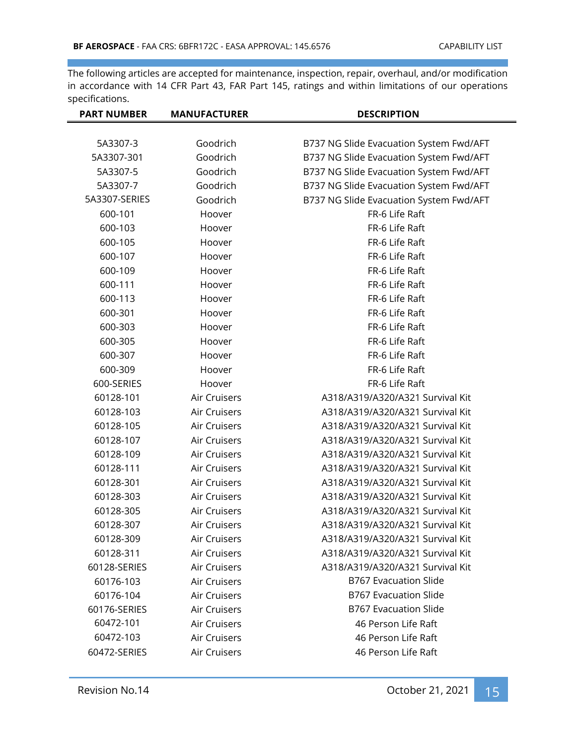The following articles are accepted for maintenance, inspection, repair, overhaul, and/or modification in accordance with 14 CFR Part 43, FAR Part 145, ratings and within limitations of our operations specifications.

| PART NUMBER | MANUFACTURER | DESCRIPTION |
|---|---|---|
| 5A3307-3 | Goodrich | B737 NG Slide Evacuation System Fwd/AFT |
| 5A3307-301 | Goodrich | B737 NG Slide Evacuation System Fwd/AFT |
| 5A3307-5 | Goodrich | B737 NG Slide Evacuation System Fwd/AFT |
| 5A3307-7 | Goodrich | B737 NG Slide Evacuation System Fwd/AFT |
| 5A3307-SERIES | Goodrich | B737 NG Slide Evacuation System Fwd/AFT |
| 600-101 | Hoover | FR-6 Life Raft |
| 600-103 | Hoover | FR-6 Life Raft |
| 600-105 | Hoover | FR-6 Life Raft |
| 600-107 | Hoover | FR-6 Life Raft |
| 600-109 | Hoover | FR-6 Life Raft |
| 600-111 | Hoover | FR-6 Life Raft |
| 600-113 | Hoover | FR-6 Life Raft |
| 600-301 | Hoover | FR-6 Life Raft |
| 600-303 | Hoover | FR-6 Life Raft |
| 600-305 | Hoover | FR-6 Life Raft |
| 600-307 | Hoover | FR-6 Life Raft |
| 600-309 | Hoover | FR-6 Life Raft |
| 600-SERIES | Hoover | FR-6 Life Raft |
| 60128-101 | Air Cruisers | A318/A319/A320/A321 Survival Kit |
| 60128-103 | Air Cruisers | A318/A319/A320/A321 Survival Kit |
| 60128-105 | Air Cruisers | A318/A319/A320/A321 Survival Kit |
| 60128-107 | Air Cruisers | A318/A319/A320/A321 Survival Kit |
| 60128-109 | Air Cruisers | A318/A319/A320/A321 Survival Kit |
| 60128-111 | Air Cruisers | A318/A319/A320/A321 Survival Kit |
| 60128-301 | Air Cruisers | A318/A319/A320/A321 Survival Kit |
| 60128-303 | Air Cruisers | A318/A319/A320/A321 Survival Kit |
| 60128-305 | Air Cruisers | A318/A319/A320/A321 Survival Kit |
| 60128-307 | Air Cruisers | A318/A319/A320/A321 Survival Kit |
| 60128-309 | Air Cruisers | A318/A319/A320/A321 Survival Kit |
| 60128-311 | Air Cruisers | A318/A319/A320/A321 Survival Kit |
| 60128-SERIES | Air Cruisers | A318/A319/A320/A321 Survival Kit |
| 60176-103 | Air Cruisers | B767 Evacuation Slide |
| 60176-104 | Air Cruisers | B767 Evacuation Slide |
| 60176-SERIES | Air Cruisers | B767 Evacuation Slide |
| 60472-101 | Air Cruisers | 46 Person Life Raft |
| 60472-103 | Air Cruisers | 46 Person Life Raft |
| 60472-SERIES | Air Cruisers | 46 Person Life Raft |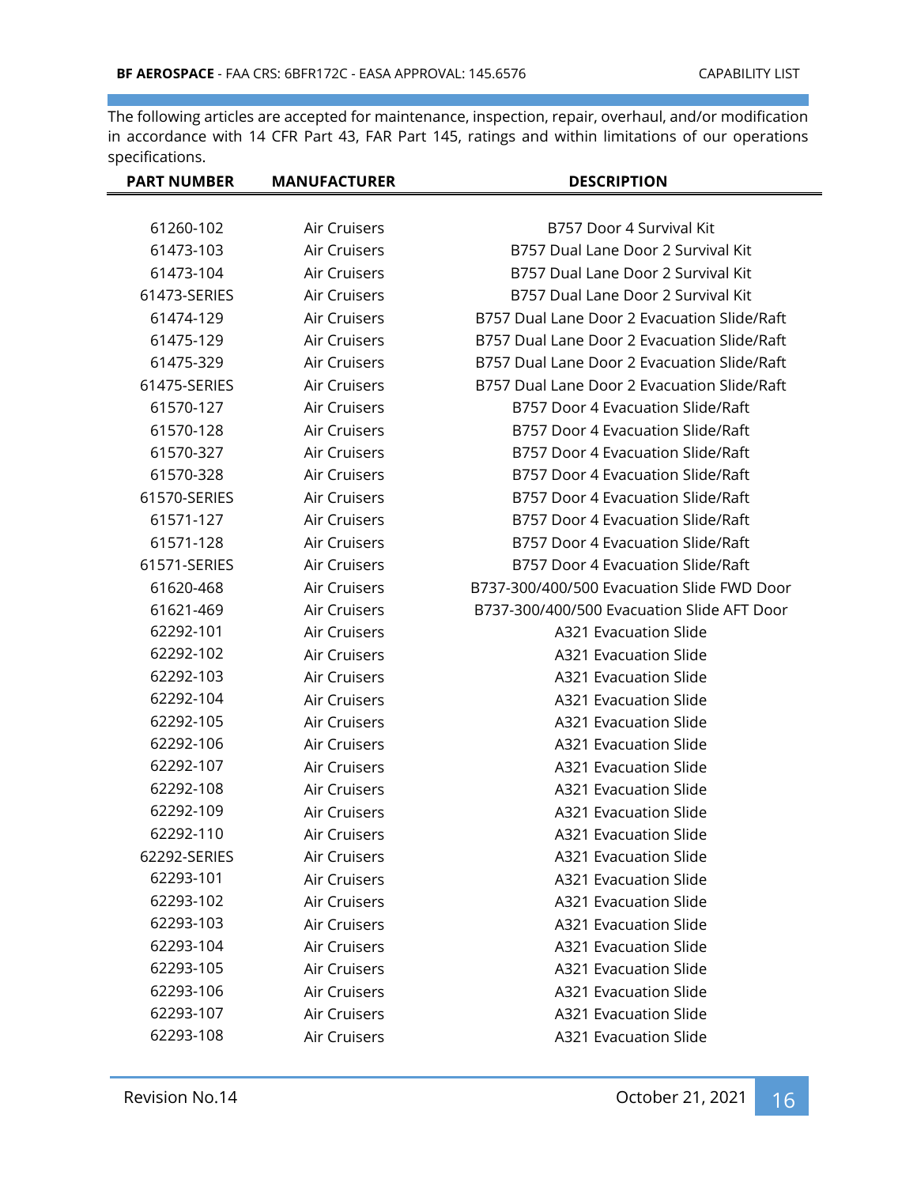The following articles are accepted for maintenance, inspection, repair, overhaul, and/or modification in accordance with 14 CFR Part 43, FAR Part 145, ratings and within limitations of our operations specifications.

| PART NUMBER | MANUFACTURER | DESCRIPTION |
|---|---|---|
| 61260-102 | Air Cruisers | B757 Door 4 Survival Kit |
| 61473-103 | Air Cruisers | B757 Dual Lane Door 2 Survival Kit |
| 61473-104 | Air Cruisers | B757 Dual Lane Door 2 Survival Kit |
| 61473-SERIES | Air Cruisers | B757 Dual Lane Door 2 Survival Kit |
| 61474-129 | Air Cruisers | B757 Dual Lane Door 2 Evacuation Slide/Raft |
| 61475-129 | Air Cruisers | B757 Dual Lane Door 2 Evacuation Slide/Raft |
| 61475-329 | Air Cruisers | B757 Dual Lane Door 2 Evacuation Slide/Raft |
| 61475-SERIES | Air Cruisers | B757 Dual Lane Door 2 Evacuation Slide/Raft |
| 61570-127 | Air Cruisers | B757 Door 4 Evacuation Slide/Raft |
| 61570-128 | Air Cruisers | B757 Door 4 Evacuation Slide/Raft |
| 61570-327 | Air Cruisers | B757 Door 4 Evacuation Slide/Raft |
| 61570-328 | Air Cruisers | B757 Door 4 Evacuation Slide/Raft |
| 61570-SERIES | Air Cruisers | B757 Door 4 Evacuation Slide/Raft |
| 61571-127 | Air Cruisers | B757 Door 4 Evacuation Slide/Raft |
| 61571-128 | Air Cruisers | B757 Door 4 Evacuation Slide/Raft |
| 61571-SERIES | Air Cruisers | B757 Door 4 Evacuation Slide/Raft |
| 61620-468 | Air Cruisers | B737-300/400/500 Evacuation Slide FWD Door |
| 61621-469 | Air Cruisers | B737-300/400/500 Evacuation Slide AFT Door |
| 62292-101 | Air Cruisers | A321 Evacuation Slide |
| 62292-102 | Air Cruisers | A321 Evacuation Slide |
| 62292-103 | Air Cruisers | A321 Evacuation Slide |
| 62292-104 | Air Cruisers | A321 Evacuation Slide |
| 62292-105 | Air Cruisers | A321 Evacuation Slide |
| 62292-106 | Air Cruisers | A321 Evacuation Slide |
| 62292-107 | Air Cruisers | A321 Evacuation Slide |
| 62292-108 | Air Cruisers | A321 Evacuation Slide |
| 62292-109 | Air Cruisers | A321 Evacuation Slide |
| 62292-110 | Air Cruisers | A321 Evacuation Slide |
| 62292-SERIES | Air Cruisers | A321 Evacuation Slide |
| 62293-101 | Air Cruisers | A321 Evacuation Slide |
| 62293-102 | Air Cruisers | A321 Evacuation Slide |
| 62293-103 | Air Cruisers | A321 Evacuation Slide |
| 62293-104 | Air Cruisers | A321 Evacuation Slide |
| 62293-105 | Air Cruisers | A321 Evacuation Slide |
| 62293-106 | Air Cruisers | A321 Evacuation Slide |
| 62293-107 | Air Cruisers | A321 Evacuation Slide |
| 62293-108 | Air Cruisers | A321 Evacuation Slide |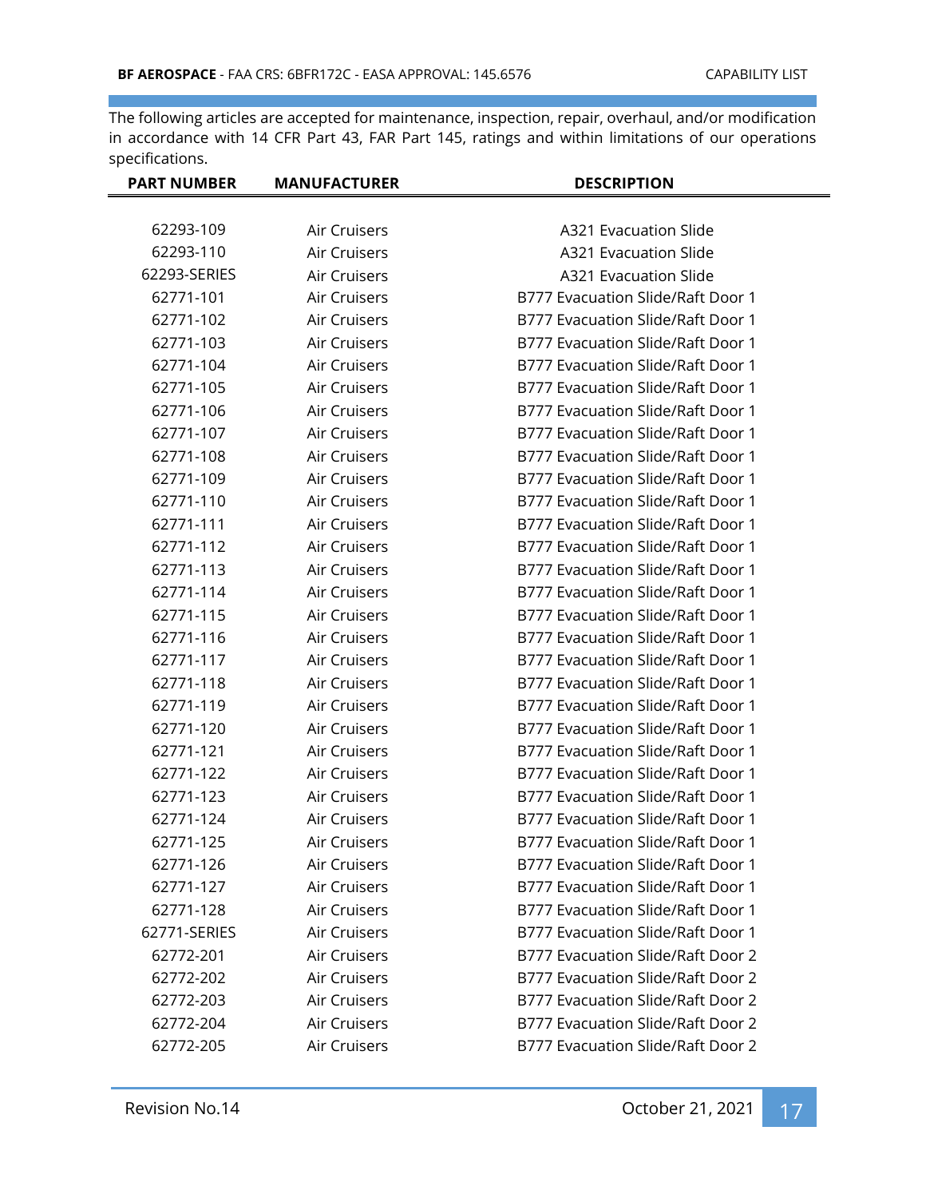The following articles are accepted for maintenance, inspection, repair, overhaul, and/or modification in accordance with 14 CFR Part 43, FAR Part 145, ratings and within limitations of our operations specifications.

| PART NUMBER | MANUFACTURER | DESCRIPTION |
|---|---|---|
| 62293-109 | Air Cruisers | A321 Evacuation Slide |
| 62293-110 | Air Cruisers | A321 Evacuation Slide |
| 62293-SERIES | Air Cruisers | A321 Evacuation Slide |
| 62771-101 | Air Cruisers | B777 Evacuation Slide/Raft Door 1 |
| 62771-102 | Air Cruisers | B777 Evacuation Slide/Raft Door 1 |
| 62771-103 | Air Cruisers | B777 Evacuation Slide/Raft Door 1 |
| 62771-104 | Air Cruisers | B777 Evacuation Slide/Raft Door 1 |
| 62771-105 | Air Cruisers | B777 Evacuation Slide/Raft Door 1 |
| 62771-106 | Air Cruisers | B777 Evacuation Slide/Raft Door 1 |
| 62771-107 | Air Cruisers | B777 Evacuation Slide/Raft Door 1 |
| 62771-108 | Air Cruisers | B777 Evacuation Slide/Raft Door 1 |
| 62771-109 | Air Cruisers | B777 Evacuation Slide/Raft Door 1 |
| 62771-110 | Air Cruisers | B777 Evacuation Slide/Raft Door 1 |
| 62771-111 | Air Cruisers | B777 Evacuation Slide/Raft Door 1 |
| 62771-112 | Air Cruisers | B777 Evacuation Slide/Raft Door 1 |
| 62771-113 | Air Cruisers | B777 Evacuation Slide/Raft Door 1 |
| 62771-114 | Air Cruisers | B777 Evacuation Slide/Raft Door 1 |
| 62771-115 | Air Cruisers | B777 Evacuation Slide/Raft Door 1 |
| 62771-116 | Air Cruisers | B777 Evacuation Slide/Raft Door 1 |
| 62771-117 | Air Cruisers | B777 Evacuation Slide/Raft Door 1 |
| 62771-118 | Air Cruisers | B777 Evacuation Slide/Raft Door 1 |
| 62771-119 | Air Cruisers | B777 Evacuation Slide/Raft Door 1 |
| 62771-120 | Air Cruisers | B777 Evacuation Slide/Raft Door 1 |
| 62771-121 | Air Cruisers | B777 Evacuation Slide/Raft Door 1 |
| 62771-122 | Air Cruisers | B777 Evacuation Slide/Raft Door 1 |
| 62771-123 | Air Cruisers | B777 Evacuation Slide/Raft Door 1 |
| 62771-124 | Air Cruisers | B777 Evacuation Slide/Raft Door 1 |
| 62771-125 | Air Cruisers | B777 Evacuation Slide/Raft Door 1 |
| 62771-126 | Air Cruisers | B777 Evacuation Slide/Raft Door 1 |
| 62771-127 | Air Cruisers | B777 Evacuation Slide/Raft Door 1 |
| 62771-128 | Air Cruisers | B777 Evacuation Slide/Raft Door 1 |
| 62771-SERIES | Air Cruisers | B777 Evacuation Slide/Raft Door 1 |
| 62772-201 | Air Cruisers | B777 Evacuation Slide/Raft Door 2 |
| 62772-202 | Air Cruisers | B777 Evacuation Slide/Raft Door 2 |
| 62772-203 | Air Cruisers | B777 Evacuation Slide/Raft Door 2 |
| 62772-204 | Air Cruisers | B777 Evacuation Slide/Raft Door 2 |
| 62772-205 | Air Cruisers | B777 Evacuation Slide/Raft Door 2 |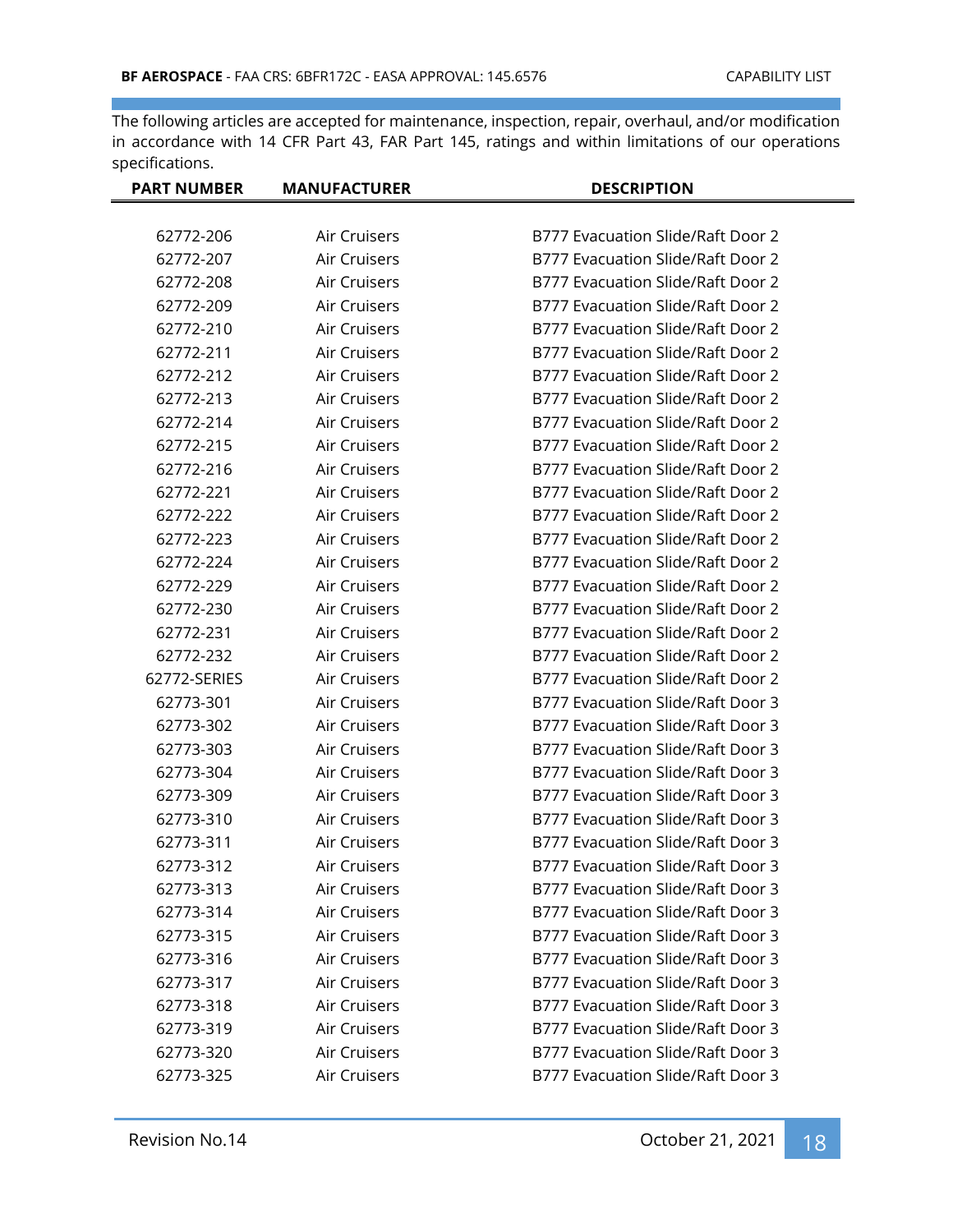The following articles are accepted for maintenance, inspection, repair, overhaul, and/or modification in accordance with 14 CFR Part 43, FAR Part 145, ratings and within limitations of our operations specifications.

| PART NUMBER | MANUFACTURER | DESCRIPTION |
|---|---|---|
| 62772-206 | Air Cruisers | B777 Evacuation Slide/Raft Door 2 |
| 62772-207 | Air Cruisers | B777 Evacuation Slide/Raft Door 2 |
| 62772-208 | Air Cruisers | B777 Evacuation Slide/Raft Door 2 |
| 62772-209 | Air Cruisers | B777 Evacuation Slide/Raft Door 2 |
| 62772-210 | Air Cruisers | B777 Evacuation Slide/Raft Door 2 |
| 62772-211 | Air Cruisers | B777 Evacuation Slide/Raft Door 2 |
| 62772-212 | Air Cruisers | B777 Evacuation Slide/Raft Door 2 |
| 62772-213 | Air Cruisers | B777 Evacuation Slide/Raft Door 2 |
| 62772-214 | Air Cruisers | B777 Evacuation Slide/Raft Door 2 |
| 62772-215 | Air Cruisers | B777 Evacuation Slide/Raft Door 2 |
| 62772-216 | Air Cruisers | B777 Evacuation Slide/Raft Door 2 |
| 62772-221 | Air Cruisers | B777 Evacuation Slide/Raft Door 2 |
| 62772-222 | Air Cruisers | B777 Evacuation Slide/Raft Door 2 |
| 62772-223 | Air Cruisers | B777 Evacuation Slide/Raft Door 2 |
| 62772-224 | Air Cruisers | B777 Evacuation Slide/Raft Door 2 |
| 62772-229 | Air Cruisers | B777 Evacuation Slide/Raft Door 2 |
| 62772-230 | Air Cruisers | B777 Evacuation Slide/Raft Door 2 |
| 62772-231 | Air Cruisers | B777 Evacuation Slide/Raft Door 2 |
| 62772-232 | Air Cruisers | B777 Evacuation Slide/Raft Door 2 |
| 62772-SERIES | Air Cruisers | B777 Evacuation Slide/Raft Door 2 |
| 62773-301 | Air Cruisers | B777 Evacuation Slide/Raft Door 3 |
| 62773-302 | Air Cruisers | B777 Evacuation Slide/Raft Door 3 |
| 62773-303 | Air Cruisers | B777 Evacuation Slide/Raft Door 3 |
| 62773-304 | Air Cruisers | B777 Evacuation Slide/Raft Door 3 |
| 62773-309 | Air Cruisers | B777 Evacuation Slide/Raft Door 3 |
| 62773-310 | Air Cruisers | B777 Evacuation Slide/Raft Door 3 |
| 62773-311 | Air Cruisers | B777 Evacuation Slide/Raft Door 3 |
| 62773-312 | Air Cruisers | B777 Evacuation Slide/Raft Door 3 |
| 62773-313 | Air Cruisers | B777 Evacuation Slide/Raft Door 3 |
| 62773-314 | Air Cruisers | B777 Evacuation Slide/Raft Door 3 |
| 62773-315 | Air Cruisers | B777 Evacuation Slide/Raft Door 3 |
| 62773-316 | Air Cruisers | B777 Evacuation Slide/Raft Door 3 |
| 62773-317 | Air Cruisers | B777 Evacuation Slide/Raft Door 3 |
| 62773-318 | Air Cruisers | B777 Evacuation Slide/Raft Door 3 |
| 62773-319 | Air Cruisers | B777 Evacuation Slide/Raft Door 3 |
| 62773-320 | Air Cruisers | B777 Evacuation Slide/Raft Door 3 |
| 62773-325 | Air Cruisers | B777 Evacuation Slide/Raft Door 3 |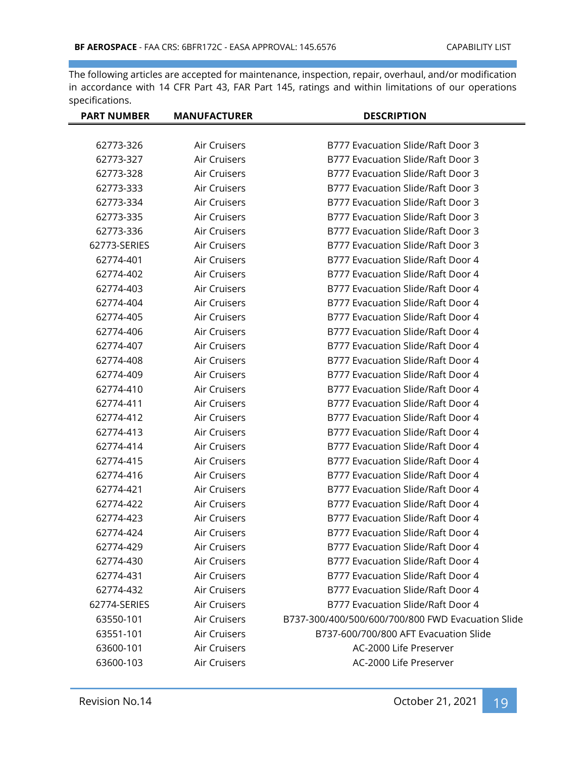The following articles are accepted for maintenance, inspection, repair, overhaul, and/or modification in accordance with 14 CFR Part 43, FAR Part 145, ratings and within limitations of our operations specifications.

| PART NUMBER | MANUFACTURER | DESCRIPTION |
| --- | --- | --- |
| 62773-326 | Air Cruisers | B777 Evacuation Slide/Raft Door 3 |
| 62773-327 | Air Cruisers | B777 Evacuation Slide/Raft Door 3 |
| 62773-328 | Air Cruisers | B777 Evacuation Slide/Raft Door 3 |
| 62773-333 | Air Cruisers | B777 Evacuation Slide/Raft Door 3 |
| 62773-334 | Air Cruisers | B777 Evacuation Slide/Raft Door 3 |
| 62773-335 | Air Cruisers | B777 Evacuation Slide/Raft Door 3 |
| 62773-336 | Air Cruisers | B777 Evacuation Slide/Raft Door 3 |
| 62773-SERIES | Air Cruisers | B777 Evacuation Slide/Raft Door 3 |
| 62774-401 | Air Cruisers | B777 Evacuation Slide/Raft Door 4 |
| 62774-402 | Air Cruisers | B777 Evacuation Slide/Raft Door 4 |
| 62774-403 | Air Cruisers | B777 Evacuation Slide/Raft Door 4 |
| 62774-404 | Air Cruisers | B777 Evacuation Slide/Raft Door 4 |
| 62774-405 | Air Cruisers | B777 Evacuation Slide/Raft Door 4 |
| 62774-406 | Air Cruisers | B777 Evacuation Slide/Raft Door 4 |
| 62774-407 | Air Cruisers | B777 Evacuation Slide/Raft Door 4 |
| 62774-408 | Air Cruisers | B777 Evacuation Slide/Raft Door 4 |
| 62774-409 | Air Cruisers | B777 Evacuation Slide/Raft Door 4 |
| 62774-410 | Air Cruisers | B777 Evacuation Slide/Raft Door 4 |
| 62774-411 | Air Cruisers | B777 Evacuation Slide/Raft Door 4 |
| 62774-412 | Air Cruisers | B777 Evacuation Slide/Raft Door 4 |
| 62774-413 | Air Cruisers | B777 Evacuation Slide/Raft Door 4 |
| 62774-414 | Air Cruisers | B777 Evacuation Slide/Raft Door 4 |
| 62774-415 | Air Cruisers | B777 Evacuation Slide/Raft Door 4 |
| 62774-416 | Air Cruisers | B777 Evacuation Slide/Raft Door 4 |
| 62774-421 | Air Cruisers | B777 Evacuation Slide/Raft Door 4 |
| 62774-422 | Air Cruisers | B777 Evacuation Slide/Raft Door 4 |
| 62774-423 | Air Cruisers | B777 Evacuation Slide/Raft Door 4 |
| 62774-424 | Air Cruisers | B777 Evacuation Slide/Raft Door 4 |
| 62774-429 | Air Cruisers | B777 Evacuation Slide/Raft Door 4 |
| 62774-430 | Air Cruisers | B777 Evacuation Slide/Raft Door 4 |
| 62774-431 | Air Cruisers | B777 Evacuation Slide/Raft Door 4 |
| 62774-432 | Air Cruisers | B777 Evacuation Slide/Raft Door 4 |
| 62774-SERIES | Air Cruisers | B777 Evacuation Slide/Raft Door 4 |
| 63550-101 | Air Cruisers | B737-300/400/500/600/700/800 FWD Evacuation Slide |
| 63551-101 | Air Cruisers | B737-600/700/800 AFT Evacuation Slide |
| 63600-101 | Air Cruisers | AC-2000 Life Preserver |
| 63600-103 | Air Cruisers | AC-2000 Life Preserver |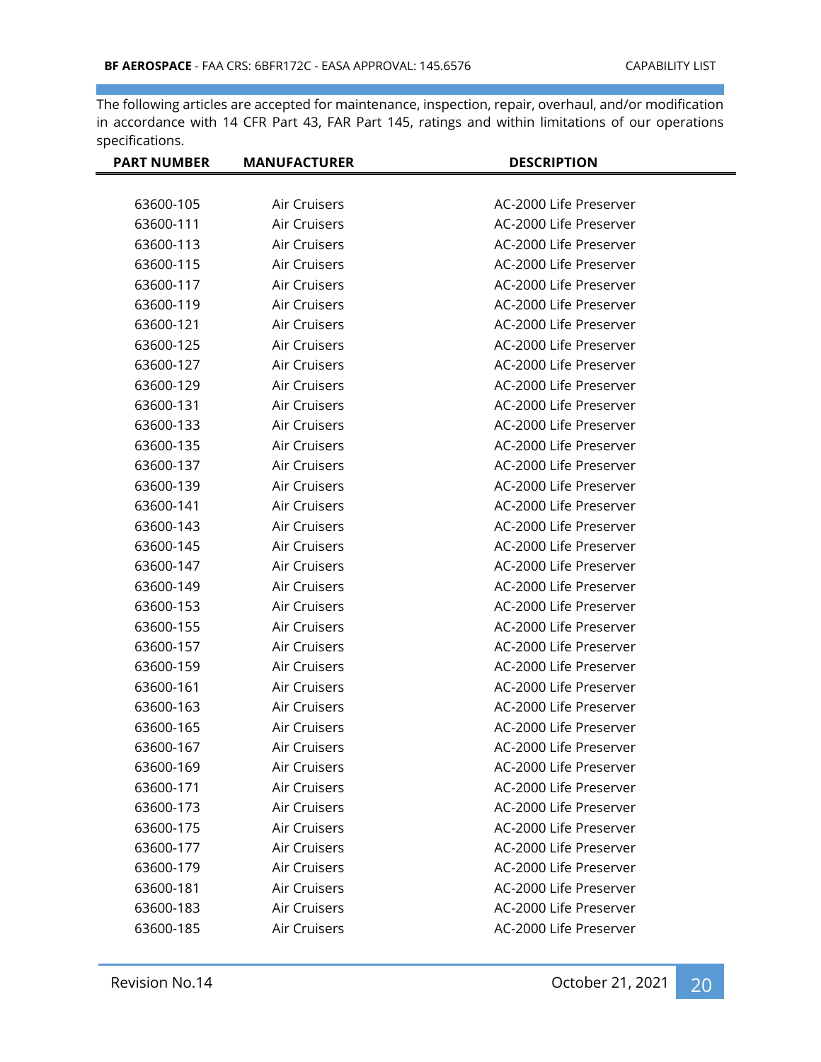The following articles are accepted for maintenance, inspection, repair, overhaul, and/or modification in accordance with 14 CFR Part 43, FAR Part 145, ratings and within limitations of our operations specifications.

| PART NUMBER | MANUFACTURER | DESCRIPTION |
|---|---|---|
| 63600-105 | Air Cruisers | AC-2000 Life Preserver |
| 63600-111 | Air Cruisers | AC-2000 Life Preserver |
| 63600-113 | Air Cruisers | AC-2000 Life Preserver |
| 63600-115 | Air Cruisers | AC-2000 Life Preserver |
| 63600-117 | Air Cruisers | AC-2000 Life Preserver |
| 63600-119 | Air Cruisers | AC-2000 Life Preserver |
| 63600-121 | Air Cruisers | AC-2000 Life Preserver |
| 63600-125 | Air Cruisers | AC-2000 Life Preserver |
| 63600-127 | Air Cruisers | AC-2000 Life Preserver |
| 63600-129 | Air Cruisers | AC-2000 Life Preserver |
| 63600-131 | Air Cruisers | AC-2000 Life Preserver |
| 63600-133 | Air Cruisers | AC-2000 Life Preserver |
| 63600-135 | Air Cruisers | AC-2000 Life Preserver |
| 63600-137 | Air Cruisers | AC-2000 Life Preserver |
| 63600-139 | Air Cruisers | AC-2000 Life Preserver |
| 63600-141 | Air Cruisers | AC-2000 Life Preserver |
| 63600-143 | Air Cruisers | AC-2000 Life Preserver |
| 63600-145 | Air Cruisers | AC-2000 Life Preserver |
| 63600-147 | Air Cruisers | AC-2000 Life Preserver |
| 63600-149 | Air Cruisers | AC-2000 Life Preserver |
| 63600-153 | Air Cruisers | AC-2000 Life Preserver |
| 63600-155 | Air Cruisers | AC-2000 Life Preserver |
| 63600-157 | Air Cruisers | AC-2000 Life Preserver |
| 63600-159 | Air Cruisers | AC-2000 Life Preserver |
| 63600-161 | Air Cruisers | AC-2000 Life Preserver |
| 63600-163 | Air Cruisers | AC-2000 Life Preserver |
| 63600-165 | Air Cruisers | AC-2000 Life Preserver |
| 63600-167 | Air Cruisers | AC-2000 Life Preserver |
| 63600-169 | Air Cruisers | AC-2000 Life Preserver |
| 63600-171 | Air Cruisers | AC-2000 Life Preserver |
| 63600-173 | Air Cruisers | AC-2000 Life Preserver |
| 63600-175 | Air Cruisers | AC-2000 Life Preserver |
| 63600-177 | Air Cruisers | AC-2000 Life Preserver |
| 63600-179 | Air Cruisers | AC-2000 Life Preserver |
| 63600-181 | Air Cruisers | AC-2000 Life Preserver |
| 63600-183 | Air Cruisers | AC-2000 Life Preserver |
| 63600-185 | Air Cruisers | AC-2000 Life Preserver |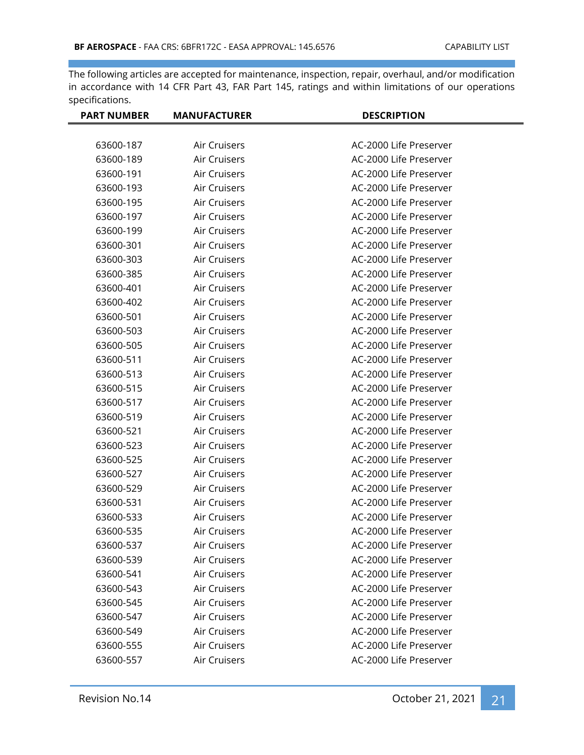The following articles are accepted for maintenance, inspection, repair, overhaul, and/or modification in accordance with 14 CFR Part 43, FAR Part 145, ratings and within limitations of our operations specifications.

| PART NUMBER | MANUFACTURER | DESCRIPTION |
|---|---|---|
| 63600-187 | Air Cruisers | AC-2000 Life Preserver |
| 63600-189 | Air Cruisers | AC-2000 Life Preserver |
| 63600-191 | Air Cruisers | AC-2000 Life Preserver |
| 63600-193 | Air Cruisers | AC-2000 Life Preserver |
| 63600-195 | Air Cruisers | AC-2000 Life Preserver |
| 63600-197 | Air Cruisers | AC-2000 Life Preserver |
| 63600-199 | Air Cruisers | AC-2000 Life Preserver |
| 63600-301 | Air Cruisers | AC-2000 Life Preserver |
| 63600-303 | Air Cruisers | AC-2000 Life Preserver |
| 63600-385 | Air Cruisers | AC-2000 Life Preserver |
| 63600-401 | Air Cruisers | AC-2000 Life Preserver |
| 63600-402 | Air Cruisers | AC-2000 Life Preserver |
| 63600-501 | Air Cruisers | AC-2000 Life Preserver |
| 63600-503 | Air Cruisers | AC-2000 Life Preserver |
| 63600-505 | Air Cruisers | AC-2000 Life Preserver |
| 63600-511 | Air Cruisers | AC-2000 Life Preserver |
| 63600-513 | Air Cruisers | AC-2000 Life Preserver |
| 63600-515 | Air Cruisers | AC-2000 Life Preserver |
| 63600-517 | Air Cruisers | AC-2000 Life Preserver |
| 63600-519 | Air Cruisers | AC-2000 Life Preserver |
| 63600-521 | Air Cruisers | AC-2000 Life Preserver |
| 63600-523 | Air Cruisers | AC-2000 Life Preserver |
| 63600-525 | Air Cruisers | AC-2000 Life Preserver |
| 63600-527 | Air Cruisers | AC-2000 Life Preserver |
| 63600-529 | Air Cruisers | AC-2000 Life Preserver |
| 63600-531 | Air Cruisers | AC-2000 Life Preserver |
| 63600-533 | Air Cruisers | AC-2000 Life Preserver |
| 63600-535 | Air Cruisers | AC-2000 Life Preserver |
| 63600-537 | Air Cruisers | AC-2000 Life Preserver |
| 63600-539 | Air Cruisers | AC-2000 Life Preserver |
| 63600-541 | Air Cruisers | AC-2000 Life Preserver |
| 63600-543 | Air Cruisers | AC-2000 Life Preserver |
| 63600-545 | Air Cruisers | AC-2000 Life Preserver |
| 63600-547 | Air Cruisers | AC-2000 Life Preserver |
| 63600-549 | Air Cruisers | AC-2000 Life Preserver |
| 63600-555 | Air Cruisers | AC-2000 Life Preserver |
| 63600-557 | Air Cruisers | AC-2000 Life Preserver |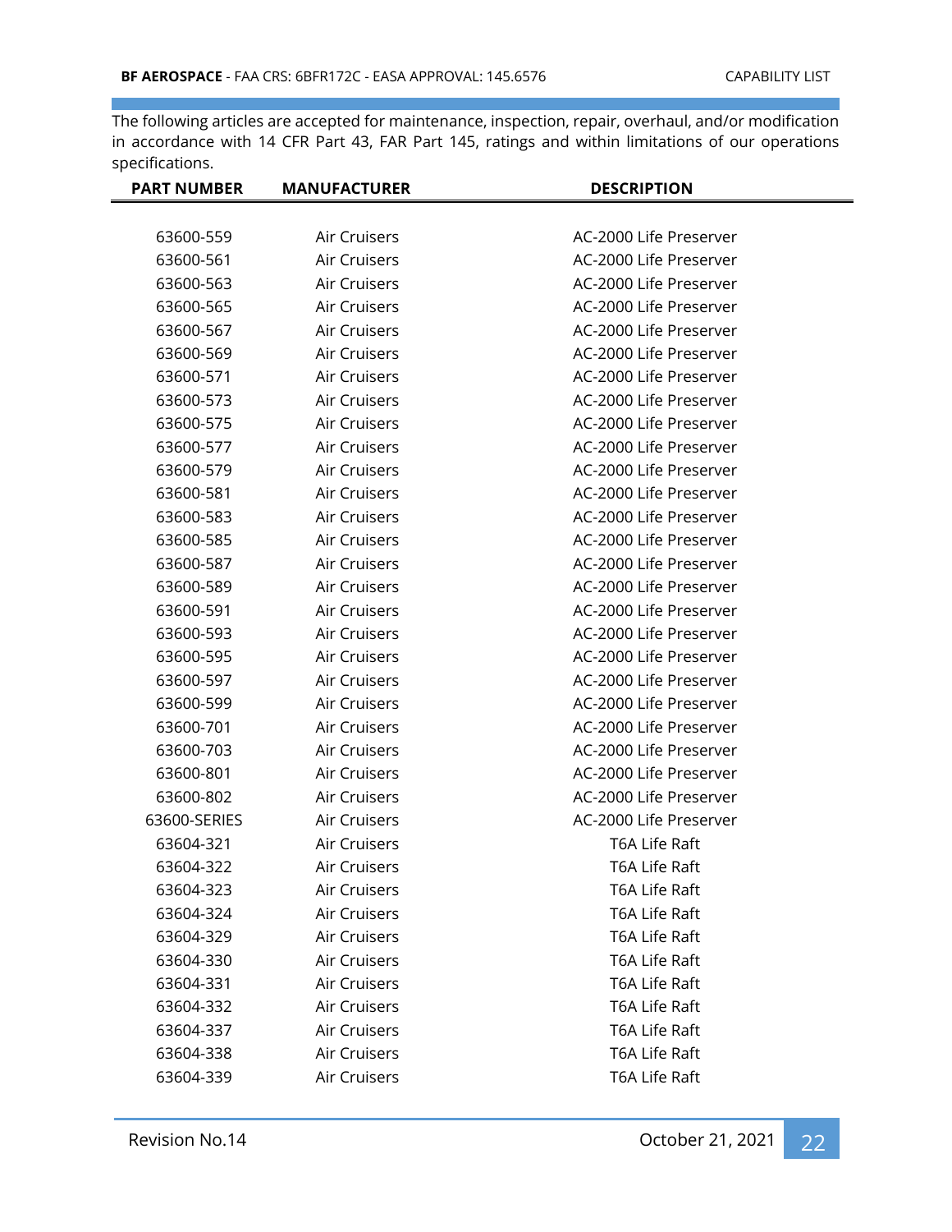The following articles are accepted for maintenance, inspection, repair, overhaul, and/or modification in accordance with 14 CFR Part 43, FAR Part 145, ratings and within limitations of our operations specifications.

| PART NUMBER | MANUFACTURER | DESCRIPTION |
|---|---|---|
| 63600-559 | Air Cruisers | AC-2000 Life Preserver |
| 63600-561 | Air Cruisers | AC-2000 Life Preserver |
| 63600-563 | Air Cruisers | AC-2000 Life Preserver |
| 63600-565 | Air Cruisers | AC-2000 Life Preserver |
| 63600-567 | Air Cruisers | AC-2000 Life Preserver |
| 63600-569 | Air Cruisers | AC-2000 Life Preserver |
| 63600-571 | Air Cruisers | AC-2000 Life Preserver |
| 63600-573 | Air Cruisers | AC-2000 Life Preserver |
| 63600-575 | Air Cruisers | AC-2000 Life Preserver |
| 63600-577 | Air Cruisers | AC-2000 Life Preserver |
| 63600-579 | Air Cruisers | AC-2000 Life Preserver |
| 63600-581 | Air Cruisers | AC-2000 Life Preserver |
| 63600-583 | Air Cruisers | AC-2000 Life Preserver |
| 63600-585 | Air Cruisers | AC-2000 Life Preserver |
| 63600-587 | Air Cruisers | AC-2000 Life Preserver |
| 63600-589 | Air Cruisers | AC-2000 Life Preserver |
| 63600-591 | Air Cruisers | AC-2000 Life Preserver |
| 63600-593 | Air Cruisers | AC-2000 Life Preserver |
| 63600-595 | Air Cruisers | AC-2000 Life Preserver |
| 63600-597 | Air Cruisers | AC-2000 Life Preserver |
| 63600-599 | Air Cruisers | AC-2000 Life Preserver |
| 63600-701 | Air Cruisers | AC-2000 Life Preserver |
| 63600-703 | Air Cruisers | AC-2000 Life Preserver |
| 63600-801 | Air Cruisers | AC-2000 Life Preserver |
| 63600-802 | Air Cruisers | AC-2000 Life Preserver |
| 63600-SERIES | Air Cruisers | AC-2000 Life Preserver |
| 63604-321 | Air Cruisers | T6A Life Raft |
| 63604-322 | Air Cruisers | T6A Life Raft |
| 63604-323 | Air Cruisers | T6A Life Raft |
| 63604-324 | Air Cruisers | T6A Life Raft |
| 63604-329 | Air Cruisers | T6A Life Raft |
| 63604-330 | Air Cruisers | T6A Life Raft |
| 63604-331 | Air Cruisers | T6A Life Raft |
| 63604-332 | Air Cruisers | T6A Life Raft |
| 63604-337 | Air Cruisers | T6A Life Raft |
| 63604-338 | Air Cruisers | T6A Life Raft |
| 63604-339 | Air Cruisers | T6A Life Raft |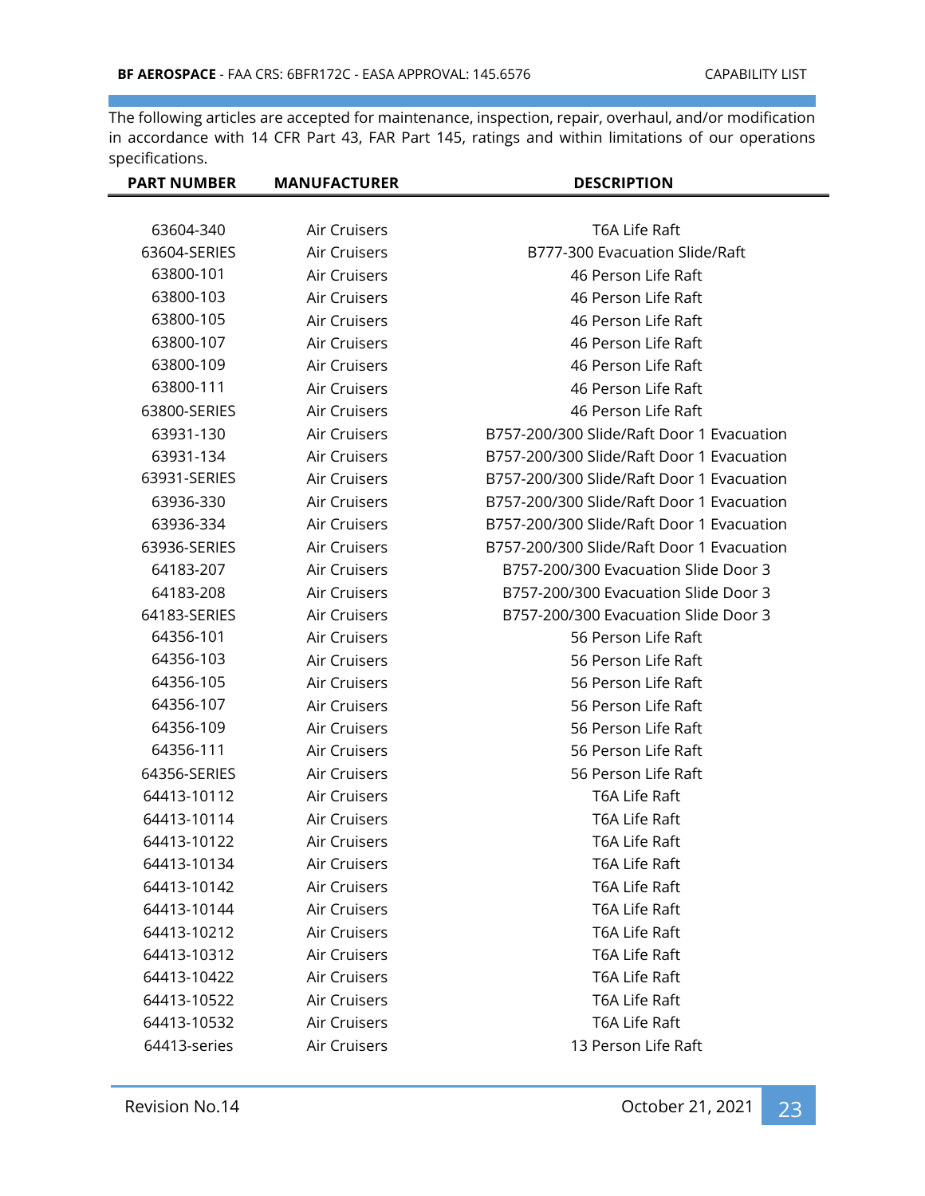The following articles are accepted for maintenance, inspection, repair, overhaul, and/or modification in accordance with 14 CFR Part 43, FAR Part 145, ratings and within limitations of our operations specifications.

| PART NUMBER | MANUFACTURER | DESCRIPTION |
|---|---|---|
| 63604-340 | Air Cruisers | T6A Life Raft |
| 63604-SERIES | Air Cruisers | B777-300 Evacuation Slide/Raft |
| 63800-101 | Air Cruisers | 46 Person Life Raft |
| 63800-103 | Air Cruisers | 46 Person Life Raft |
| 63800-105 | Air Cruisers | 46 Person Life Raft |
| 63800-107 | Air Cruisers | 46 Person Life Raft |
| 63800-109 | Air Cruisers | 46 Person Life Raft |
| 63800-111 | Air Cruisers | 46 Person Life Raft |
| 63800-SERIES | Air Cruisers | 46 Person Life Raft |
| 63931-130 | Air Cruisers | B757-200/300 Slide/Raft Door 1 Evacuation |
| 63931-134 | Air Cruisers | B757-200/300 Slide/Raft Door 1 Evacuation |
| 63931-SERIES | Air Cruisers | B757-200/300 Slide/Raft Door 1 Evacuation |
| 63936-330 | Air Cruisers | B757-200/300 Slide/Raft Door 1 Evacuation |
| 63936-334 | Air Cruisers | B757-200/300 Slide/Raft Door 1 Evacuation |
| 63936-SERIES | Air Cruisers | B757-200/300 Slide/Raft Door 1 Evacuation |
| 64183-207 | Air Cruisers | B757-200/300 Evacuation Slide Door 3 |
| 64183-208 | Air Cruisers | B757-200/300 Evacuation Slide Door 3 |
| 64183-SERIES | Air Cruisers | B757-200/300 Evacuation Slide Door 3 |
| 64356-101 | Air Cruisers | 56 Person Life Raft |
| 64356-103 | Air Cruisers | 56 Person Life Raft |
| 64356-105 | Air Cruisers | 56 Person Life Raft |
| 64356-107 | Air Cruisers | 56 Person Life Raft |
| 64356-109 | Air Cruisers | 56 Person Life Raft |
| 64356-111 | Air Cruisers | 56 Person Life Raft |
| 64356-SERIES | Air Cruisers | 56 Person Life Raft |
| 64413-10112 | Air Cruisers | T6A Life Raft |
| 64413-10114 | Air Cruisers | T6A Life Raft |
| 64413-10122 | Air Cruisers | T6A Life Raft |
| 64413-10134 | Air Cruisers | T6A Life Raft |
| 64413-10142 | Air Cruisers | T6A Life Raft |
| 64413-10144 | Air Cruisers | T6A Life Raft |
| 64413-10212 | Air Cruisers | T6A Life Raft |
| 64413-10312 | Air Cruisers | T6A Life Raft |
| 64413-10422 | Air Cruisers | T6A Life Raft |
| 64413-10522 | Air Cruisers | T6A Life Raft |
| 64413-10532 | Air Cruisers | T6A Life Raft |
| 64413-series | Air Cruisers | 13 Person Life Raft |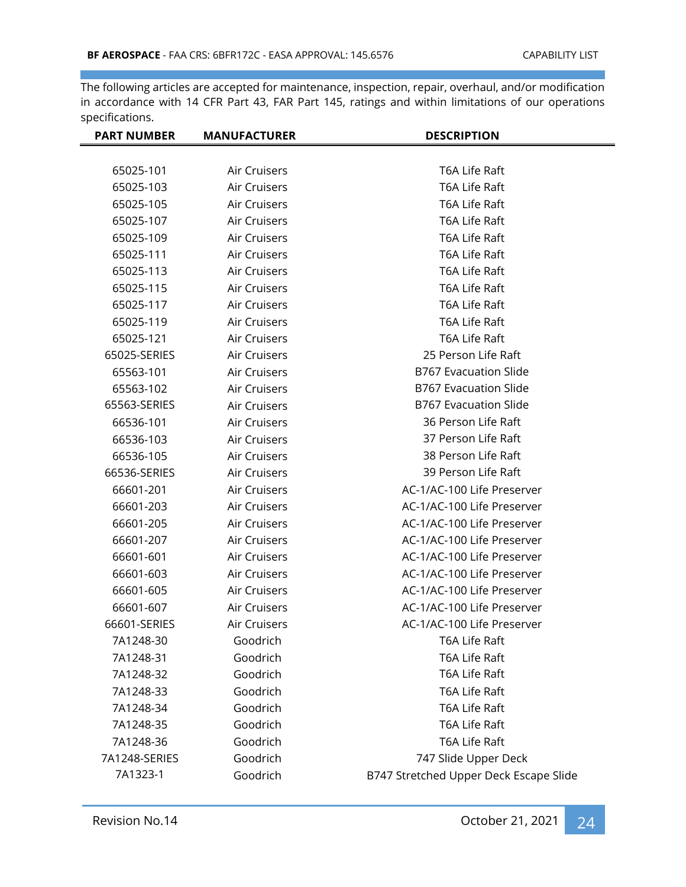The following articles are accepted for maintenance, inspection, repair, overhaul, and/or modification in accordance with 14 CFR Part 43, FAR Part 145, ratings and within limitations of our operations specifications.

| PART NUMBER | MANUFACTURER | DESCRIPTION |
|---|---|---|
| 65025-101 | Air Cruisers | T6A Life Raft |
| 65025-103 | Air Cruisers | T6A Life Raft |
| 65025-105 | Air Cruisers | T6A Life Raft |
| 65025-107 | Air Cruisers | T6A Life Raft |
| 65025-109 | Air Cruisers | T6A Life Raft |
| 65025-111 | Air Cruisers | T6A Life Raft |
| 65025-113 | Air Cruisers | T6A Life Raft |
| 65025-115 | Air Cruisers | T6A Life Raft |
| 65025-117 | Air Cruisers | T6A Life Raft |
| 65025-119 | Air Cruisers | T6A Life Raft |
| 65025-121 | Air Cruisers | T6A Life Raft |
| 65025-SERIES | Air Cruisers | 25 Person Life Raft |
| 65563-101 | Air Cruisers | B767 Evacuation Slide |
| 65563-102 | Air Cruisers | B767 Evacuation Slide |
| 65563-SERIES | Air Cruisers | B767 Evacuation Slide |
| 66536-101 | Air Cruisers | 36 Person Life Raft |
| 66536-103 | Air Cruisers | 37 Person Life Raft |
| 66536-105 | Air Cruisers | 38 Person Life Raft |
| 66536-SERIES | Air Cruisers | 39 Person Life Raft |
| 66601-201 | Air Cruisers | AC-1/AC-100 Life Preserver |
| 66601-203 | Air Cruisers | AC-1/AC-100 Life Preserver |
| 66601-205 | Air Cruisers | AC-1/AC-100 Life Preserver |
| 66601-207 | Air Cruisers | AC-1/AC-100 Life Preserver |
| 66601-601 | Air Cruisers | AC-1/AC-100 Life Preserver |
| 66601-603 | Air Cruisers | AC-1/AC-100 Life Preserver |
| 66601-605 | Air Cruisers | AC-1/AC-100 Life Preserver |
| 66601-607 | Air Cruisers | AC-1/AC-100 Life Preserver |
| 66601-SERIES | Air Cruisers | AC-1/AC-100 Life Preserver |
| 7A1248-30 | Goodrich | T6A Life Raft |
| 7A1248-31 | Goodrich | T6A Life Raft |
| 7A1248-32 | Goodrich | T6A Life Raft |
| 7A1248-33 | Goodrich | T6A Life Raft |
| 7A1248-34 | Goodrich | T6A Life Raft |
| 7A1248-35 | Goodrich | T6A Life Raft |
| 7A1248-36 | Goodrich | T6A Life Raft |
| 7A1248-SERIES | Goodrich | 747 Slide Upper Deck |
| 7A1323-1 | Goodrich | B747 Stretched Upper Deck Escape Slide |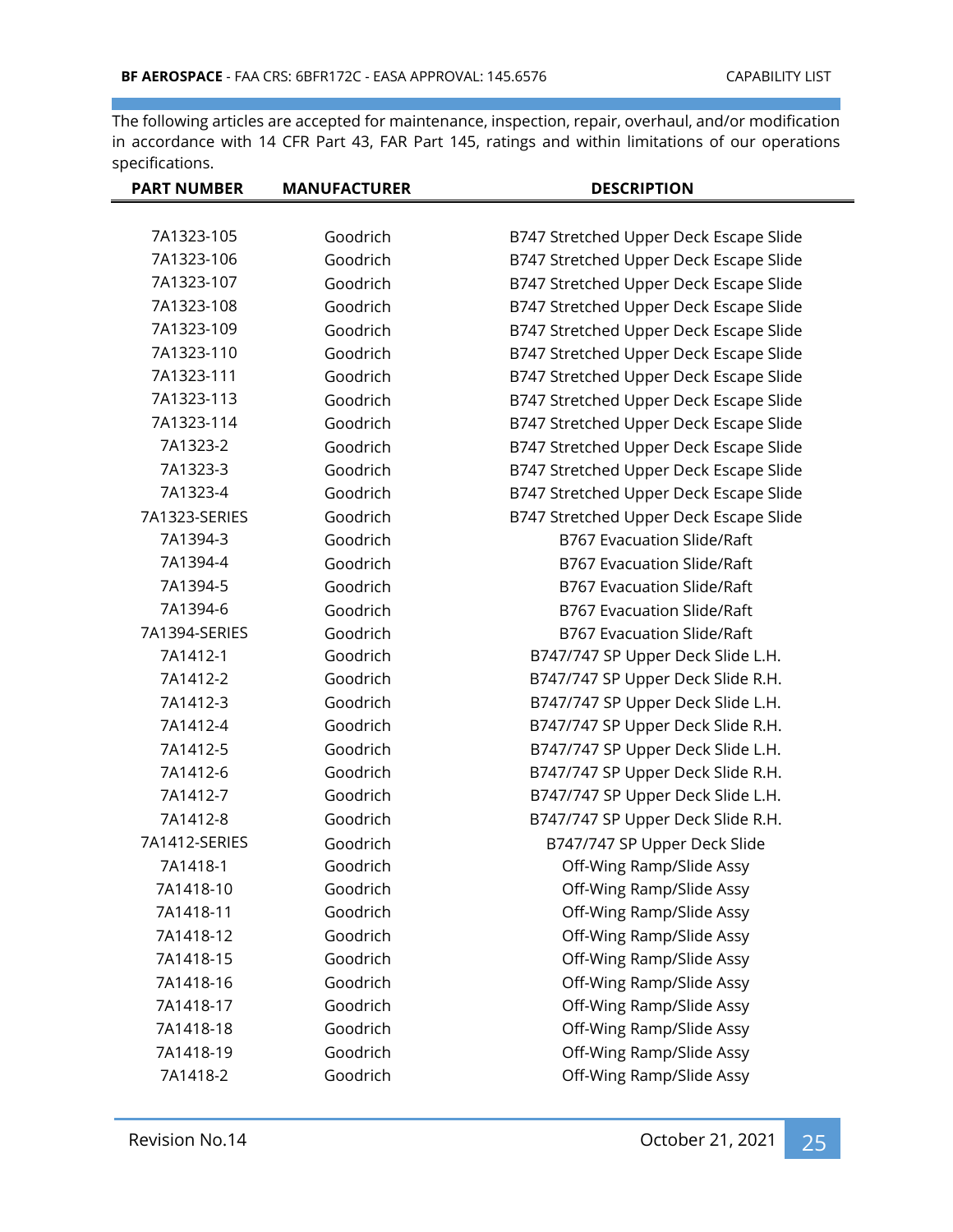The following articles are accepted for maintenance, inspection, repair, overhaul, and/or modification in accordance with 14 CFR Part 43, FAR Part 145, ratings and within limitations of our operations specifications.

| PART NUMBER | MANUFACTURER | DESCRIPTION |
|---|---|---|
| 7A1323-105 | Goodrich | B747 Stretched Upper Deck Escape Slide |
| 7A1323-106 | Goodrich | B747 Stretched Upper Deck Escape Slide |
| 7A1323-107 | Goodrich | B747 Stretched Upper Deck Escape Slide |
| 7A1323-108 | Goodrich | B747 Stretched Upper Deck Escape Slide |
| 7A1323-109 | Goodrich | B747 Stretched Upper Deck Escape Slide |
| 7A1323-110 | Goodrich | B747 Stretched Upper Deck Escape Slide |
| 7A1323-111 | Goodrich | B747 Stretched Upper Deck Escape Slide |
| 7A1323-113 | Goodrich | B747 Stretched Upper Deck Escape Slide |
| 7A1323-114 | Goodrich | B747 Stretched Upper Deck Escape Slide |
| 7A1323-2 | Goodrich | B747 Stretched Upper Deck Escape Slide |
| 7A1323-3 | Goodrich | B747 Stretched Upper Deck Escape Slide |
| 7A1323-4 | Goodrich | B747 Stretched Upper Deck Escape Slide |
| 7A1323-SERIES | Goodrich | B747 Stretched Upper Deck Escape Slide |
| 7A1394-3 | Goodrich | B767 Evacuation Slide/Raft |
| 7A1394-4 | Goodrich | B767 Evacuation Slide/Raft |
| 7A1394-5 | Goodrich | B767 Evacuation Slide/Raft |
| 7A1394-6 | Goodrich | B767 Evacuation Slide/Raft |
| 7A1394-SERIES | Goodrich | B767 Evacuation Slide/Raft |
| 7A1412-1 | Goodrich | B747/747 SP Upper Deck Slide L.H. |
| 7A1412-2 | Goodrich | B747/747 SP Upper Deck Slide R.H. |
| 7A1412-3 | Goodrich | B747/747 SP Upper Deck Slide L.H. |
| 7A1412-4 | Goodrich | B747/747 SP Upper Deck Slide R.H. |
| 7A1412-5 | Goodrich | B747/747 SP Upper Deck Slide L.H. |
| 7A1412-6 | Goodrich | B747/747 SP Upper Deck Slide R.H. |
| 7A1412-7 | Goodrich | B747/747 SP Upper Deck Slide L.H. |
| 7A1412-8 | Goodrich | B747/747 SP Upper Deck Slide R.H. |
| 7A1412-SERIES | Goodrich | B747/747 SP Upper Deck Slide |
| 7A1418-1 | Goodrich | Off-Wing Ramp/Slide Assy |
| 7A1418-10 | Goodrich | Off-Wing Ramp/Slide Assy |
| 7A1418-11 | Goodrich | Off-Wing Ramp/Slide Assy |
| 7A1418-12 | Goodrich | Off-Wing Ramp/Slide Assy |
| 7A1418-15 | Goodrich | Off-Wing Ramp/Slide Assy |
| 7A1418-16 | Goodrich | Off-Wing Ramp/Slide Assy |
| 7A1418-17 | Goodrich | Off-Wing Ramp/Slide Assy |
| 7A1418-18 | Goodrich | Off-Wing Ramp/Slide Assy |
| 7A1418-19 | Goodrich | Off-Wing Ramp/Slide Assy |
| 7A1418-2 | Goodrich | Off-Wing Ramp/Slide Assy |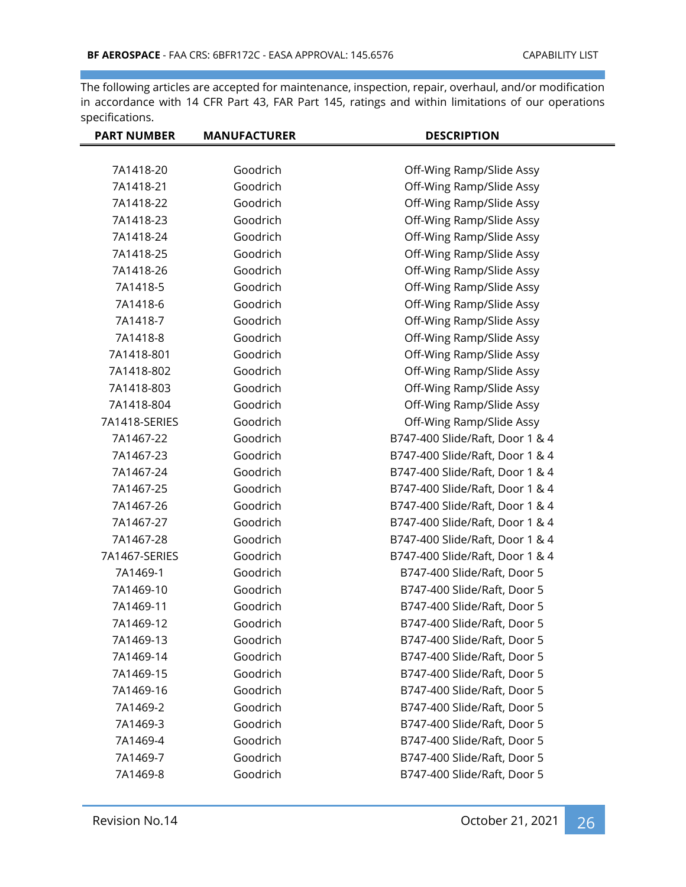The following articles are accepted for maintenance, inspection, repair, overhaul, and/or modification in accordance with 14 CFR Part 43, FAR Part 145, ratings and within limitations of our operations specifications.

| PART NUMBER | MANUFACTURER | DESCRIPTION |
|---|---|---|
| 7A1418-20 | Goodrich | Off-Wing Ramp/Slide Assy |
| 7A1418-21 | Goodrich | Off-Wing Ramp/Slide Assy |
| 7A1418-22 | Goodrich | Off-Wing Ramp/Slide Assy |
| 7A1418-23 | Goodrich | Off-Wing Ramp/Slide Assy |
| 7A1418-24 | Goodrich | Off-Wing Ramp/Slide Assy |
| 7A1418-25 | Goodrich | Off-Wing Ramp/Slide Assy |
| 7A1418-26 | Goodrich | Off-Wing Ramp/Slide Assy |
| 7A1418-5 | Goodrich | Off-Wing Ramp/Slide Assy |
| 7A1418-6 | Goodrich | Off-Wing Ramp/Slide Assy |
| 7A1418-7 | Goodrich | Off-Wing Ramp/Slide Assy |
| 7A1418-8 | Goodrich | Off-Wing Ramp/Slide Assy |
| 7A1418-801 | Goodrich | Off-Wing Ramp/Slide Assy |
| 7A1418-802 | Goodrich | Off-Wing Ramp/Slide Assy |
| 7A1418-803 | Goodrich | Off-Wing Ramp/Slide Assy |
| 7A1418-804 | Goodrich | Off-Wing Ramp/Slide Assy |
| 7A1418-SERIES | Goodrich | Off-Wing Ramp/Slide Assy |
| 7A1467-22 | Goodrich | B747-400 Slide/Raft, Door 1 & 4 |
| 7A1467-23 | Goodrich | B747-400 Slide/Raft, Door 1 & 4 |
| 7A1467-24 | Goodrich | B747-400 Slide/Raft, Door 1 & 4 |
| 7A1467-25 | Goodrich | B747-400 Slide/Raft, Door 1 & 4 |
| 7A1467-26 | Goodrich | B747-400 Slide/Raft, Door 1 & 4 |
| 7A1467-27 | Goodrich | B747-400 Slide/Raft, Door 1 & 4 |
| 7A1467-28 | Goodrich | B747-400 Slide/Raft, Door 1 & 4 |
| 7A1467-SERIES | Goodrich | B747-400 Slide/Raft, Door 1 & 4 |
| 7A1469-1 | Goodrich | B747-400 Slide/Raft, Door 5 |
| 7A1469-10 | Goodrich | B747-400 Slide/Raft, Door 5 |
| 7A1469-11 | Goodrich | B747-400 Slide/Raft, Door 5 |
| 7A1469-12 | Goodrich | B747-400 Slide/Raft, Door 5 |
| 7A1469-13 | Goodrich | B747-400 Slide/Raft, Door 5 |
| 7A1469-14 | Goodrich | B747-400 Slide/Raft, Door 5 |
| 7A1469-15 | Goodrich | B747-400 Slide/Raft, Door 5 |
| 7A1469-16 | Goodrich | B747-400 Slide/Raft, Door 5 |
| 7A1469-2 | Goodrich | B747-400 Slide/Raft, Door 5 |
| 7A1469-3 | Goodrich | B747-400 Slide/Raft, Door 5 |
| 7A1469-4 | Goodrich | B747-400 Slide/Raft, Door 5 |
| 7A1469-7 | Goodrich | B747-400 Slide/Raft, Door 5 |
| 7A1469-8 | Goodrich | B747-400 Slide/Raft, Door 5 |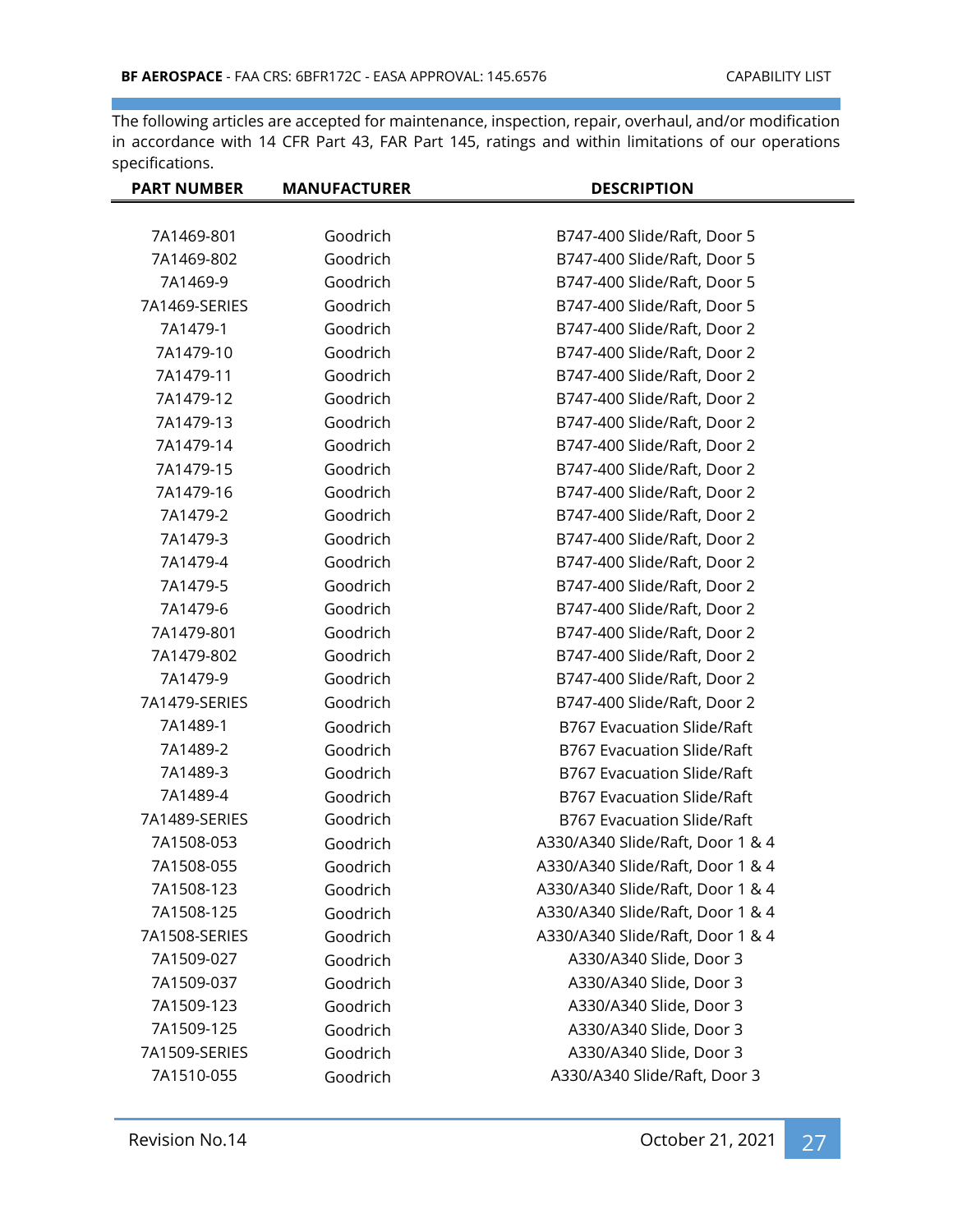The following articles are accepted for maintenance, inspection, repair, overhaul, and/or modification in accordance with 14 CFR Part 43, FAR Part 145, ratings and within limitations of our operations specifications.

| PART NUMBER | MANUFACTURER | DESCRIPTION |
|---|---|---|
| 7A1469-801 | Goodrich | B747-400 Slide/Raft, Door 5 |
| 7A1469-802 | Goodrich | B747-400 Slide/Raft, Door 5 |
| 7A1469-9 | Goodrich | B747-400 Slide/Raft, Door 5 |
| 7A1469-SERIES | Goodrich | B747-400 Slide/Raft, Door 5 |
| 7A1479-1 | Goodrich | B747-400 Slide/Raft, Door 2 |
| 7A1479-10 | Goodrich | B747-400 Slide/Raft, Door 2 |
| 7A1479-11 | Goodrich | B747-400 Slide/Raft, Door 2 |
| 7A1479-12 | Goodrich | B747-400 Slide/Raft, Door 2 |
| 7A1479-13 | Goodrich | B747-400 Slide/Raft, Door 2 |
| 7A1479-14 | Goodrich | B747-400 Slide/Raft, Door 2 |
| 7A1479-15 | Goodrich | B747-400 Slide/Raft, Door 2 |
| 7A1479-16 | Goodrich | B747-400 Slide/Raft, Door 2 |
| 7A1479-2 | Goodrich | B747-400 Slide/Raft, Door 2 |
| 7A1479-3 | Goodrich | B747-400 Slide/Raft, Door 2 |
| 7A1479-4 | Goodrich | B747-400 Slide/Raft, Door 2 |
| 7A1479-5 | Goodrich | B747-400 Slide/Raft, Door 2 |
| 7A1479-6 | Goodrich | B747-400 Slide/Raft, Door 2 |
| 7A1479-801 | Goodrich | B747-400 Slide/Raft, Door 2 |
| 7A1479-802 | Goodrich | B747-400 Slide/Raft, Door 2 |
| 7A1479-9 | Goodrich | B747-400 Slide/Raft, Door 2 |
| 7A1479-SERIES | Goodrich | B747-400 Slide/Raft, Door 2 |
| 7A1489-1 | Goodrich | B767 Evacuation Slide/Raft |
| 7A1489-2 | Goodrich | B767 Evacuation Slide/Raft |
| 7A1489-3 | Goodrich | B767 Evacuation Slide/Raft |
| 7A1489-4 | Goodrich | B767 Evacuation Slide/Raft |
| 7A1489-SERIES | Goodrich | B767 Evacuation Slide/Raft |
| 7A1508-053 | Goodrich | A330/A340 Slide/Raft, Door 1 & 4 |
| 7A1508-055 | Goodrich | A330/A340 Slide/Raft, Door 1 & 4 |
| 7A1508-123 | Goodrich | A330/A340 Slide/Raft, Door 1 & 4 |
| 7A1508-125 | Goodrich | A330/A340 Slide/Raft, Door 1 & 4 |
| 7A1508-SERIES | Goodrich | A330/A340 Slide/Raft, Door 1 & 4 |
| 7A1509-027 | Goodrich | A330/A340 Slide, Door 3 |
| 7A1509-037 | Goodrich | A330/A340 Slide, Door 3 |
| 7A1509-123 | Goodrich | A330/A340 Slide, Door 3 |
| 7A1509-125 | Goodrich | A330/A340 Slide, Door 3 |
| 7A1509-SERIES | Goodrich | A330/A340 Slide, Door 3 |
| 7A1510-055 | Goodrich | A330/A340 Slide/Raft, Door 3 |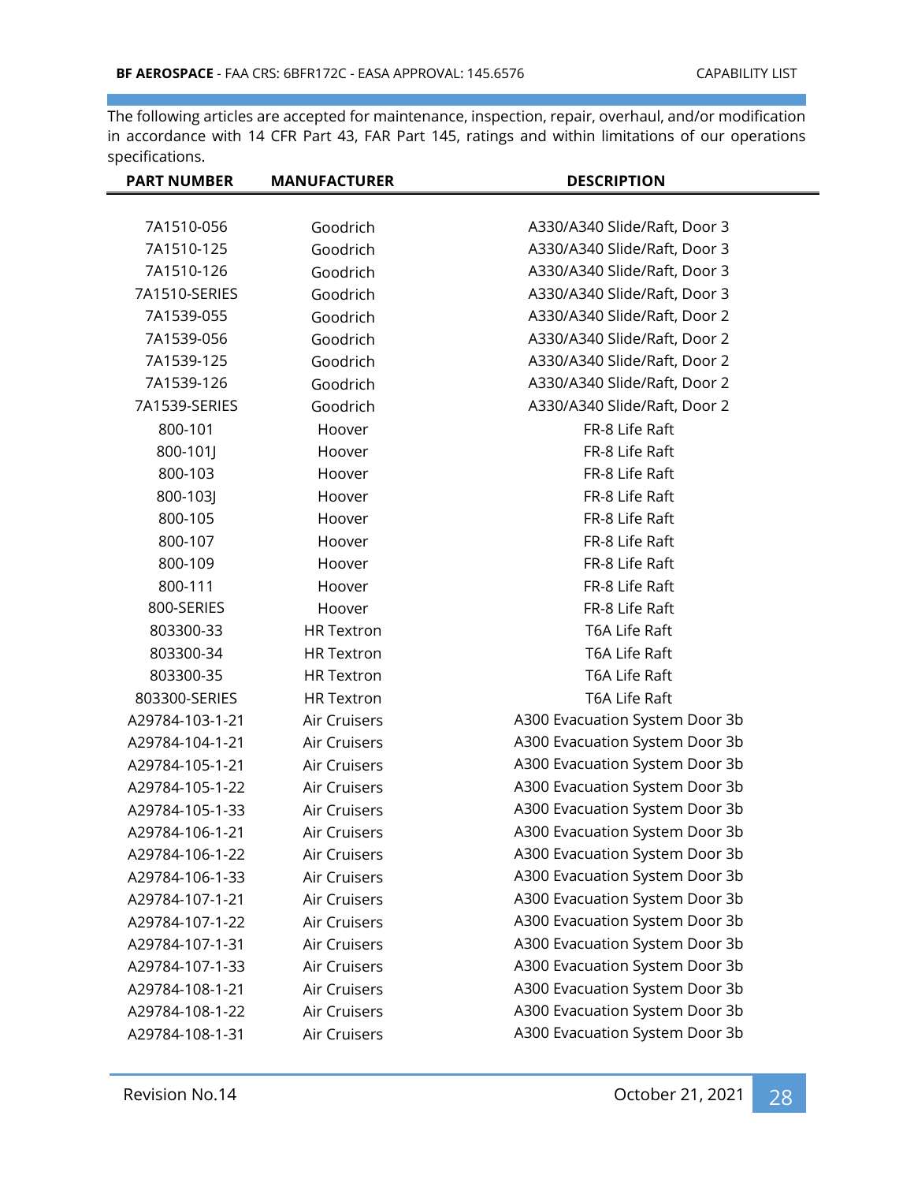The following articles are accepted for maintenance, inspection, repair, overhaul, and/or modification in accordance with 14 CFR Part 43, FAR Part 145, ratings and within limitations of our operations specifications.

| PART NUMBER | MANUFACTURER | DESCRIPTION |
|---|---|---|
| 7A1510-056 | Goodrich | A330/A340 Slide/Raft, Door 3 |
| 7A1510-125 | Goodrich | A330/A340 Slide/Raft, Door 3 |
| 7A1510-126 | Goodrich | A330/A340 Slide/Raft, Door 3 |
| 7A1510-SERIES | Goodrich | A330/A340 Slide/Raft, Door 3 |
| 7A1539-055 | Goodrich | A330/A340 Slide/Raft, Door 2 |
| 7A1539-056 | Goodrich | A330/A340 Slide/Raft, Door 2 |
| 7A1539-125 | Goodrich | A330/A340 Slide/Raft, Door 2 |
| 7A1539-126 | Goodrich | A330/A340 Slide/Raft, Door 2 |
| 7A1539-SERIES | Goodrich | A330/A340 Slide/Raft, Door 2 |
| 800-101 | Hoover | FR-8 Life Raft |
| 800-101J | Hoover | FR-8 Life Raft |
| 800-103 | Hoover | FR-8 Life Raft |
| 800-103J | Hoover | FR-8 Life Raft |
| 800-105 | Hoover | FR-8 Life Raft |
| 800-107 | Hoover | FR-8 Life Raft |
| 800-109 | Hoover | FR-8 Life Raft |
| 800-111 | Hoover | FR-8 Life Raft |
| 800-SERIES | Hoover | FR-8 Life Raft |
| 803300-33 | HR Textron | T6A Life Raft |
| 803300-34 | HR Textron | T6A Life Raft |
| 803300-35 | HR Textron | T6A Life Raft |
| 803300-SERIES | HR Textron | T6A Life Raft |
| A29784-103-1-21 | Air Cruisers | A300 Evacuation System Door 3b |
| A29784-104-1-21 | Air Cruisers | A300 Evacuation System Door 3b |
| A29784-105-1-21 | Air Cruisers | A300 Evacuation System Door 3b |
| A29784-105-1-22 | Air Cruisers | A300 Evacuation System Door 3b |
| A29784-105-1-33 | Air Cruisers | A300 Evacuation System Door 3b |
| A29784-106-1-21 | Air Cruisers | A300 Evacuation System Door 3b |
| A29784-106-1-22 | Air Cruisers | A300 Evacuation System Door 3b |
| A29784-106-1-33 | Air Cruisers | A300 Evacuation System Door 3b |
| A29784-107-1-21 | Air Cruisers | A300 Evacuation System Door 3b |
| A29784-107-1-22 | Air Cruisers | A300 Evacuation System Door 3b |
| A29784-107-1-31 | Air Cruisers | A300 Evacuation System Door 3b |
| A29784-107-1-33 | Air Cruisers | A300 Evacuation System Door 3b |
| A29784-108-1-21 | Air Cruisers | A300 Evacuation System Door 3b |
| A29784-108-1-22 | Air Cruisers | A300 Evacuation System Door 3b |
| A29784-108-1-31 | Air Cruisers | A300 Evacuation System Door 3b |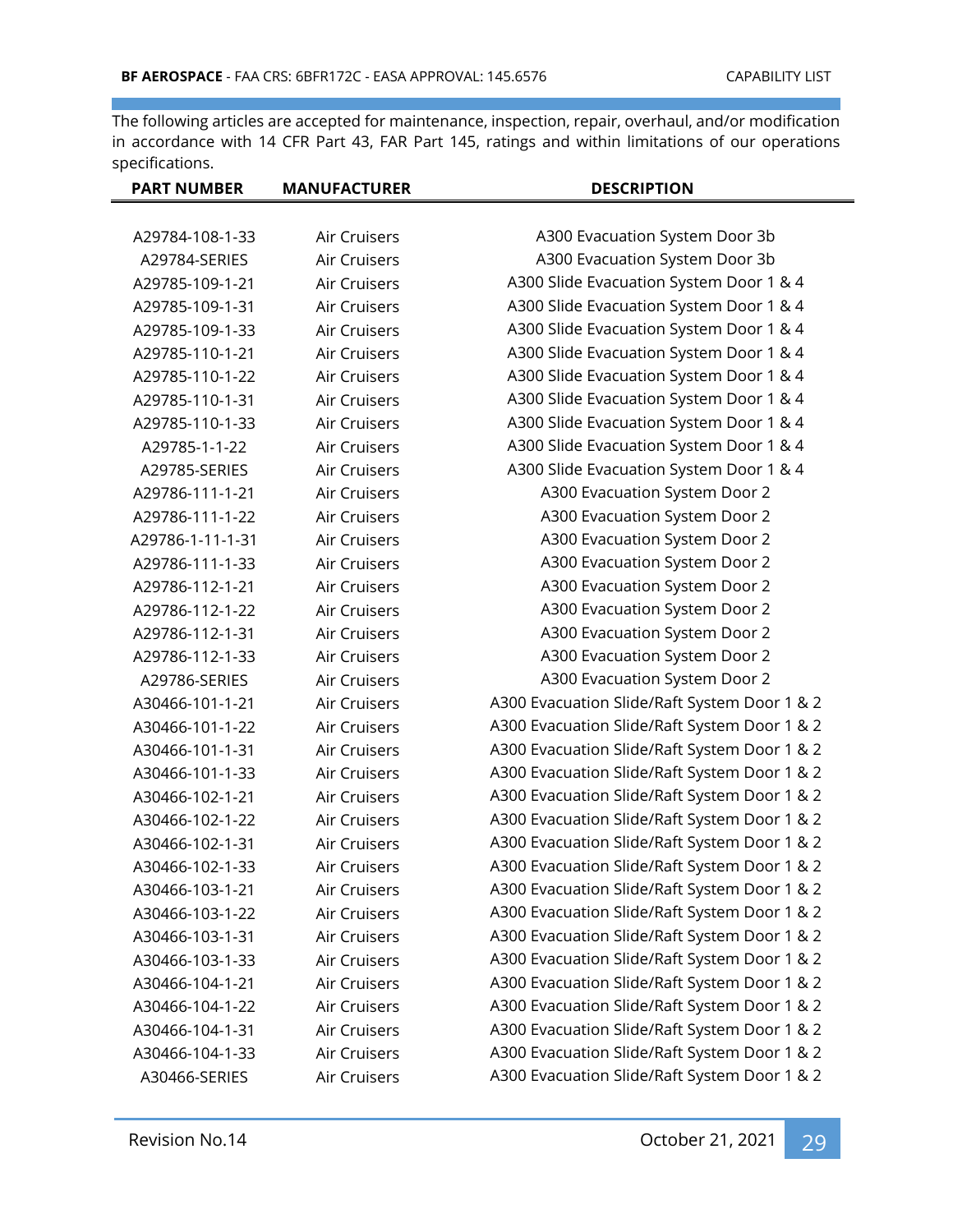The following articles are accepted for maintenance, inspection, repair, overhaul, and/or modification in accordance with 14 CFR Part 43, FAR Part 145, ratings and within limitations of our operations specifications.

| PART NUMBER | MANUFACTURER | DESCRIPTION |
|---|---|---|
| A29784-108-1-33 | Air Cruisers | A300 Evacuation System Door 3b |
| A29784-SERIES | Air Cruisers | A300 Evacuation System Door 3b |
| A29785-109-1-21 | Air Cruisers | A300 Slide Evacuation System Door 1 & 4 |
| A29785-109-1-31 | Air Cruisers | A300 Slide Evacuation System Door 1 & 4 |
| A29785-109-1-33 | Air Cruisers | A300 Slide Evacuation System Door 1 & 4 |
| A29785-110-1-21 | Air Cruisers | A300 Slide Evacuation System Door 1 & 4 |
| A29785-110-1-22 | Air Cruisers | A300 Slide Evacuation System Door 1 & 4 |
| A29785-110-1-31 | Air Cruisers | A300 Slide Evacuation System Door 1 & 4 |
| A29785-110-1-33 | Air Cruisers | A300 Slide Evacuation System Door 1 & 4 |
| A29785-1-1-22 | Air Cruisers | A300 Slide Evacuation System Door 1 & 4 |
| A29785-SERIES | Air Cruisers | A300 Slide Evacuation System Door 1 & 4 |
| A29786-111-1-21 | Air Cruisers | A300 Evacuation System Door 2 |
| A29786-111-1-22 | Air Cruisers | A300 Evacuation System Door 2 |
| A29786-1-11-1-31 | Air Cruisers | A300 Evacuation System Door 2 |
| A29786-111-1-33 | Air Cruisers | A300 Evacuation System Door 2 |
| A29786-112-1-21 | Air Cruisers | A300 Evacuation System Door 2 |
| A29786-112-1-22 | Air Cruisers | A300 Evacuation System Door 2 |
| A29786-112-1-31 | Air Cruisers | A300 Evacuation System Door 2 |
| A29786-112-1-33 | Air Cruisers | A300 Evacuation System Door 2 |
| A29786-SERIES | Air Cruisers | A300 Evacuation System Door 2 |
| A30466-101-1-21 | Air Cruisers | A300 Evacuation Slide/Raft System Door 1 & 2 |
| A30466-101-1-22 | Air Cruisers | A300 Evacuation Slide/Raft System Door 1 & 2 |
| A30466-101-1-31 | Air Cruisers | A300 Evacuation Slide/Raft System Door 1 & 2 |
| A30466-101-1-33 | Air Cruisers | A300 Evacuation Slide/Raft System Door 1 & 2 |
| A30466-102-1-21 | Air Cruisers | A300 Evacuation Slide/Raft System Door 1 & 2 |
| A30466-102-1-22 | Air Cruisers | A300 Evacuation Slide/Raft System Door 1 & 2 |
| A30466-102-1-31 | Air Cruisers | A300 Evacuation Slide/Raft System Door 1 & 2 |
| A30466-102-1-33 | Air Cruisers | A300 Evacuation Slide/Raft System Door 1 & 2 |
| A30466-103-1-21 | Air Cruisers | A300 Evacuation Slide/Raft System Door 1 & 2 |
| A30466-103-1-22 | Air Cruisers | A300 Evacuation Slide/Raft System Door 1 & 2 |
| A30466-103-1-31 | Air Cruisers | A300 Evacuation Slide/Raft System Door 1 & 2 |
| A30466-103-1-33 | Air Cruisers | A300 Evacuation Slide/Raft System Door 1 & 2 |
| A30466-104-1-21 | Air Cruisers | A300 Evacuation Slide/Raft System Door 1 & 2 |
| A30466-104-1-22 | Air Cruisers | A300 Evacuation Slide/Raft System Door 1 & 2 |
| A30466-104-1-31 | Air Cruisers | A300 Evacuation Slide/Raft System Door 1 & 2 |
| A30466-104-1-33 | Air Cruisers | A300 Evacuation Slide/Raft System Door 1 & 2 |
| A30466-SERIES | Air Cruisers | A300 Evacuation Slide/Raft System Door 1 & 2 |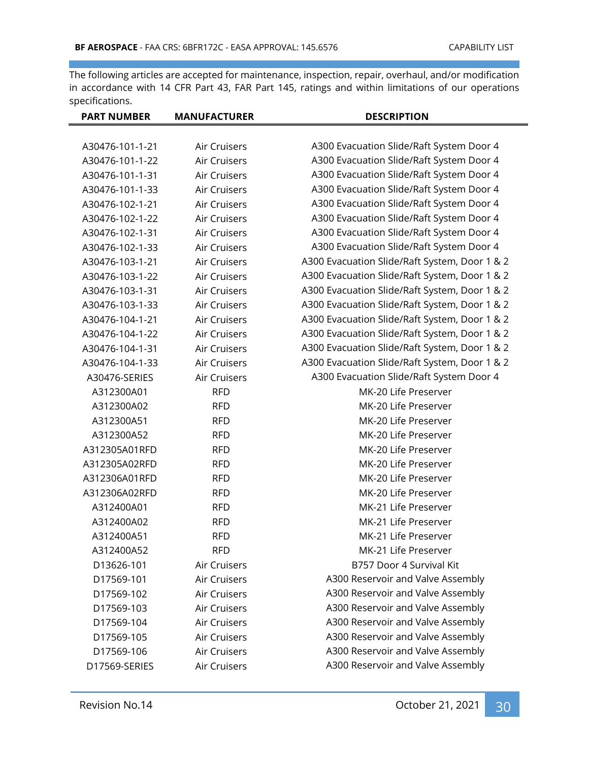The following articles are accepted for maintenance, inspection, repair, overhaul, and/or modification in accordance with 14 CFR Part 43, FAR Part 145, ratings and within limitations of our operations specifications.

| PART NUMBER | MANUFACTURER | DESCRIPTION |
|---|---|---|
| A30476-101-1-21 | Air Cruisers | A300 Evacuation Slide/Raft System Door 4 |
| A30476-101-1-22 | Air Cruisers | A300 Evacuation Slide/Raft System Door 4 |
| A30476-101-1-31 | Air Cruisers | A300 Evacuation Slide/Raft System Door 4 |
| A30476-101-1-33 | Air Cruisers | A300 Evacuation Slide/Raft System Door 4 |
| A30476-102-1-21 | Air Cruisers | A300 Evacuation Slide/Raft System Door 4 |
| A30476-102-1-22 | Air Cruisers | A300 Evacuation Slide/Raft System Door 4 |
| A30476-102-1-31 | Air Cruisers | A300 Evacuation Slide/Raft System Door 4 |
| A30476-102-1-33 | Air Cruisers | A300 Evacuation Slide/Raft System Door 4 |
| A30476-103-1-21 | Air Cruisers | A300 Evacuation Slide/Raft System, Door 1 & 2 |
| A30476-103-1-22 | Air Cruisers | A300 Evacuation Slide/Raft System, Door 1 & 2 |
| A30476-103-1-31 | Air Cruisers | A300 Evacuation Slide/Raft System, Door 1 & 2 |
| A30476-103-1-33 | Air Cruisers | A300 Evacuation Slide/Raft System, Door 1 & 2 |
| A30476-104-1-21 | Air Cruisers | A300 Evacuation Slide/Raft System, Door 1 & 2 |
| A30476-104-1-22 | Air Cruisers | A300 Evacuation Slide/Raft System, Door 1 & 2 |
| A30476-104-1-31 | Air Cruisers | A300 Evacuation Slide/Raft System, Door 1 & 2 |
| A30476-104-1-33 | Air Cruisers | A300 Evacuation Slide/Raft System, Door 1 & 2 |
| A30476-SERIES | Air Cruisers | A300 Evacuation Slide/Raft System Door 4 |
| A312300A01 | RFD | MK-20 Life Preserver |
| A312300A02 | RFD | MK-20 Life Preserver |
| A312300A51 | RFD | MK-20 Life Preserver |
| A312300A52 | RFD | MK-20 Life Preserver |
| A312305A01RFD | RFD | MK-20 Life Preserver |
| A312305A02RFD | RFD | MK-20 Life Preserver |
| A312306A01RFD | RFD | MK-20 Life Preserver |
| A312306A02RFD | RFD | MK-20 Life Preserver |
| A312400A01 | RFD | MK-21 Life Preserver |
| A312400A02 | RFD | MK-21 Life Preserver |
| A312400A51 | RFD | MK-21 Life Preserver |
| A312400A52 | RFD | MK-21 Life Preserver |
| D13626-101 | Air Cruisers | B757 Door 4 Survival Kit |
| D17569-101 | Air Cruisers | A300 Reservoir and Valve Assembly |
| D17569-102 | Air Cruisers | A300 Reservoir and Valve Assembly |
| D17569-103 | Air Cruisers | A300 Reservoir and Valve Assembly |
| D17569-104 | Air Cruisers | A300 Reservoir and Valve Assembly |
| D17569-105 | Air Cruisers | A300 Reservoir and Valve Assembly |
| D17569-106 | Air Cruisers | A300 Reservoir and Valve Assembly |
| D17569-SERIES | Air Cruisers | A300 Reservoir and Valve Assembly |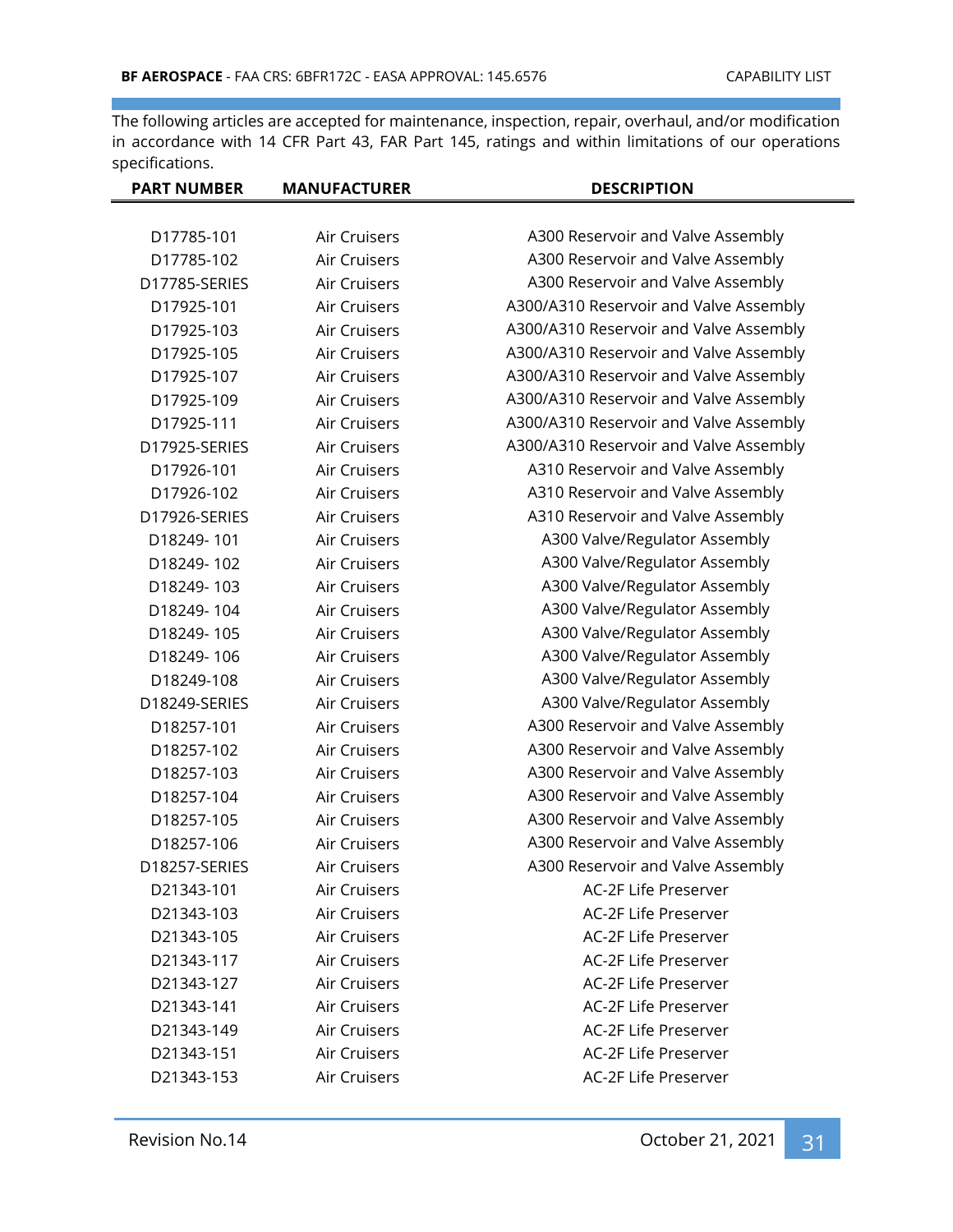The following articles are accepted for maintenance, inspection, repair, overhaul, and/or modification in accordance with 14 CFR Part 43, FAR Part 145, ratings and within limitations of our operations specifications.

| PART NUMBER | MANUFACTURER | DESCRIPTION |
|---|---|---|
| D17785-101 | Air Cruisers | A300 Reservoir and Valve Assembly |
| D17785-102 | Air Cruisers | A300 Reservoir and Valve Assembly |
| D17785-SERIES | Air Cruisers | A300 Reservoir and Valve Assembly |
| D17925-101 | Air Cruisers | A300/A310 Reservoir and Valve Assembly |
| D17925-103 | Air Cruisers | A300/A310 Reservoir and Valve Assembly |
| D17925-105 | Air Cruisers | A300/A310 Reservoir and Valve Assembly |
| D17925-107 | Air Cruisers | A300/A310 Reservoir and Valve Assembly |
| D17925-109 | Air Cruisers | A300/A310 Reservoir and Valve Assembly |
| D17925-111 | Air Cruisers | A300/A310 Reservoir and Valve Assembly |
| D17925-SERIES | Air Cruisers | A300/A310 Reservoir and Valve Assembly |
| D17926-101 | Air Cruisers | A310 Reservoir and Valve Assembly |
| D17926-102 | Air Cruisers | A310 Reservoir and Valve Assembly |
| D17926-SERIES | Air Cruisers | A310 Reservoir and Valve Assembly |
| D18249- 101 | Air Cruisers | A300 Valve/Regulator Assembly |
| D18249- 102 | Air Cruisers | A300 Valve/Regulator Assembly |
| D18249- 103 | Air Cruisers | A300 Valve/Regulator Assembly |
| D18249- 104 | Air Cruisers | A300 Valve/Regulator Assembly |
| D18249- 105 | Air Cruisers | A300 Valve/Regulator Assembly |
| D18249- 106 | Air Cruisers | A300 Valve/Regulator Assembly |
| D18249-108 | Air Cruisers | A300 Valve/Regulator Assembly |
| D18249-SERIES | Air Cruisers | A300 Valve/Regulator Assembly |
| D18257-101 | Air Cruisers | A300 Reservoir and Valve Assembly |
| D18257-102 | Air Cruisers | A300 Reservoir and Valve Assembly |
| D18257-103 | Air Cruisers | A300 Reservoir and Valve Assembly |
| D18257-104 | Air Cruisers | A300 Reservoir and Valve Assembly |
| D18257-105 | Air Cruisers | A300 Reservoir and Valve Assembly |
| D18257-106 | Air Cruisers | A300 Reservoir and Valve Assembly |
| D18257-SERIES | Air Cruisers | A300 Reservoir and Valve Assembly |
| D21343-101 | Air Cruisers | AC-2F Life Preserver |
| D21343-103 | Air Cruisers | AC-2F Life Preserver |
| D21343-105 | Air Cruisers | AC-2F Life Preserver |
| D21343-117 | Air Cruisers | AC-2F Life Preserver |
| D21343-127 | Air Cruisers | AC-2F Life Preserver |
| D21343-141 | Air Cruisers | AC-2F Life Preserver |
| D21343-149 | Air Cruisers | AC-2F Life Preserver |
| D21343-151 | Air Cruisers | AC-2F Life Preserver |
| D21343-153 | Air Cruisers | AC-2F Life Preserver |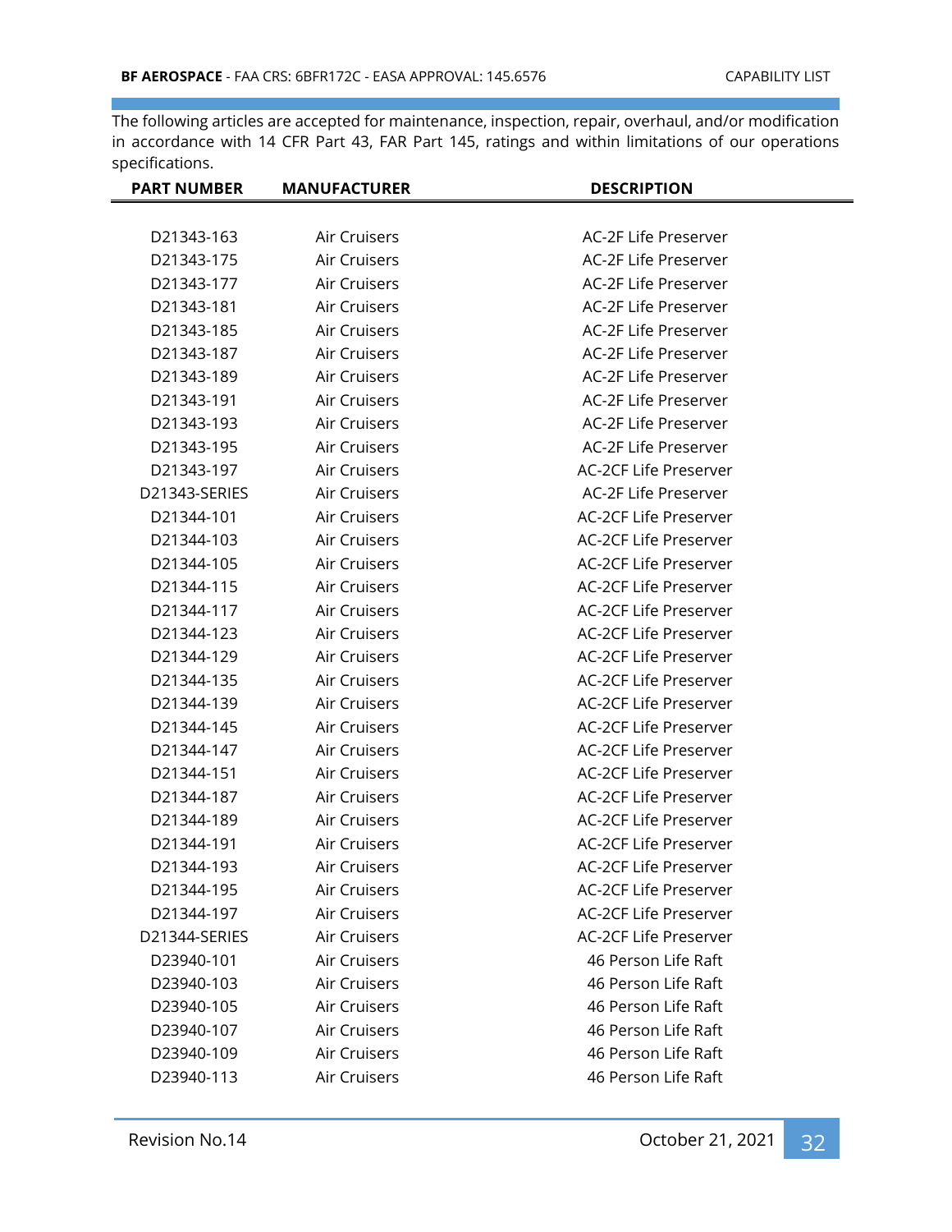The following articles are accepted for maintenance, inspection, repair, overhaul, and/or modification in accordance with 14 CFR Part 43, FAR Part 145, ratings and within limitations of our operations specifications.

| PART NUMBER | MANUFACTURER | DESCRIPTION |
|---|---|---|
| D21343-163 | Air Cruisers | AC-2F Life Preserver |
| D21343-175 | Air Cruisers | AC-2F Life Preserver |
| D21343-177 | Air Cruisers | AC-2F Life Preserver |
| D21343-181 | Air Cruisers | AC-2F Life Preserver |
| D21343-185 | Air Cruisers | AC-2F Life Preserver |
| D21343-187 | Air Cruisers | AC-2F Life Preserver |
| D21343-189 | Air Cruisers | AC-2F Life Preserver |
| D21343-191 | Air Cruisers | AC-2F Life Preserver |
| D21343-193 | Air Cruisers | AC-2F Life Preserver |
| D21343-195 | Air Cruisers | AC-2F Life Preserver |
| D21343-197 | Air Cruisers | AC-2CF Life Preserver |
| D21343-SERIES | Air Cruisers | AC-2F Life Preserver |
| D21344-101 | Air Cruisers | AC-2CF Life Preserver |
| D21344-103 | Air Cruisers | AC-2CF Life Preserver |
| D21344-105 | Air Cruisers | AC-2CF Life Preserver |
| D21344-115 | Air Cruisers | AC-2CF Life Preserver |
| D21344-117 | Air Cruisers | AC-2CF Life Preserver |
| D21344-123 | Air Cruisers | AC-2CF Life Preserver |
| D21344-129 | Air Cruisers | AC-2CF Life Preserver |
| D21344-135 | Air Cruisers | AC-2CF Life Preserver |
| D21344-139 | Air Cruisers | AC-2CF Life Preserver |
| D21344-145 | Air Cruisers | AC-2CF Life Preserver |
| D21344-147 | Air Cruisers | AC-2CF Life Preserver |
| D21344-151 | Air Cruisers | AC-2CF Life Preserver |
| D21344-187 | Air Cruisers | AC-2CF Life Preserver |
| D21344-189 | Air Cruisers | AC-2CF Life Preserver |
| D21344-191 | Air Cruisers | AC-2CF Life Preserver |
| D21344-193 | Air Cruisers | AC-2CF Life Preserver |
| D21344-195 | Air Cruisers | AC-2CF Life Preserver |
| D21344-197 | Air Cruisers | AC-2CF Life Preserver |
| D21344-SERIES | Air Cruisers | AC-2CF Life Preserver |
| D23940-101 | Air Cruisers | 46 Person Life Raft |
| D23940-103 | Air Cruisers | 46 Person Life Raft |
| D23940-105 | Air Cruisers | 46 Person Life Raft |
| D23940-107 | Air Cruisers | 46 Person Life Raft |
| D23940-109 | Air Cruisers | 46 Person Life Raft |
| D23940-113 | Air Cruisers | 46 Person Life Raft |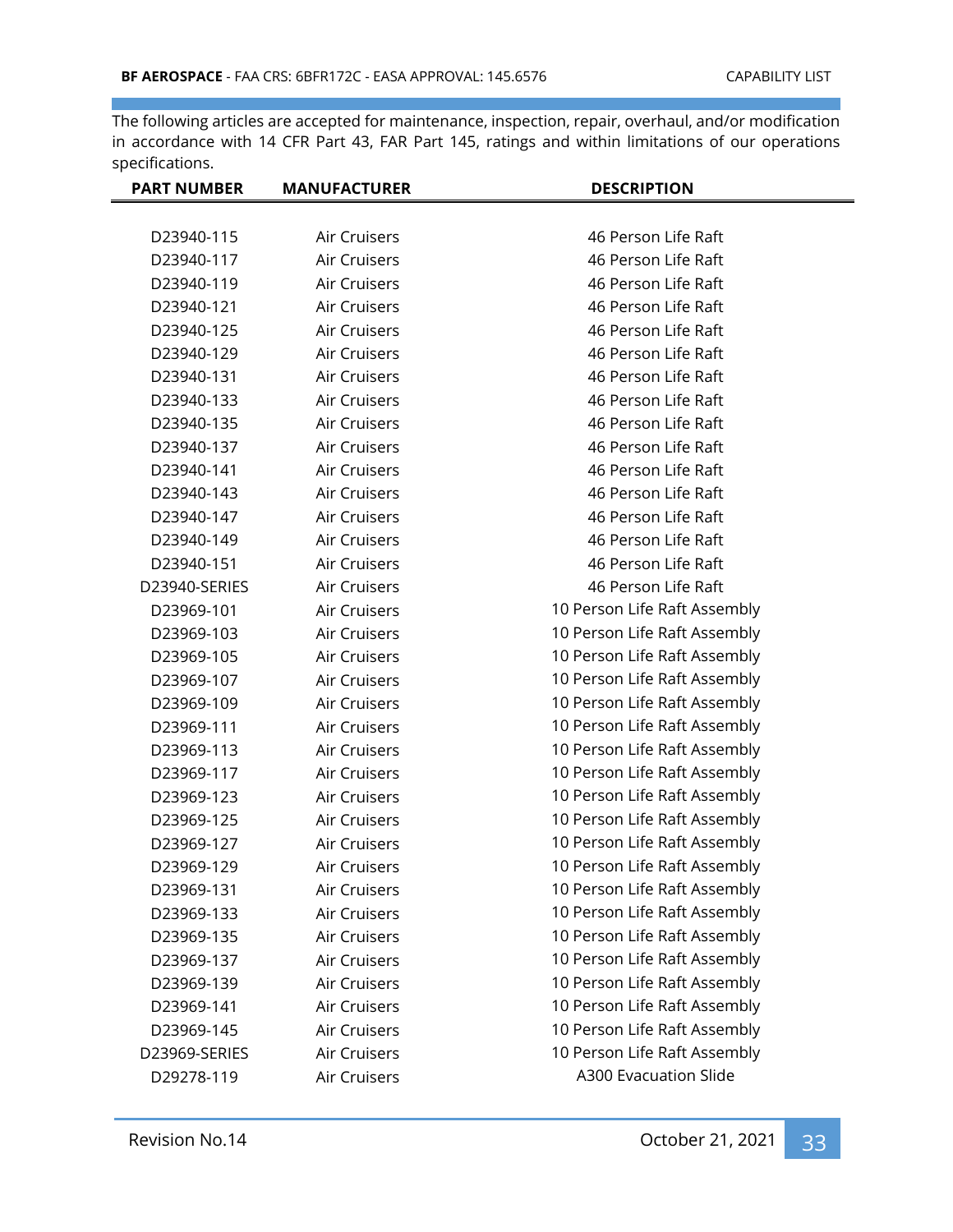The following articles are accepted for maintenance, inspection, repair, overhaul, and/or modification in accordance with 14 CFR Part 43, FAR Part 145, ratings and within limitations of our operations specifications.

| PART NUMBER | MANUFACTURER | DESCRIPTION |
|---|---|---|
| D23940-115 | Air Cruisers | 46 Person Life Raft |
| D23940-117 | Air Cruisers | 46 Person Life Raft |
| D23940-119 | Air Cruisers | 46 Person Life Raft |
| D23940-121 | Air Cruisers | 46 Person Life Raft |
| D23940-125 | Air Cruisers | 46 Person Life Raft |
| D23940-129 | Air Cruisers | 46 Person Life Raft |
| D23940-131 | Air Cruisers | 46 Person Life Raft |
| D23940-133 | Air Cruisers | 46 Person Life Raft |
| D23940-135 | Air Cruisers | 46 Person Life Raft |
| D23940-137 | Air Cruisers | 46 Person Life Raft |
| D23940-141 | Air Cruisers | 46 Person Life Raft |
| D23940-143 | Air Cruisers | 46 Person Life Raft |
| D23940-147 | Air Cruisers | 46 Person Life Raft |
| D23940-149 | Air Cruisers | 46 Person Life Raft |
| D23940-151 | Air Cruisers | 46 Person Life Raft |
| D23940-SERIES | Air Cruisers | 46 Person Life Raft |
| D23969-101 | Air Cruisers | 10 Person Life Raft Assembly |
| D23969-103 | Air Cruisers | 10 Person Life Raft Assembly |
| D23969-105 | Air Cruisers | 10 Person Life Raft Assembly |
| D23969-107 | Air Cruisers | 10 Person Life Raft Assembly |
| D23969-109 | Air Cruisers | 10 Person Life Raft Assembly |
| D23969-111 | Air Cruisers | 10 Person Life Raft Assembly |
| D23969-113 | Air Cruisers | 10 Person Life Raft Assembly |
| D23969-117 | Air Cruisers | 10 Person Life Raft Assembly |
| D23969-123 | Air Cruisers | 10 Person Life Raft Assembly |
| D23969-125 | Air Cruisers | 10 Person Life Raft Assembly |
| D23969-127 | Air Cruisers | 10 Person Life Raft Assembly |
| D23969-129 | Air Cruisers | 10 Person Life Raft Assembly |
| D23969-131 | Air Cruisers | 10 Person Life Raft Assembly |
| D23969-133 | Air Cruisers | 10 Person Life Raft Assembly |
| D23969-135 | Air Cruisers | 10 Person Life Raft Assembly |
| D23969-137 | Air Cruisers | 10 Person Life Raft Assembly |
| D23969-139 | Air Cruisers | 10 Person Life Raft Assembly |
| D23969-141 | Air Cruisers | 10 Person Life Raft Assembly |
| D23969-145 | Air Cruisers | 10 Person Life Raft Assembly |
| D23969-SERIES | Air Cruisers | 10 Person Life Raft Assembly |
| D29278-119 | Air Cruisers | A300 Evacuation Slide |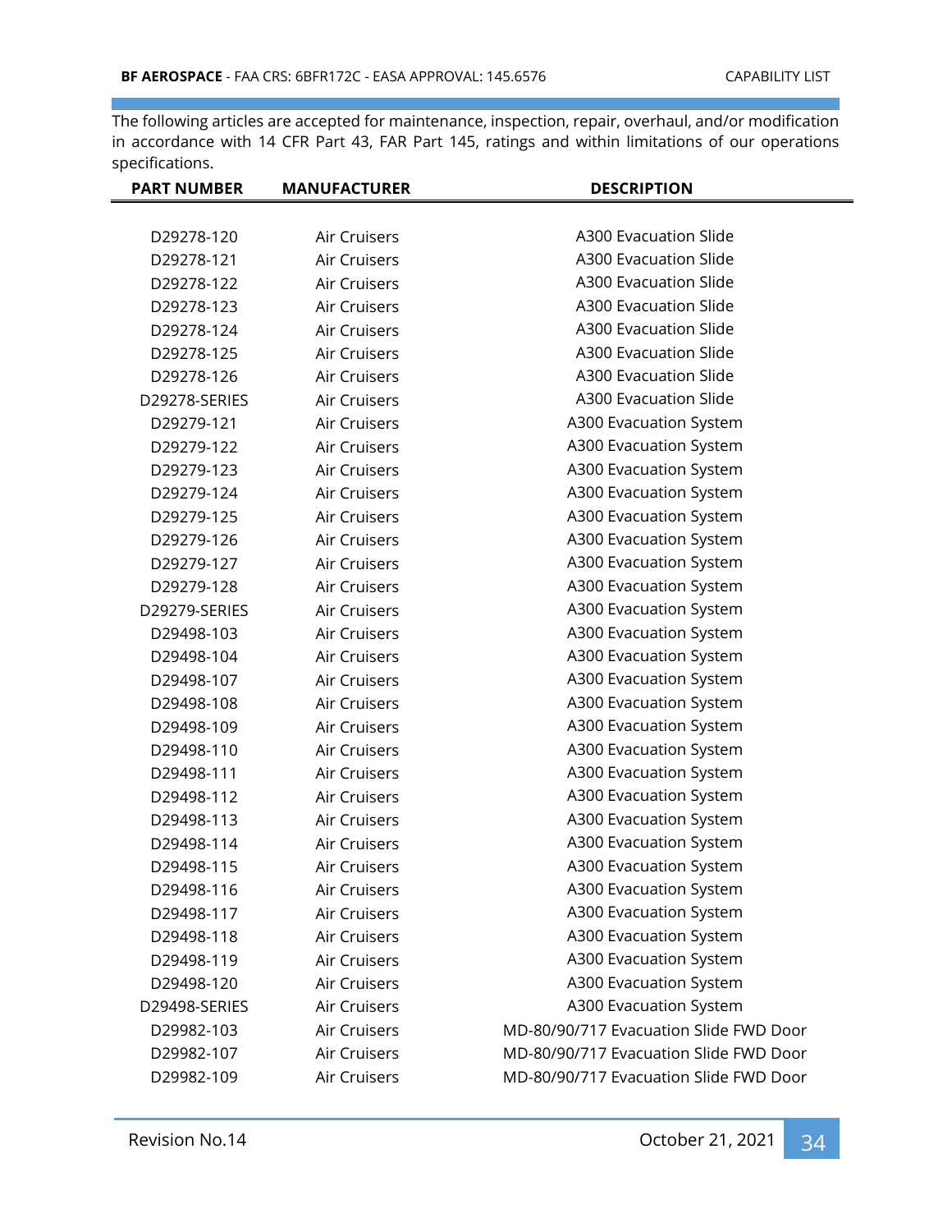The following articles are accepted for maintenance, inspection, repair, overhaul, and/or modification in accordance with 14 CFR Part 43, FAR Part 145, ratings and within limitations of our operations specifications.

| PART NUMBER | MANUFACTURER | DESCRIPTION |
|---|---|---|
| D29278-120 | Air Cruisers | A300 Evacuation Slide |
| D29278-121 | Air Cruisers | A300 Evacuation Slide |
| D29278-122 | Air Cruisers | A300 Evacuation Slide |
| D29278-123 | Air Cruisers | A300 Evacuation Slide |
| D29278-124 | Air Cruisers | A300 Evacuation Slide |
| D29278-125 | Air Cruisers | A300 Evacuation Slide |
| D29278-126 | Air Cruisers | A300 Evacuation Slide |
| D29278-SERIES | Air Cruisers | A300 Evacuation Slide |
| D29279-121 | Air Cruisers | A300 Evacuation System |
| D29279-122 | Air Cruisers | A300 Evacuation System |
| D29279-123 | Air Cruisers | A300 Evacuation System |
| D29279-124 | Air Cruisers | A300 Evacuation System |
| D29279-125 | Air Cruisers | A300 Evacuation System |
| D29279-126 | Air Cruisers | A300 Evacuation System |
| D29279-127 | Air Cruisers | A300 Evacuation System |
| D29279-128 | Air Cruisers | A300 Evacuation System |
| D29279-SERIES | Air Cruisers | A300 Evacuation System |
| D29498-103 | Air Cruisers | A300 Evacuation System |
| D29498-104 | Air Cruisers | A300 Evacuation System |
| D29498-107 | Air Cruisers | A300 Evacuation System |
| D29498-108 | Air Cruisers | A300 Evacuation System |
| D29498-109 | Air Cruisers | A300 Evacuation System |
| D29498-110 | Air Cruisers | A300 Evacuation System |
| D29498-111 | Air Cruisers | A300 Evacuation System |
| D29498-112 | Air Cruisers | A300 Evacuation System |
| D29498-113 | Air Cruisers | A300 Evacuation System |
| D29498-114 | Air Cruisers | A300 Evacuation System |
| D29498-115 | Air Cruisers | A300 Evacuation System |
| D29498-116 | Air Cruisers | A300 Evacuation System |
| D29498-117 | Air Cruisers | A300 Evacuation System |
| D29498-118 | Air Cruisers | A300 Evacuation System |
| D29498-119 | Air Cruisers | A300 Evacuation System |
| D29498-120 | Air Cruisers | A300 Evacuation System |
| D29498-SERIES | Air Cruisers | A300 Evacuation System |
| D29982-103 | Air Cruisers | MD-80/90/717 Evacuation Slide FWD Door |
| D29982-107 | Air Cruisers | MD-80/90/717 Evacuation Slide FWD Door |
| D29982-109 | Air Cruisers | MD-80/90/717 Evacuation Slide FWD Door |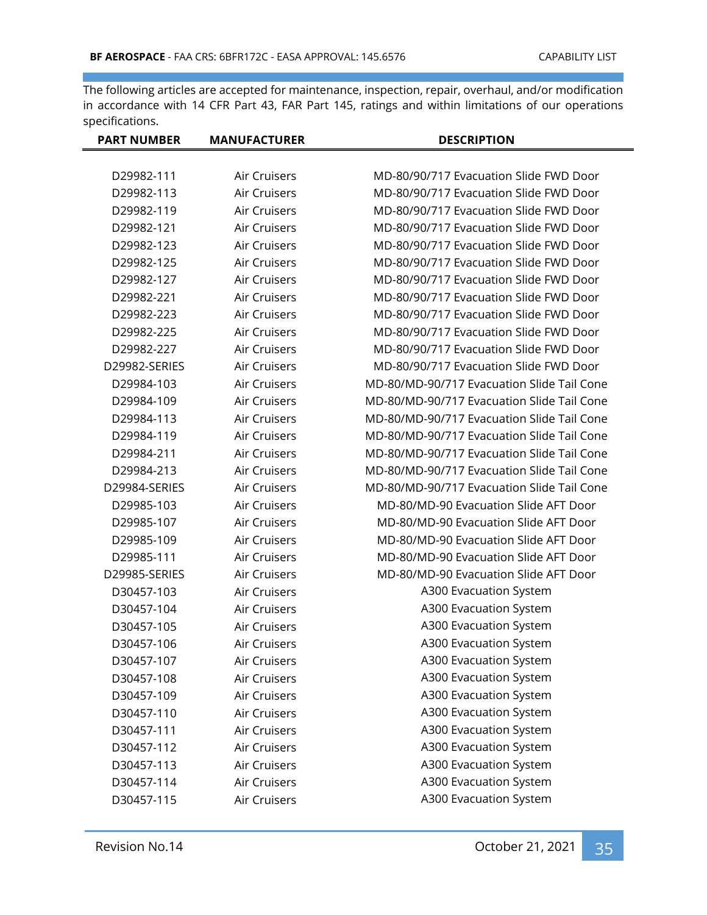The following articles are accepted for maintenance, inspection, repair, overhaul, and/or modification in accordance with 14 CFR Part 43, FAR Part 145, ratings and within limitations of our operations specifications.

| PART NUMBER | MANUFACTURER | DESCRIPTION |
|---|---|---|
| D29982-111 | Air Cruisers | MD-80/90/717 Evacuation Slide FWD Door |
| D29982-113 | Air Cruisers | MD-80/90/717 Evacuation Slide FWD Door |
| D29982-119 | Air Cruisers | MD-80/90/717 Evacuation Slide FWD Door |
| D29982-121 | Air Cruisers | MD-80/90/717 Evacuation Slide FWD Door |
| D29982-123 | Air Cruisers | MD-80/90/717 Evacuation Slide FWD Door |
| D29982-125 | Air Cruisers | MD-80/90/717 Evacuation Slide FWD Door |
| D29982-127 | Air Cruisers | MD-80/90/717 Evacuation Slide FWD Door |
| D29982-221 | Air Cruisers | MD-80/90/717 Evacuation Slide FWD Door |
| D29982-223 | Air Cruisers | MD-80/90/717 Evacuation Slide FWD Door |
| D29982-225 | Air Cruisers | MD-80/90/717 Evacuation Slide FWD Door |
| D29982-227 | Air Cruisers | MD-80/90/717 Evacuation Slide FWD Door |
| D29982-SERIES | Air Cruisers | MD-80/90/717 Evacuation Slide FWD Door |
| D29984-103 | Air Cruisers | MD-80/MD-90/717 Evacuation Slide Tail Cone |
| D29984-109 | Air Cruisers | MD-80/MD-90/717 Evacuation Slide Tail Cone |
| D29984-113 | Air Cruisers | MD-80/MD-90/717 Evacuation Slide Tail Cone |
| D29984-119 | Air Cruisers | MD-80/MD-90/717 Evacuation Slide Tail Cone |
| D29984-211 | Air Cruisers | MD-80/MD-90/717 Evacuation Slide Tail Cone |
| D29984-213 | Air Cruisers | MD-80/MD-90/717 Evacuation Slide Tail Cone |
| D29984-SERIES | Air Cruisers | MD-80/MD-90/717 Evacuation Slide Tail Cone |
| D29985-103 | Air Cruisers | MD-80/MD-90 Evacuation Slide AFT Door |
| D29985-107 | Air Cruisers | MD-80/MD-90 Evacuation Slide AFT Door |
| D29985-109 | Air Cruisers | MD-80/MD-90 Evacuation Slide AFT Door |
| D29985-111 | Air Cruisers | MD-80/MD-90 Evacuation Slide AFT Door |
| D29985-SERIES | Air Cruisers | MD-80/MD-90 Evacuation Slide AFT Door |
| D30457-103 | Air Cruisers | A300 Evacuation System |
| D30457-104 | Air Cruisers | A300 Evacuation System |
| D30457-105 | Air Cruisers | A300 Evacuation System |
| D30457-106 | Air Cruisers | A300 Evacuation System |
| D30457-107 | Air Cruisers | A300 Evacuation System |
| D30457-108 | Air Cruisers | A300 Evacuation System |
| D30457-109 | Air Cruisers | A300 Evacuation System |
| D30457-110 | Air Cruisers | A300 Evacuation System |
| D30457-111 | Air Cruisers | A300 Evacuation System |
| D30457-112 | Air Cruisers | A300 Evacuation System |
| D30457-113 | Air Cruisers | A300 Evacuation System |
| D30457-114 | Air Cruisers | A300 Evacuation System |
| D30457-115 | Air Cruisers | A300 Evacuation System |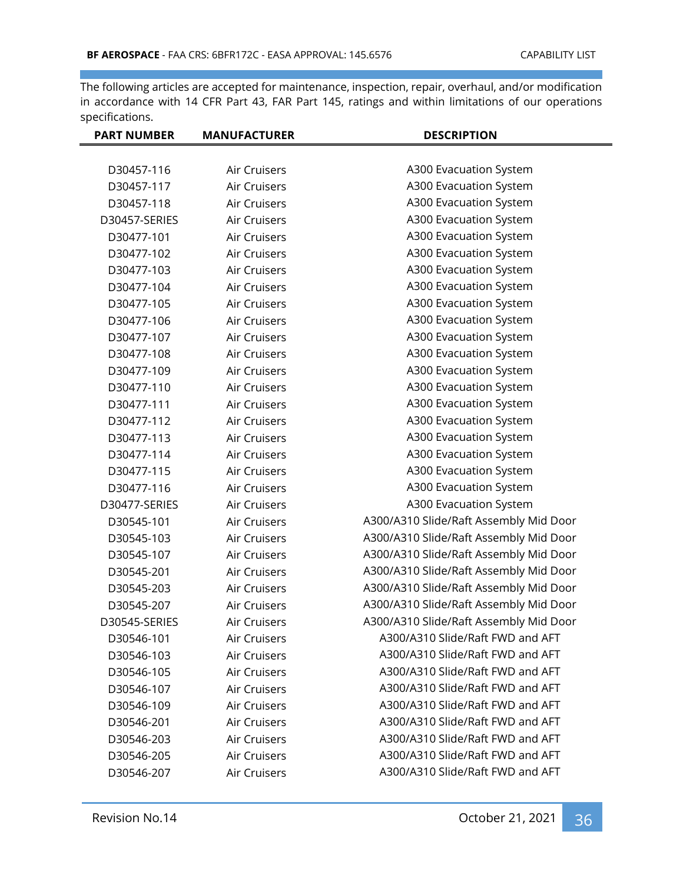The following articles are accepted for maintenance, inspection, repair, overhaul, and/or modification in accordance with 14 CFR Part 43, FAR Part 145, ratings and within limitations of our operations specifications.

| PART NUMBER | MANUFACTURER | DESCRIPTION |
|---|---|---|
| D30457-116 | Air Cruisers | A300 Evacuation System |
| D30457-117 | Air Cruisers | A300 Evacuation System |
| D30457-118 | Air Cruisers | A300 Evacuation System |
| D30457-SERIES | Air Cruisers | A300 Evacuation System |
| D30477-101 | Air Cruisers | A300 Evacuation System |
| D30477-102 | Air Cruisers | A300 Evacuation System |
| D30477-103 | Air Cruisers | A300 Evacuation System |
| D30477-104 | Air Cruisers | A300 Evacuation System |
| D30477-105 | Air Cruisers | A300 Evacuation System |
| D30477-106 | Air Cruisers | A300 Evacuation System |
| D30477-107 | Air Cruisers | A300 Evacuation System |
| D30477-108 | Air Cruisers | A300 Evacuation System |
| D30477-109 | Air Cruisers | A300 Evacuation System |
| D30477-110 | Air Cruisers | A300 Evacuation System |
| D30477-111 | Air Cruisers | A300 Evacuation System |
| D30477-112 | Air Cruisers | A300 Evacuation System |
| D30477-113 | Air Cruisers | A300 Evacuation System |
| D30477-114 | Air Cruisers | A300 Evacuation System |
| D30477-115 | Air Cruisers | A300 Evacuation System |
| D30477-116 | Air Cruisers | A300 Evacuation System |
| D30477-SERIES | Air Cruisers | A300 Evacuation System |
| D30545-101 | Air Cruisers | A300/A310 Slide/Raft Assembly Mid Door |
| D30545-103 | Air Cruisers | A300/A310 Slide/Raft Assembly Mid Door |
| D30545-107 | Air Cruisers | A300/A310 Slide/Raft Assembly Mid Door |
| D30545-201 | Air Cruisers | A300/A310 Slide/Raft Assembly Mid Door |
| D30545-203 | Air Cruisers | A300/A310 Slide/Raft Assembly Mid Door |
| D30545-207 | Air Cruisers | A300/A310 Slide/Raft Assembly Mid Door |
| D30545-SERIES | Air Cruisers | A300/A310 Slide/Raft Assembly Mid Door |
| D30546-101 | Air Cruisers | A300/A310 Slide/Raft FWD and AFT |
| D30546-103 | Air Cruisers | A300/A310 Slide/Raft FWD and AFT |
| D30546-105 | Air Cruisers | A300/A310 Slide/Raft FWD and AFT |
| D30546-107 | Air Cruisers | A300/A310 Slide/Raft FWD and AFT |
| D30546-109 | Air Cruisers | A300/A310 Slide/Raft FWD and AFT |
| D30546-201 | Air Cruisers | A300/A310 Slide/Raft FWD and AFT |
| D30546-203 | Air Cruisers | A300/A310 Slide/Raft FWD and AFT |
| D30546-205 | Air Cruisers | A300/A310 Slide/Raft FWD and AFT |
| D30546-207 | Air Cruisers | A300/A310 Slide/Raft FWD and AFT |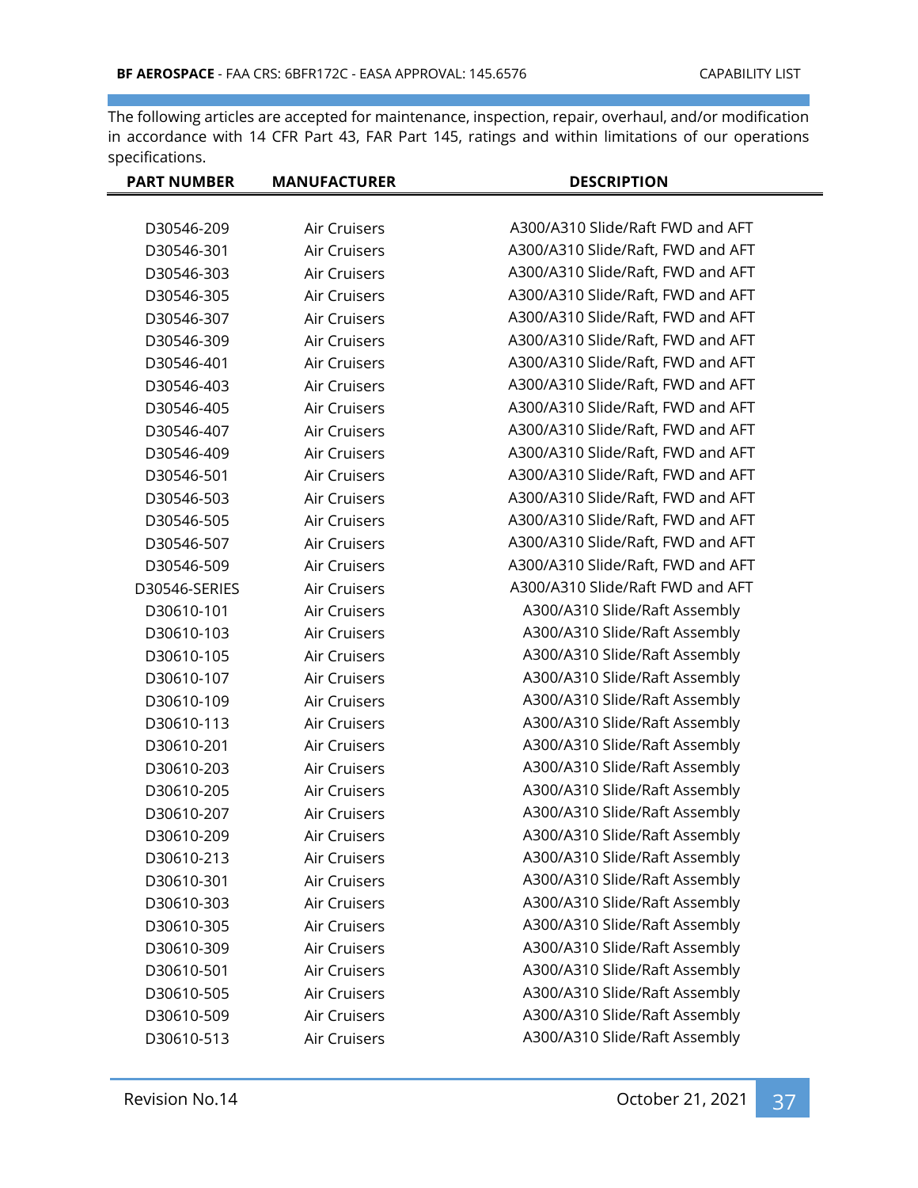The following articles are accepted for maintenance, inspection, repair, overhaul, and/or modification in accordance with 14 CFR Part 43, FAR Part 145, ratings and within limitations of our operations specifications.

| PART NUMBER | MANUFACTURER | DESCRIPTION |
|---|---|---|
| D30546-209 | Air Cruisers | A300/A310 Slide/Raft FWD and AFT |
| D30546-301 | Air Cruisers | A300/A310 Slide/Raft, FWD and AFT |
| D30546-303 | Air Cruisers | A300/A310 Slide/Raft, FWD and AFT |
| D30546-305 | Air Cruisers | A300/A310 Slide/Raft, FWD and AFT |
| D30546-307 | Air Cruisers | A300/A310 Slide/Raft, FWD and AFT |
| D30546-309 | Air Cruisers | A300/A310 Slide/Raft, FWD and AFT |
| D30546-401 | Air Cruisers | A300/A310 Slide/Raft, FWD and AFT |
| D30546-403 | Air Cruisers | A300/A310 Slide/Raft, FWD and AFT |
| D30546-405 | Air Cruisers | A300/A310 Slide/Raft, FWD and AFT |
| D30546-407 | Air Cruisers | A300/A310 Slide/Raft, FWD and AFT |
| D30546-409 | Air Cruisers | A300/A310 Slide/Raft, FWD and AFT |
| D30546-501 | Air Cruisers | A300/A310 Slide/Raft, FWD and AFT |
| D30546-503 | Air Cruisers | A300/A310 Slide/Raft, FWD and AFT |
| D30546-505 | Air Cruisers | A300/A310 Slide/Raft, FWD and AFT |
| D30546-507 | Air Cruisers | A300/A310 Slide/Raft, FWD and AFT |
| D30546-509 | Air Cruisers | A300/A310 Slide/Raft, FWD and AFT |
| D30546-SERIES | Air Cruisers | A300/A310 Slide/Raft FWD and AFT |
| D30610-101 | Air Cruisers | A300/A310 Slide/Raft Assembly |
| D30610-103 | Air Cruisers | A300/A310 Slide/Raft Assembly |
| D30610-105 | Air Cruisers | A300/A310 Slide/Raft Assembly |
| D30610-107 | Air Cruisers | A300/A310 Slide/Raft Assembly |
| D30610-109 | Air Cruisers | A300/A310 Slide/Raft Assembly |
| D30610-113 | Air Cruisers | A300/A310 Slide/Raft Assembly |
| D30610-201 | Air Cruisers | A300/A310 Slide/Raft Assembly |
| D30610-203 | Air Cruisers | A300/A310 Slide/Raft Assembly |
| D30610-205 | Air Cruisers | A300/A310 Slide/Raft Assembly |
| D30610-207 | Air Cruisers | A300/A310 Slide/Raft Assembly |
| D30610-209 | Air Cruisers | A300/A310 Slide/Raft Assembly |
| D30610-213 | Air Cruisers | A300/A310 Slide/Raft Assembly |
| D30610-301 | Air Cruisers | A300/A310 Slide/Raft Assembly |
| D30610-303 | Air Cruisers | A300/A310 Slide/Raft Assembly |
| D30610-305 | Air Cruisers | A300/A310 Slide/Raft Assembly |
| D30610-309 | Air Cruisers | A300/A310 Slide/Raft Assembly |
| D30610-501 | Air Cruisers | A300/A310 Slide/Raft Assembly |
| D30610-505 | Air Cruisers | A300/A310 Slide/Raft Assembly |
| D30610-509 | Air Cruisers | A300/A310 Slide/Raft Assembly |
| D30610-513 | Air Cruisers | A300/A310 Slide/Raft Assembly |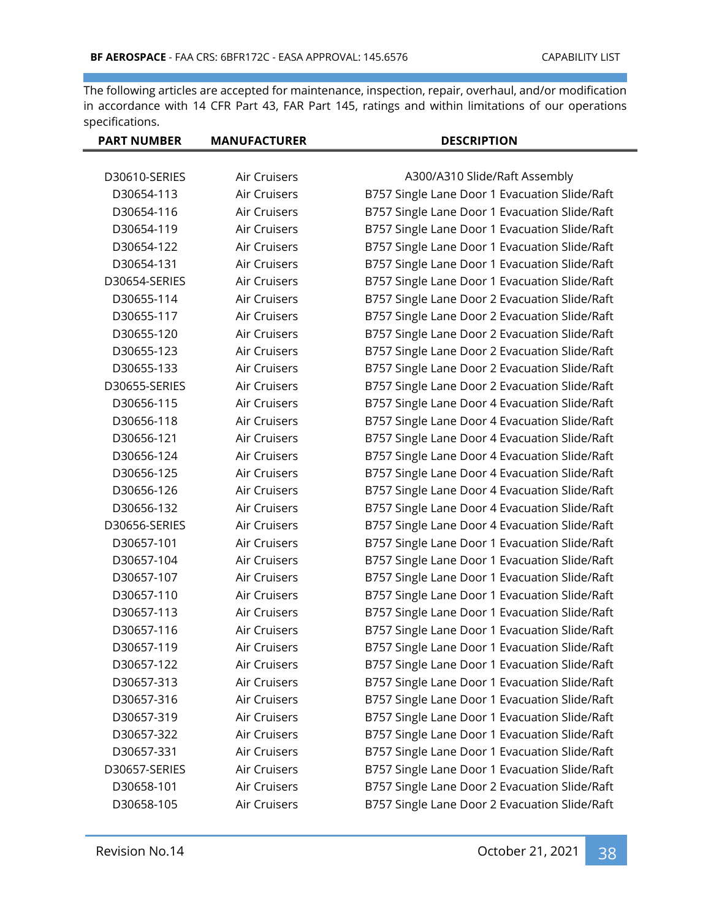The following articles are accepted for maintenance, inspection, repair, overhaul, and/or modification in accordance with 14 CFR Part 43, FAR Part 145, ratings and within limitations of our operations specifications.

| PART NUMBER | MANUFACTURER | DESCRIPTION |
|---|---|---|
| D30610-SERIES | Air Cruisers | A300/A310 Slide/Raft Assembly |
| D30654-113 | Air Cruisers | B757 Single Lane Door 1 Evacuation Slide/Raft |
| D30654-116 | Air Cruisers | B757 Single Lane Door 1 Evacuation Slide/Raft |
| D30654-119 | Air Cruisers | B757 Single Lane Door 1 Evacuation Slide/Raft |
| D30654-122 | Air Cruisers | B757 Single Lane Door 1 Evacuation Slide/Raft |
| D30654-131 | Air Cruisers | B757 Single Lane Door 1 Evacuation Slide/Raft |
| D30654-SERIES | Air Cruisers | B757 Single Lane Door 1 Evacuation Slide/Raft |
| D30655-114 | Air Cruisers | B757 Single Lane Door 2 Evacuation Slide/Raft |
| D30655-117 | Air Cruisers | B757 Single Lane Door 2 Evacuation Slide/Raft |
| D30655-120 | Air Cruisers | B757 Single Lane Door 2 Evacuation Slide/Raft |
| D30655-123 | Air Cruisers | B757 Single Lane Door 2 Evacuation Slide/Raft |
| D30655-133 | Air Cruisers | B757 Single Lane Door 2 Evacuation Slide/Raft |
| D30655-SERIES | Air Cruisers | B757 Single Lane Door 2 Evacuation Slide/Raft |
| D30656-115 | Air Cruisers | B757 Single Lane Door 4 Evacuation Slide/Raft |
| D30656-118 | Air Cruisers | B757 Single Lane Door 4 Evacuation Slide/Raft |
| D30656-121 | Air Cruisers | B757 Single Lane Door 4 Evacuation Slide/Raft |
| D30656-124 | Air Cruisers | B757 Single Lane Door 4 Evacuation Slide/Raft |
| D30656-125 | Air Cruisers | B757 Single Lane Door 4 Evacuation Slide/Raft |
| D30656-126 | Air Cruisers | B757 Single Lane Door 4 Evacuation Slide/Raft |
| D30656-132 | Air Cruisers | B757 Single Lane Door 4 Evacuation Slide/Raft |
| D30656-SERIES | Air Cruisers | B757 Single Lane Door 4 Evacuation Slide/Raft |
| D30657-101 | Air Cruisers | B757 Single Lane Door 1 Evacuation Slide/Raft |
| D30657-104 | Air Cruisers | B757 Single Lane Door 1 Evacuation Slide/Raft |
| D30657-107 | Air Cruisers | B757 Single Lane Door 1 Evacuation Slide/Raft |
| D30657-110 | Air Cruisers | B757 Single Lane Door 1 Evacuation Slide/Raft |
| D30657-113 | Air Cruisers | B757 Single Lane Door 1 Evacuation Slide/Raft |
| D30657-116 | Air Cruisers | B757 Single Lane Door 1 Evacuation Slide/Raft |
| D30657-119 | Air Cruisers | B757 Single Lane Door 1 Evacuation Slide/Raft |
| D30657-122 | Air Cruisers | B757 Single Lane Door 1 Evacuation Slide/Raft |
| D30657-313 | Air Cruisers | B757 Single Lane Door 1 Evacuation Slide/Raft |
| D30657-316 | Air Cruisers | B757 Single Lane Door 1 Evacuation Slide/Raft |
| D30657-319 | Air Cruisers | B757 Single Lane Door 1 Evacuation Slide/Raft |
| D30657-322 | Air Cruisers | B757 Single Lane Door 1 Evacuation Slide/Raft |
| D30657-331 | Air Cruisers | B757 Single Lane Door 1 Evacuation Slide/Raft |
| D30657-SERIES | Air Cruisers | B757 Single Lane Door 1 Evacuation Slide/Raft |
| D30658-101 | Air Cruisers | B757 Single Lane Door 2 Evacuation Slide/Raft |
| D30658-105 | Air Cruisers | B757 Single Lane Door 2 Evacuation Slide/Raft |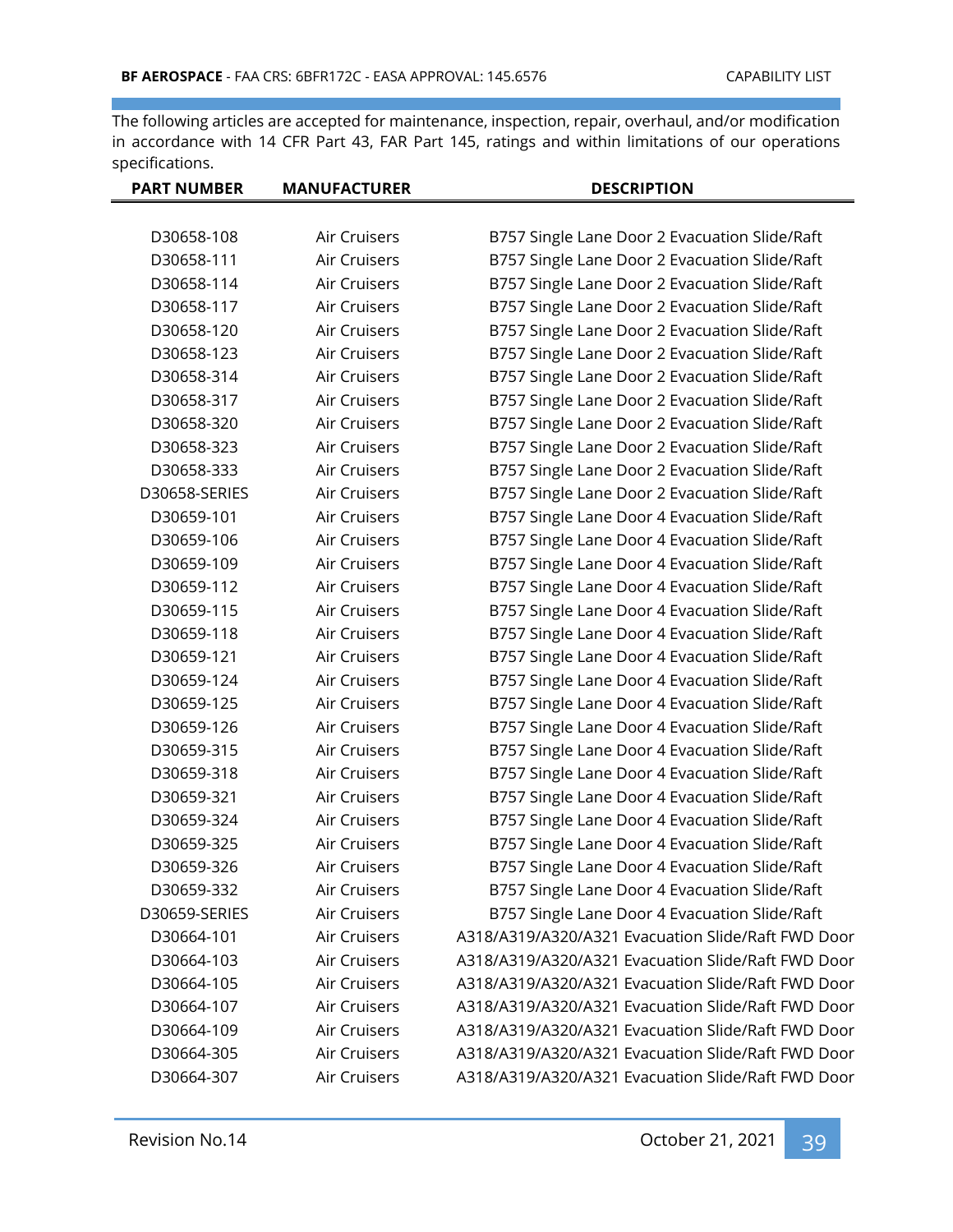The following articles are accepted for maintenance, inspection, repair, overhaul, and/or modification in accordance with 14 CFR Part 43, FAR Part 145, ratings and within limitations of our operations specifications.

| PART NUMBER | MANUFACTURER | DESCRIPTION |
|---|---|---|
| D30658-108 | Air Cruisers | B757 Single Lane Door 2 Evacuation Slide/Raft |
| D30658-111 | Air Cruisers | B757 Single Lane Door 2 Evacuation Slide/Raft |
| D30658-114 | Air Cruisers | B757 Single Lane Door 2 Evacuation Slide/Raft |
| D30658-117 | Air Cruisers | B757 Single Lane Door 2 Evacuation Slide/Raft |
| D30658-120 | Air Cruisers | B757 Single Lane Door 2 Evacuation Slide/Raft |
| D30658-123 | Air Cruisers | B757 Single Lane Door 2 Evacuation Slide/Raft |
| D30658-314 | Air Cruisers | B757 Single Lane Door 2 Evacuation Slide/Raft |
| D30658-317 | Air Cruisers | B757 Single Lane Door 2 Evacuation Slide/Raft |
| D30658-320 | Air Cruisers | B757 Single Lane Door 2 Evacuation Slide/Raft |
| D30658-323 | Air Cruisers | B757 Single Lane Door 2 Evacuation Slide/Raft |
| D30658-333 | Air Cruisers | B757 Single Lane Door 2 Evacuation Slide/Raft |
| D30658-SERIES | Air Cruisers | B757 Single Lane Door 2 Evacuation Slide/Raft |
| D30659-101 | Air Cruisers | B757 Single Lane Door 4 Evacuation Slide/Raft |
| D30659-106 | Air Cruisers | B757 Single Lane Door 4 Evacuation Slide/Raft |
| D30659-109 | Air Cruisers | B757 Single Lane Door 4 Evacuation Slide/Raft |
| D30659-112 | Air Cruisers | B757 Single Lane Door 4 Evacuation Slide/Raft |
| D30659-115 | Air Cruisers | B757 Single Lane Door 4 Evacuation Slide/Raft |
| D30659-118 | Air Cruisers | B757 Single Lane Door 4 Evacuation Slide/Raft |
| D30659-121 | Air Cruisers | B757 Single Lane Door 4 Evacuation Slide/Raft |
| D30659-124 | Air Cruisers | B757 Single Lane Door 4 Evacuation Slide/Raft |
| D30659-125 | Air Cruisers | B757 Single Lane Door 4 Evacuation Slide/Raft |
| D30659-126 | Air Cruisers | B757 Single Lane Door 4 Evacuation Slide/Raft |
| D30659-315 | Air Cruisers | B757 Single Lane Door 4 Evacuation Slide/Raft |
| D30659-318 | Air Cruisers | B757 Single Lane Door 4 Evacuation Slide/Raft |
| D30659-321 | Air Cruisers | B757 Single Lane Door 4 Evacuation Slide/Raft |
| D30659-324 | Air Cruisers | B757 Single Lane Door 4 Evacuation Slide/Raft |
| D30659-325 | Air Cruisers | B757 Single Lane Door 4 Evacuation Slide/Raft |
| D30659-326 | Air Cruisers | B757 Single Lane Door 4 Evacuation Slide/Raft |
| D30659-332 | Air Cruisers | B757 Single Lane Door 4 Evacuation Slide/Raft |
| D30659-SERIES | Air Cruisers | B757 Single Lane Door 4 Evacuation Slide/Raft |
| D30664-101 | Air Cruisers | A318/A319/A320/A321 Evacuation Slide/Raft FWD Door |
| D30664-103 | Air Cruisers | A318/A319/A320/A321 Evacuation Slide/Raft FWD Door |
| D30664-105 | Air Cruisers | A318/A319/A320/A321 Evacuation Slide/Raft FWD Door |
| D30664-107 | Air Cruisers | A318/A319/A320/A321 Evacuation Slide/Raft FWD Door |
| D30664-109 | Air Cruisers | A318/A319/A320/A321 Evacuation Slide/Raft FWD Door |
| D30664-305 | Air Cruisers | A318/A319/A320/A321 Evacuation Slide/Raft FWD Door |
| D30664-307 | Air Cruisers | A318/A319/A320/A321 Evacuation Slide/Raft FWD Door |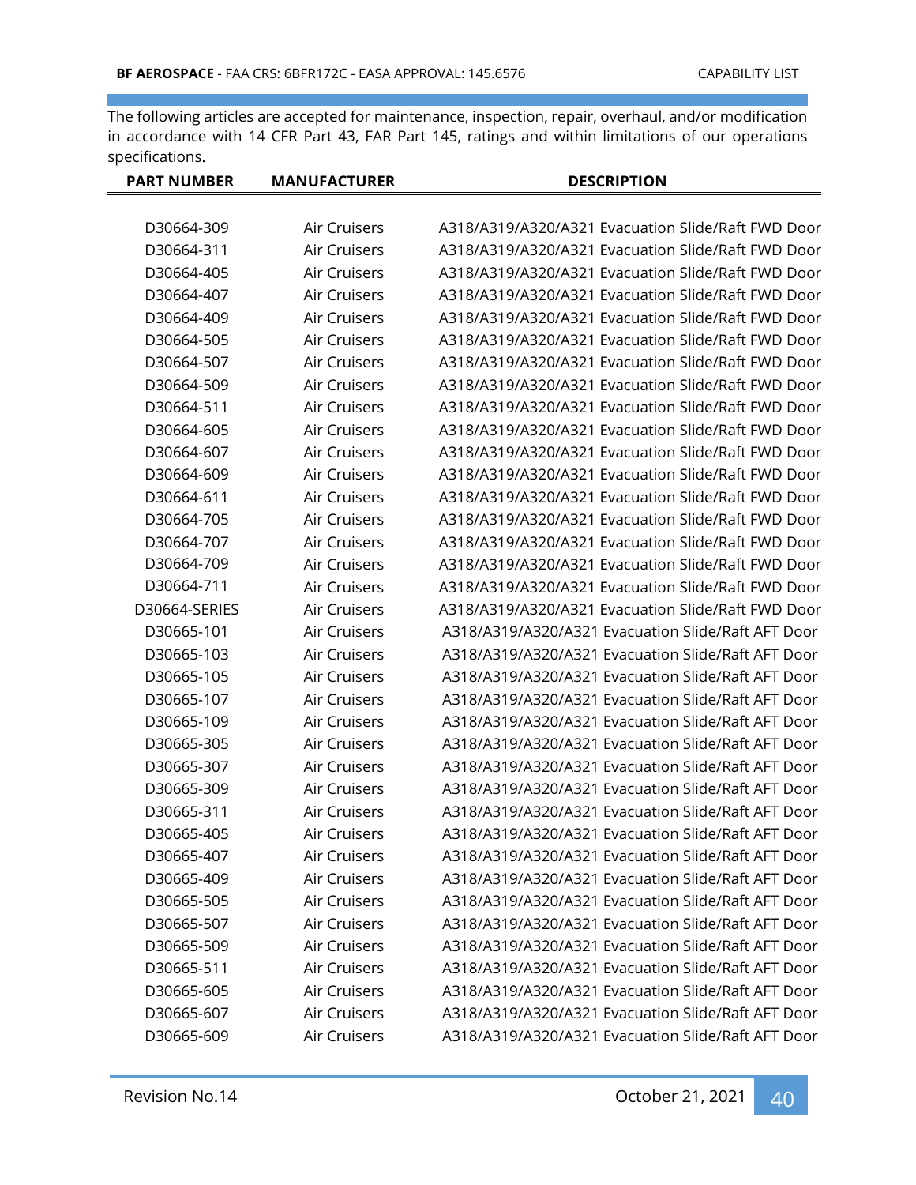The following articles are accepted for maintenance, inspection, repair, overhaul, and/or modification in accordance with 14 CFR Part 43, FAR Part 145, ratings and within limitations of our operations specifications.

| PART NUMBER | MANUFACTURER | DESCRIPTION |
|---|---|---|
| D30664-309 | Air Cruisers | A318/A319/A320/A321 Evacuation Slide/Raft FWD Door |
| D30664-311 | Air Cruisers | A318/A319/A320/A321 Evacuation Slide/Raft FWD Door |
| D30664-405 | Air Cruisers | A318/A319/A320/A321 Evacuation Slide/Raft FWD Door |
| D30664-407 | Air Cruisers | A318/A319/A320/A321 Evacuation Slide/Raft FWD Door |
| D30664-409 | Air Cruisers | A318/A319/A320/A321 Evacuation Slide/Raft FWD Door |
| D30664-505 | Air Cruisers | A318/A319/A320/A321 Evacuation Slide/Raft FWD Door |
| D30664-507 | Air Cruisers | A318/A319/A320/A321 Evacuation Slide/Raft FWD Door |
| D30664-509 | Air Cruisers | A318/A319/A320/A321 Evacuation Slide/Raft FWD Door |
| D30664-511 | Air Cruisers | A318/A319/A320/A321 Evacuation Slide/Raft FWD Door |
| D30664-605 | Air Cruisers | A318/A319/A320/A321 Evacuation Slide/Raft FWD Door |
| D30664-607 | Air Cruisers | A318/A319/A320/A321 Evacuation Slide/Raft FWD Door |
| D30664-609 | Air Cruisers | A318/A319/A320/A321 Evacuation Slide/Raft FWD Door |
| D30664-611 | Air Cruisers | A318/A319/A320/A321 Evacuation Slide/Raft FWD Door |
| D30664-705 | Air Cruisers | A318/A319/A320/A321 Evacuation Slide/Raft FWD Door |
| D30664-707 | Air Cruisers | A318/A319/A320/A321 Evacuation Slide/Raft FWD Door |
| D30664-709 | Air Cruisers | A318/A319/A320/A321 Evacuation Slide/Raft FWD Door |
| D30664-711 | Air Cruisers | A318/A319/A320/A321 Evacuation Slide/Raft FWD Door |
| D30664-SERIES | Air Cruisers | A318/A319/A320/A321 Evacuation Slide/Raft FWD Door |
| D30665-101 | Air Cruisers | A318/A319/A320/A321 Evacuation Slide/Raft AFT Door |
| D30665-103 | Air Cruisers | A318/A319/A320/A321 Evacuation Slide/Raft AFT Door |
| D30665-105 | Air Cruisers | A318/A319/A320/A321 Evacuation Slide/Raft AFT Door |
| D30665-107 | Air Cruisers | A318/A319/A320/A321 Evacuation Slide/Raft AFT Door |
| D30665-109 | Air Cruisers | A318/A319/A320/A321 Evacuation Slide/Raft AFT Door |
| D30665-305 | Air Cruisers | A318/A319/A320/A321 Evacuation Slide/Raft AFT Door |
| D30665-307 | Air Cruisers | A318/A319/A320/A321 Evacuation Slide/Raft AFT Door |
| D30665-309 | Air Cruisers | A318/A319/A320/A321 Evacuation Slide/Raft AFT Door |
| D30665-311 | Air Cruisers | A318/A319/A320/A321 Evacuation Slide/Raft AFT Door |
| D30665-405 | Air Cruisers | A318/A319/A320/A321 Evacuation Slide/Raft AFT Door |
| D30665-407 | Air Cruisers | A318/A319/A320/A321 Evacuation Slide/Raft AFT Door |
| D30665-409 | Air Cruisers | A318/A319/A320/A321 Evacuation Slide/Raft AFT Door |
| D30665-505 | Air Cruisers | A318/A319/A320/A321 Evacuation Slide/Raft AFT Door |
| D30665-507 | Air Cruisers | A318/A319/A320/A321 Evacuation Slide/Raft AFT Door |
| D30665-509 | Air Cruisers | A318/A319/A320/A321 Evacuation Slide/Raft AFT Door |
| D30665-511 | Air Cruisers | A318/A319/A320/A321 Evacuation Slide/Raft AFT Door |
| D30665-605 | Air Cruisers | A318/A319/A320/A321 Evacuation Slide/Raft AFT Door |
| D30665-607 | Air Cruisers | A318/A319/A320/A321 Evacuation Slide/Raft AFT Door |
| D30665-609 | Air Cruisers | A318/A319/A320/A321 Evacuation Slide/Raft AFT Door |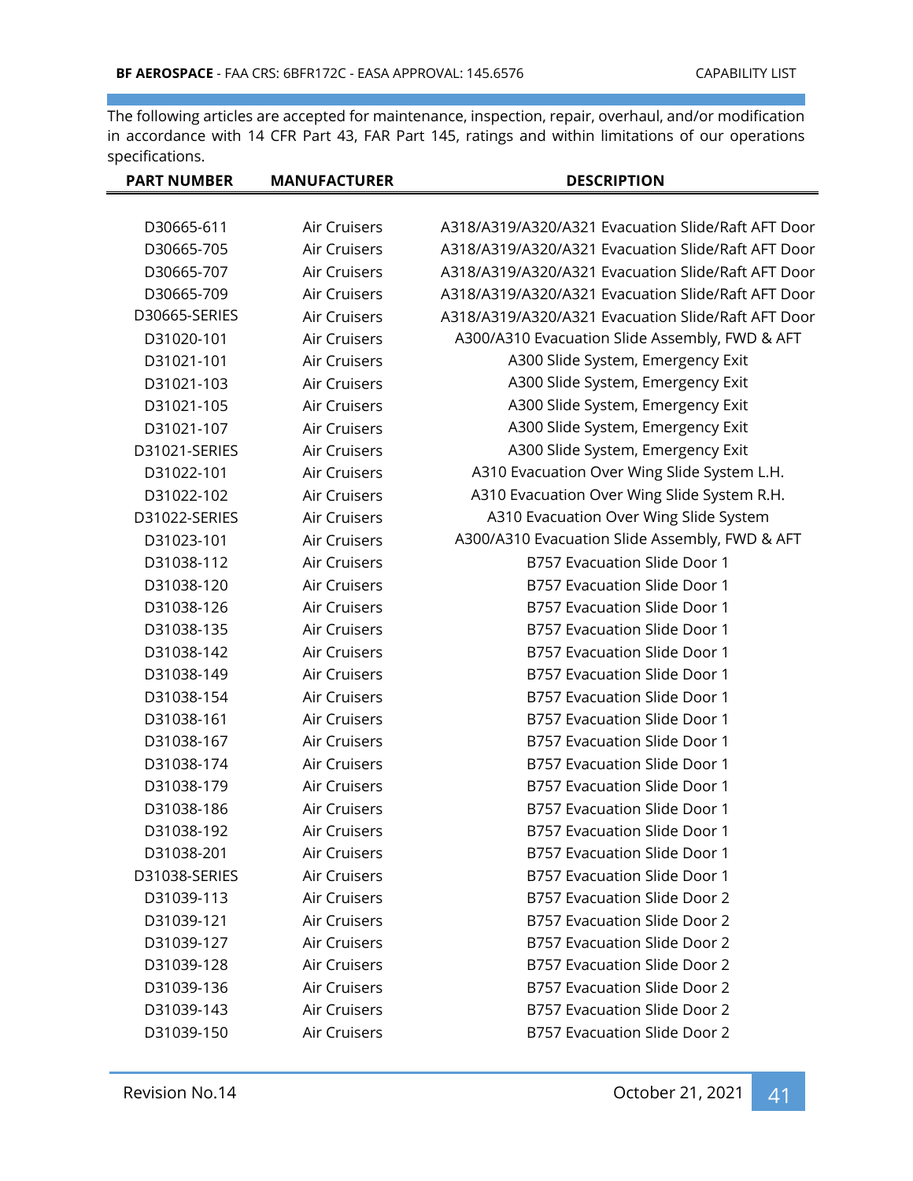The following articles are accepted for maintenance, inspection, repair, overhaul, and/or modification in accordance with 14 CFR Part 43, FAR Part 145, ratings and within limitations of our operations specifications.

| PART NUMBER | MANUFACTURER | DESCRIPTION |
|---|---|---|
| D30665-611 | Air Cruisers | A318/A319/A320/A321 Evacuation Slide/Raft AFT Door |
| D30665-705 | Air Cruisers | A318/A319/A320/A321 Evacuation Slide/Raft AFT Door |
| D30665-707 | Air Cruisers | A318/A319/A320/A321 Evacuation Slide/Raft AFT Door |
| D30665-709 | Air Cruisers | A318/A319/A320/A321 Evacuation Slide/Raft AFT Door |
| D30665-SERIES | Air Cruisers | A318/A319/A320/A321 Evacuation Slide/Raft AFT Door |
| D31020-101 | Air Cruisers | A300/A310 Evacuation Slide Assembly, FWD & AFT |
| D31021-101 | Air Cruisers | A300 Slide System, Emergency Exit |
| D31021-103 | Air Cruisers | A300 Slide System, Emergency Exit |
| D31021-105 | Air Cruisers | A300 Slide System, Emergency Exit |
| D31021-107 | Air Cruisers | A300 Slide System, Emergency Exit |
| D31021-SERIES | Air Cruisers | A300 Slide System, Emergency Exit |
| D31022-101 | Air Cruisers | A310 Evacuation Over Wing Slide System L.H. |
| D31022-102 | Air Cruisers | A310 Evacuation Over Wing Slide System R.H. |
| D31022-SERIES | Air Cruisers | A310 Evacuation Over Wing Slide System |
| D31023-101 | Air Cruisers | A300/A310 Evacuation Slide Assembly, FWD & AFT |
| D31038-112 | Air Cruisers | B757 Evacuation Slide Door 1 |
| D31038-120 | Air Cruisers | B757 Evacuation Slide Door 1 |
| D31038-126 | Air Cruisers | B757 Evacuation Slide Door 1 |
| D31038-135 | Air Cruisers | B757 Evacuation Slide Door 1 |
| D31038-142 | Air Cruisers | B757 Evacuation Slide Door 1 |
| D31038-149 | Air Cruisers | B757 Evacuation Slide Door 1 |
| D31038-154 | Air Cruisers | B757 Evacuation Slide Door 1 |
| D31038-161 | Air Cruisers | B757 Evacuation Slide Door 1 |
| D31038-167 | Air Cruisers | B757 Evacuation Slide Door 1 |
| D31038-174 | Air Cruisers | B757 Evacuation Slide Door 1 |
| D31038-179 | Air Cruisers | B757 Evacuation Slide Door 1 |
| D31038-186 | Air Cruisers | B757 Evacuation Slide Door 1 |
| D31038-192 | Air Cruisers | B757 Evacuation Slide Door 1 |
| D31038-201 | Air Cruisers | B757 Evacuation Slide Door 1 |
| D31038-SERIES | Air Cruisers | B757 Evacuation Slide Door 1 |
| D31039-113 | Air Cruisers | B757 Evacuation Slide Door 2 |
| D31039-121 | Air Cruisers | B757 Evacuation Slide Door 2 |
| D31039-127 | Air Cruisers | B757 Evacuation Slide Door 2 |
| D31039-128 | Air Cruisers | B757 Evacuation Slide Door 2 |
| D31039-136 | Air Cruisers | B757 Evacuation Slide Door 2 |
| D31039-143 | Air Cruisers | B757 Evacuation Slide Door 2 |
| D31039-150 | Air Cruisers | B757 Evacuation Slide Door 2 |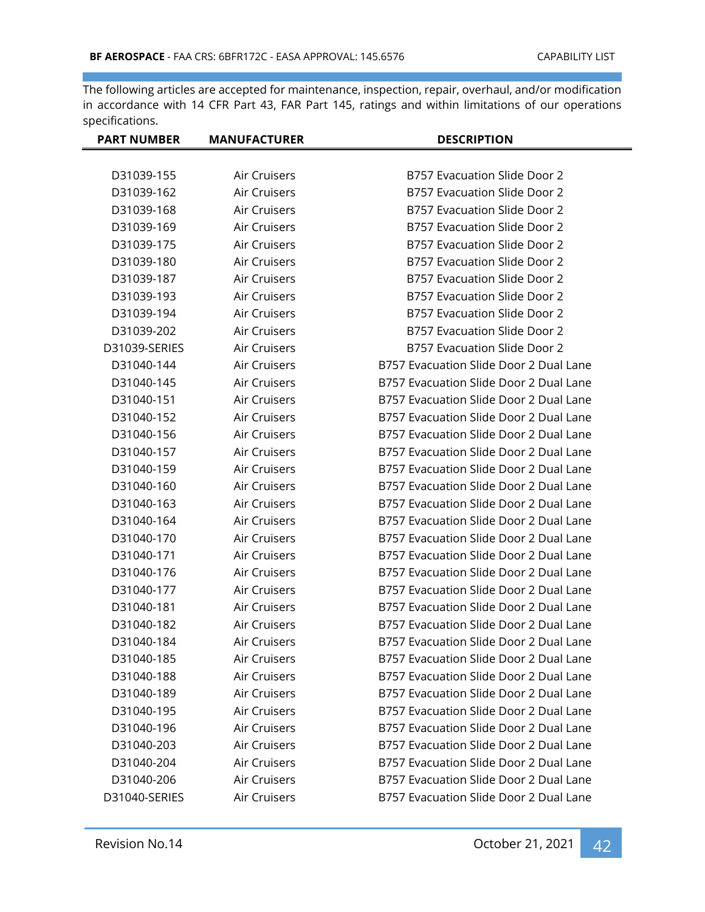The following articles are accepted for maintenance, inspection, repair, overhaul, and/or modification in accordance with 14 CFR Part 43, FAR Part 145, ratings and within limitations of our operations specifications.

| PART NUMBER | MANUFACTURER | DESCRIPTION |
|---|---|---|
| D31039-155 | Air Cruisers | B757 Evacuation Slide Door 2 |
| D31039-162 | Air Cruisers | B757 Evacuation Slide Door 2 |
| D31039-168 | Air Cruisers | B757 Evacuation Slide Door 2 |
| D31039-169 | Air Cruisers | B757 Evacuation Slide Door 2 |
| D31039-175 | Air Cruisers | B757 Evacuation Slide Door 2 |
| D31039-180 | Air Cruisers | B757 Evacuation Slide Door 2 |
| D31039-187 | Air Cruisers | B757 Evacuation Slide Door 2 |
| D31039-193 | Air Cruisers | B757 Evacuation Slide Door 2 |
| D31039-194 | Air Cruisers | B757 Evacuation Slide Door 2 |
| D31039-202 | Air Cruisers | B757 Evacuation Slide Door 2 |
| D31039-SERIES | Air Cruisers | B757 Evacuation Slide Door 2 |
| D31040-144 | Air Cruisers | B757 Evacuation Slide Door 2 Dual Lane |
| D31040-145 | Air Cruisers | B757 Evacuation Slide Door 2 Dual Lane |
| D31040-151 | Air Cruisers | B757 Evacuation Slide Door 2 Dual Lane |
| D31040-152 | Air Cruisers | B757 Evacuation Slide Door 2 Dual Lane |
| D31040-156 | Air Cruisers | B757 Evacuation Slide Door 2 Dual Lane |
| D31040-157 | Air Cruisers | B757 Evacuation Slide Door 2 Dual Lane |
| D31040-159 | Air Cruisers | B757 Evacuation Slide Door 2 Dual Lane |
| D31040-160 | Air Cruisers | B757 Evacuation Slide Door 2 Dual Lane |
| D31040-163 | Air Cruisers | B757 Evacuation Slide Door 2 Dual Lane |
| D31040-164 | Air Cruisers | B757 Evacuation Slide Door 2 Dual Lane |
| D31040-170 | Air Cruisers | B757 Evacuation Slide Door 2 Dual Lane |
| D31040-171 | Air Cruisers | B757 Evacuation Slide Door 2 Dual Lane |
| D31040-176 | Air Cruisers | B757 Evacuation Slide Door 2 Dual Lane |
| D31040-177 | Air Cruisers | B757 Evacuation Slide Door 2 Dual Lane |
| D31040-181 | Air Cruisers | B757 Evacuation Slide Door 2 Dual Lane |
| D31040-182 | Air Cruisers | B757 Evacuation Slide Door 2 Dual Lane |
| D31040-184 | Air Cruisers | B757 Evacuation Slide Door 2 Dual Lane |
| D31040-185 | Air Cruisers | B757 Evacuation Slide Door 2 Dual Lane |
| D31040-188 | Air Cruisers | B757 Evacuation Slide Door 2 Dual Lane |
| D31040-189 | Air Cruisers | B757 Evacuation Slide Door 2 Dual Lane |
| D31040-195 | Air Cruisers | B757 Evacuation Slide Door 2 Dual Lane |
| D31040-196 | Air Cruisers | B757 Evacuation Slide Door 2 Dual Lane |
| D31040-203 | Air Cruisers | B757 Evacuation Slide Door 2 Dual Lane |
| D31040-204 | Air Cruisers | B757 Evacuation Slide Door 2 Dual Lane |
| D31040-206 | Air Cruisers | B757 Evacuation Slide Door 2 Dual Lane |
| D31040-SERIES | Air Cruisers | B757 Evacuation Slide Door 2 Dual Lane |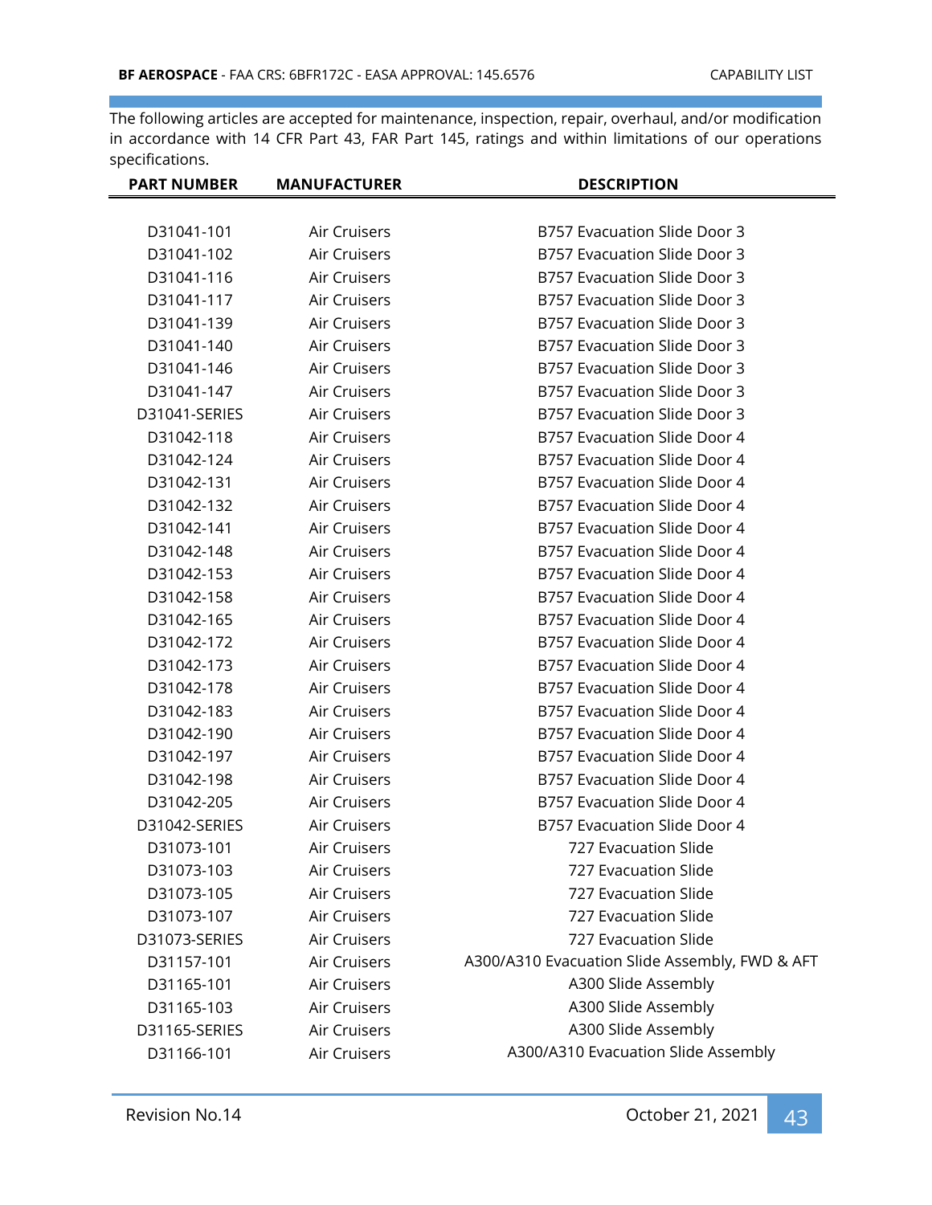The following articles are accepted for maintenance, inspection, repair, overhaul, and/or modification in accordance with 14 CFR Part 43, FAR Part 145, ratings and within limitations of our operations specifications.

| PART NUMBER | MANUFACTURER | DESCRIPTION |
|---|---|---|
| D31041-101 | Air Cruisers | B757 Evacuation Slide Door 3 |
| D31041-102 | Air Cruisers | B757 Evacuation Slide Door 3 |
| D31041-116 | Air Cruisers | B757 Evacuation Slide Door 3 |
| D31041-117 | Air Cruisers | B757 Evacuation Slide Door 3 |
| D31041-139 | Air Cruisers | B757 Evacuation Slide Door 3 |
| D31041-140 | Air Cruisers | B757 Evacuation Slide Door 3 |
| D31041-146 | Air Cruisers | B757 Evacuation Slide Door 3 |
| D31041-147 | Air Cruisers | B757 Evacuation Slide Door 3 |
| D31041-SERIES | Air Cruisers | B757 Evacuation Slide Door 3 |
| D31042-118 | Air Cruisers | B757 Evacuation Slide Door 4 |
| D31042-124 | Air Cruisers | B757 Evacuation Slide Door 4 |
| D31042-131 | Air Cruisers | B757 Evacuation Slide Door 4 |
| D31042-132 | Air Cruisers | B757 Evacuation Slide Door 4 |
| D31042-141 | Air Cruisers | B757 Evacuation Slide Door 4 |
| D31042-148 | Air Cruisers | B757 Evacuation Slide Door 4 |
| D31042-153 | Air Cruisers | B757 Evacuation Slide Door 4 |
| D31042-158 | Air Cruisers | B757 Evacuation Slide Door 4 |
| D31042-165 | Air Cruisers | B757 Evacuation Slide Door 4 |
| D31042-172 | Air Cruisers | B757 Evacuation Slide Door 4 |
| D31042-173 | Air Cruisers | B757 Evacuation Slide Door 4 |
| D31042-178 | Air Cruisers | B757 Evacuation Slide Door 4 |
| D31042-183 | Air Cruisers | B757 Evacuation Slide Door 4 |
| D31042-190 | Air Cruisers | B757 Evacuation Slide Door 4 |
| D31042-197 | Air Cruisers | B757 Evacuation Slide Door 4 |
| D31042-198 | Air Cruisers | B757 Evacuation Slide Door 4 |
| D31042-205 | Air Cruisers | B757 Evacuation Slide Door 4 |
| D31042-SERIES | Air Cruisers | B757 Evacuation Slide Door 4 |
| D31073-101 | Air Cruisers | 727 Evacuation Slide |
| D31073-103 | Air Cruisers | 727 Evacuation Slide |
| D31073-105 | Air Cruisers | 727 Evacuation Slide |
| D31073-107 | Air Cruisers | 727 Evacuation Slide |
| D31073-SERIES | Air Cruisers | 727 Evacuation Slide |
| D31157-101 | Air Cruisers | A300/A310 Evacuation Slide Assembly, FWD & AFT |
| D31165-101 | Air Cruisers | A300 Slide Assembly |
| D31165-103 | Air Cruisers | A300 Slide Assembly |
| D31165-SERIES | Air Cruisers | A300 Slide Assembly |
| D31166-101 | Air Cruisers | A300/A310 Evacuation Slide Assembly |

Revision No.14 October 21, 2021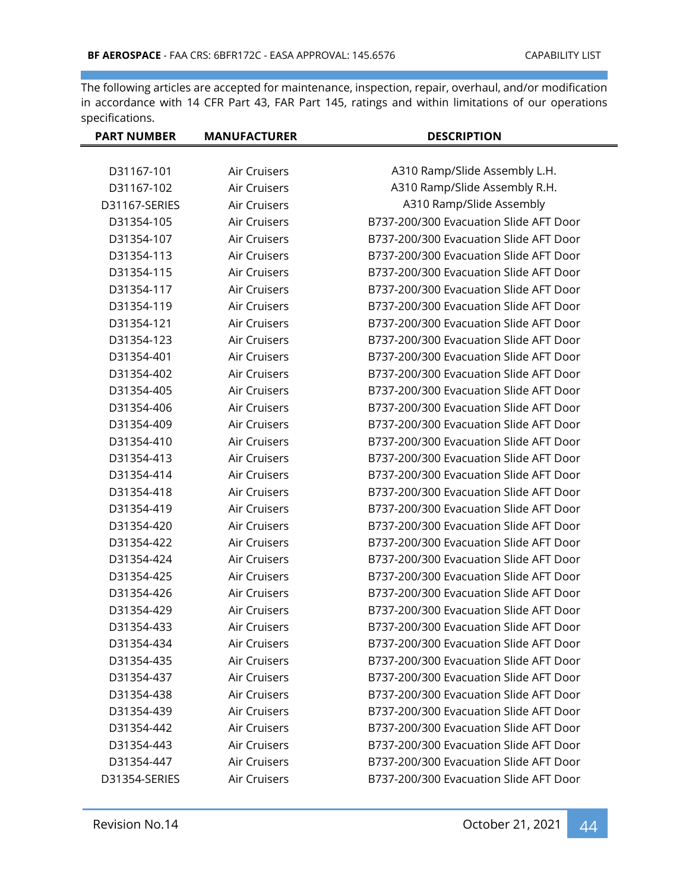The following articles are accepted for maintenance, inspection, repair, overhaul, and/or modification in accordance with 14 CFR Part 43, FAR Part 145, ratings and within limitations of our operations specifications.

| PART NUMBER | MANUFACTURER | DESCRIPTION |
|---|---|---|
| D31167-101 | Air Cruisers | A310 Ramp/Slide Assembly L.H. |
| D31167-102 | Air Cruisers | A310 Ramp/Slide Assembly R.H. |
| D31167-SERIES | Air Cruisers | A310 Ramp/Slide Assembly |
| D31354-105 | Air Cruisers | B737-200/300 Evacuation Slide AFT Door |
| D31354-107 | Air Cruisers | B737-200/300 Evacuation Slide AFT Door |
| D31354-113 | Air Cruisers | B737-200/300 Evacuation Slide AFT Door |
| D31354-115 | Air Cruisers | B737-200/300 Evacuation Slide AFT Door |
| D31354-117 | Air Cruisers | B737-200/300 Evacuation Slide AFT Door |
| D31354-119 | Air Cruisers | B737-200/300 Evacuation Slide AFT Door |
| D31354-121 | Air Cruisers | B737-200/300 Evacuation Slide AFT Door |
| D31354-123 | Air Cruisers | B737-200/300 Evacuation Slide AFT Door |
| D31354-401 | Air Cruisers | B737-200/300 Evacuation Slide AFT Door |
| D31354-402 | Air Cruisers | B737-200/300 Evacuation Slide AFT Door |
| D31354-405 | Air Cruisers | B737-200/300 Evacuation Slide AFT Door |
| D31354-406 | Air Cruisers | B737-200/300 Evacuation Slide AFT Door |
| D31354-409 | Air Cruisers | B737-200/300 Evacuation Slide AFT Door |
| D31354-410 | Air Cruisers | B737-200/300 Evacuation Slide AFT Door |
| D31354-413 | Air Cruisers | B737-200/300 Evacuation Slide AFT Door |
| D31354-414 | Air Cruisers | B737-200/300 Evacuation Slide AFT Door |
| D31354-418 | Air Cruisers | B737-200/300 Evacuation Slide AFT Door |
| D31354-419 | Air Cruisers | B737-200/300 Evacuation Slide AFT Door |
| D31354-420 | Air Cruisers | B737-200/300 Evacuation Slide AFT Door |
| D31354-422 | Air Cruisers | B737-200/300 Evacuation Slide AFT Door |
| D31354-424 | Air Cruisers | B737-200/300 Evacuation Slide AFT Door |
| D31354-425 | Air Cruisers | B737-200/300 Evacuation Slide AFT Door |
| D31354-426 | Air Cruisers | B737-200/300 Evacuation Slide AFT Door |
| D31354-429 | Air Cruisers | B737-200/300 Evacuation Slide AFT Door |
| D31354-433 | Air Cruisers | B737-200/300 Evacuation Slide AFT Door |
| D31354-434 | Air Cruisers | B737-200/300 Evacuation Slide AFT Door |
| D31354-435 | Air Cruisers | B737-200/300 Evacuation Slide AFT Door |
| D31354-437 | Air Cruisers | B737-200/300 Evacuation Slide AFT Door |
| D31354-438 | Air Cruisers | B737-200/300 Evacuation Slide AFT Door |
| D31354-439 | Air Cruisers | B737-200/300 Evacuation Slide AFT Door |
| D31354-442 | Air Cruisers | B737-200/300 Evacuation Slide AFT Door |
| D31354-443 | Air Cruisers | B737-200/300 Evacuation Slide AFT Door |
| D31354-447 | Air Cruisers | B737-200/300 Evacuation Slide AFT Door |
| D31354-SERIES | Air Cruisers | B737-200/300 Evacuation Slide AFT Door |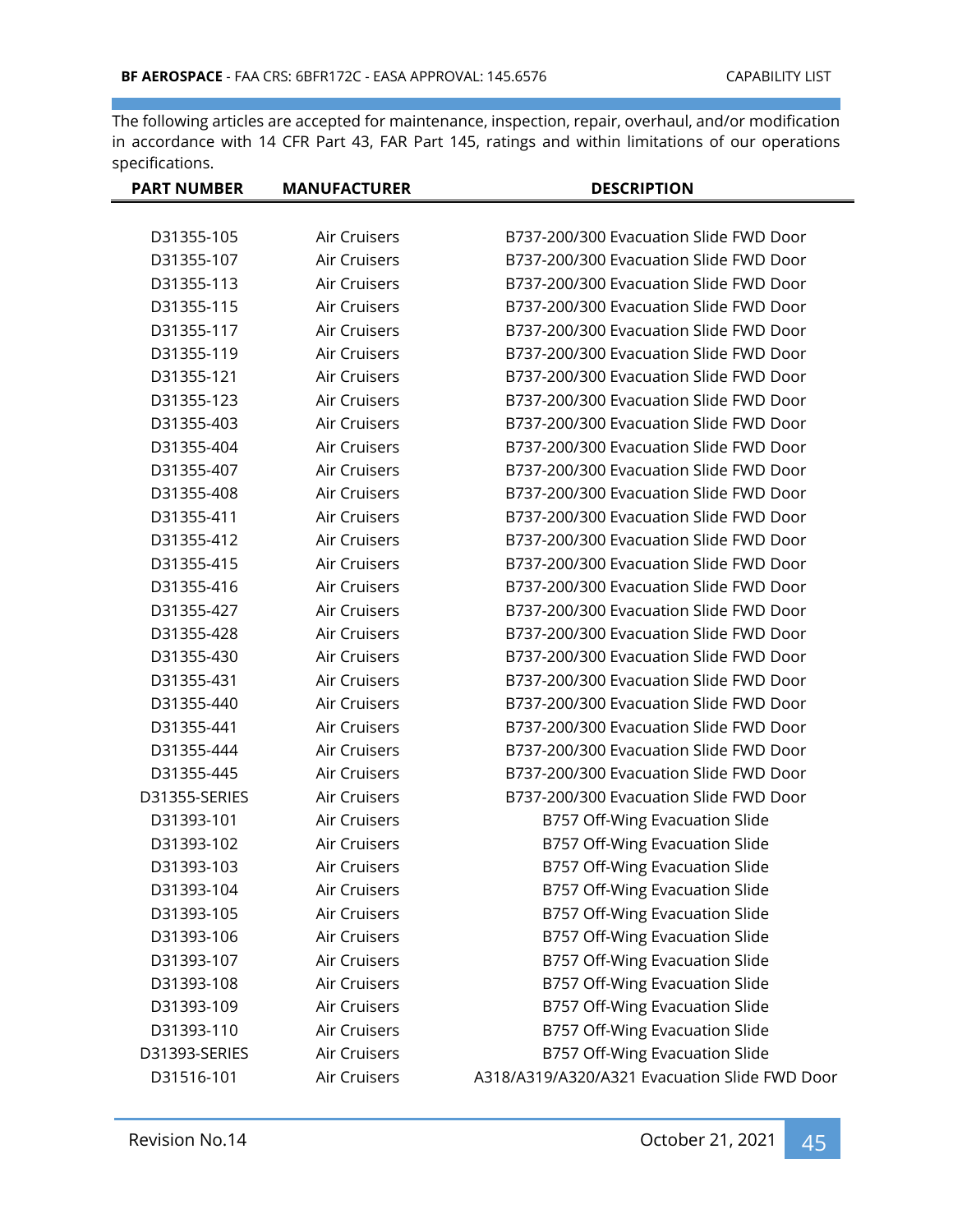The following articles are accepted for maintenance, inspection, repair, overhaul, and/or modification in accordance with 14 CFR Part 43, FAR Part 145, ratings and within limitations of our operations specifications.

| PART NUMBER | MANUFACTURER | DESCRIPTION |
|---|---|---|
| D31355-105 | Air Cruisers | B737-200/300 Evacuation Slide FWD Door |
| D31355-107 | Air Cruisers | B737-200/300 Evacuation Slide FWD Door |
| D31355-113 | Air Cruisers | B737-200/300 Evacuation Slide FWD Door |
| D31355-115 | Air Cruisers | B737-200/300 Evacuation Slide FWD Door |
| D31355-117 | Air Cruisers | B737-200/300 Evacuation Slide FWD Door |
| D31355-119 | Air Cruisers | B737-200/300 Evacuation Slide FWD Door |
| D31355-121 | Air Cruisers | B737-200/300 Evacuation Slide FWD Door |
| D31355-123 | Air Cruisers | B737-200/300 Evacuation Slide FWD Door |
| D31355-403 | Air Cruisers | B737-200/300 Evacuation Slide FWD Door |
| D31355-404 | Air Cruisers | B737-200/300 Evacuation Slide FWD Door |
| D31355-407 | Air Cruisers | B737-200/300 Evacuation Slide FWD Door |
| D31355-408 | Air Cruisers | B737-200/300 Evacuation Slide FWD Door |
| D31355-411 | Air Cruisers | B737-200/300 Evacuation Slide FWD Door |
| D31355-412 | Air Cruisers | B737-200/300 Evacuation Slide FWD Door |
| D31355-415 | Air Cruisers | B737-200/300 Evacuation Slide FWD Door |
| D31355-416 | Air Cruisers | B737-200/300 Evacuation Slide FWD Door |
| D31355-427 | Air Cruisers | B737-200/300 Evacuation Slide FWD Door |
| D31355-428 | Air Cruisers | B737-200/300 Evacuation Slide FWD Door |
| D31355-430 | Air Cruisers | B737-200/300 Evacuation Slide FWD Door |
| D31355-431 | Air Cruisers | B737-200/300 Evacuation Slide FWD Door |
| D31355-440 | Air Cruisers | B737-200/300 Evacuation Slide FWD Door |
| D31355-441 | Air Cruisers | B737-200/300 Evacuation Slide FWD Door |
| D31355-444 | Air Cruisers | B737-200/300 Evacuation Slide FWD Door |
| D31355-445 | Air Cruisers | B737-200/300 Evacuation Slide FWD Door |
| D31355-SERIES | Air Cruisers | B737-200/300 Evacuation Slide FWD Door |
| D31393-101 | Air Cruisers | B757 Off-Wing Evacuation Slide |
| D31393-102 | Air Cruisers | B757 Off-Wing Evacuation Slide |
| D31393-103 | Air Cruisers | B757 Off-Wing Evacuation Slide |
| D31393-104 | Air Cruisers | B757 Off-Wing Evacuation Slide |
| D31393-105 | Air Cruisers | B757 Off-Wing Evacuation Slide |
| D31393-106 | Air Cruisers | B757 Off-Wing Evacuation Slide |
| D31393-107 | Air Cruisers | B757 Off-Wing Evacuation Slide |
| D31393-108 | Air Cruisers | B757 Off-Wing Evacuation Slide |
| D31393-109 | Air Cruisers | B757 Off-Wing Evacuation Slide |
| D31393-110 | Air Cruisers | B757 Off-Wing Evacuation Slide |
| D31393-SERIES | Air Cruisers | B757 Off-Wing Evacuation Slide |
| D31516-101 | Air Cruisers | A318/A319/A320/A321 Evacuation Slide FWD Door |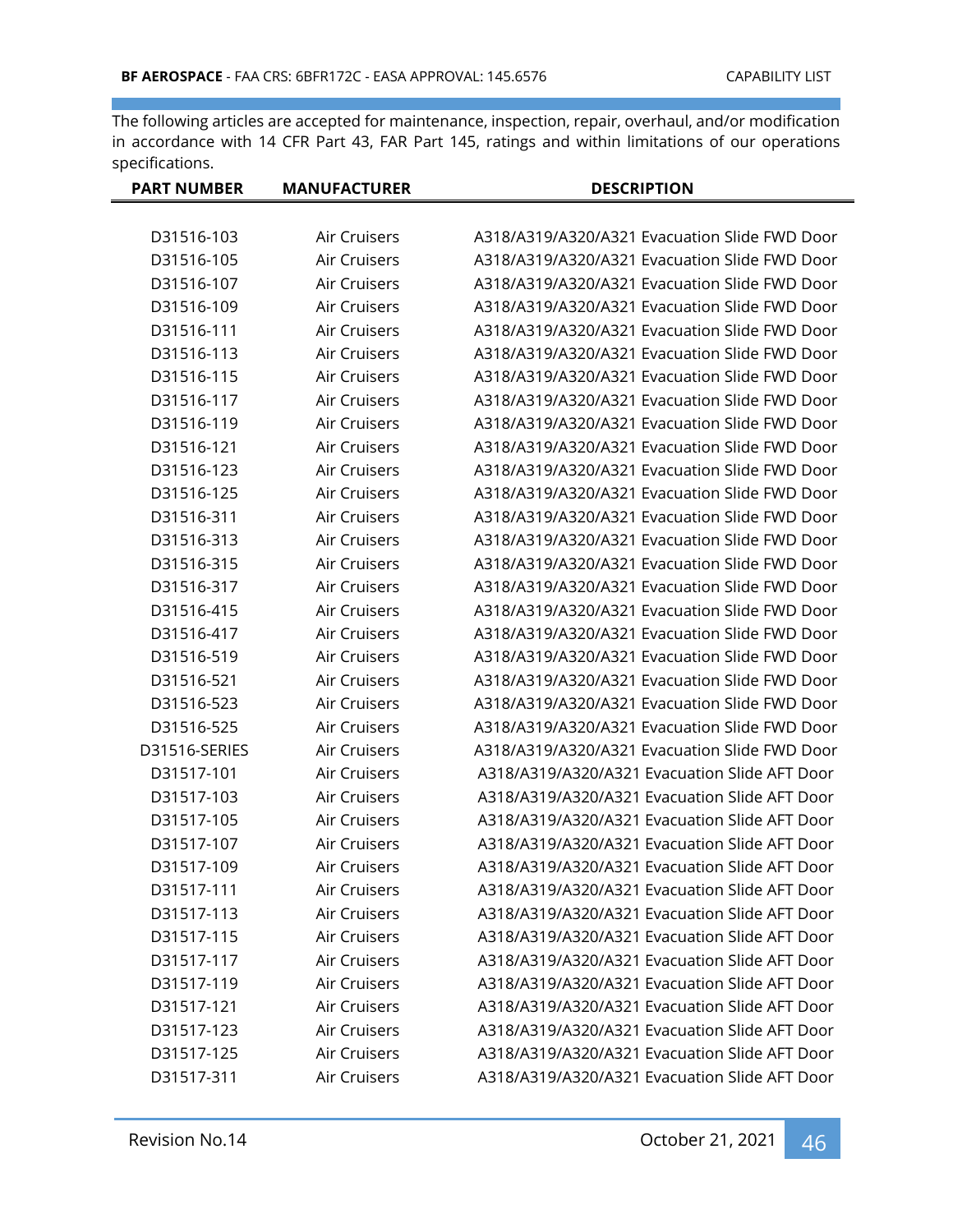The following articles are accepted for maintenance, inspection, repair, overhaul, and/or modification in accordance with 14 CFR Part 43, FAR Part 145, ratings and within limitations of our operations specifications.

| PART NUMBER | MANUFACTURER | DESCRIPTION |
|---|---|---|
| D31516-103 | Air Cruisers | A318/A319/A320/A321 Evacuation Slide FWD Door |
| D31516-105 | Air Cruisers | A318/A319/A320/A321 Evacuation Slide FWD Door |
| D31516-107 | Air Cruisers | A318/A319/A320/A321 Evacuation Slide FWD Door |
| D31516-109 | Air Cruisers | A318/A319/A320/A321 Evacuation Slide FWD Door |
| D31516-111 | Air Cruisers | A318/A319/A320/A321 Evacuation Slide FWD Door |
| D31516-113 | Air Cruisers | A318/A319/A320/A321 Evacuation Slide FWD Door |
| D31516-115 | Air Cruisers | A318/A319/A320/A321 Evacuation Slide FWD Door |
| D31516-117 | Air Cruisers | A318/A319/A320/A321 Evacuation Slide FWD Door |
| D31516-119 | Air Cruisers | A318/A319/A320/A321 Evacuation Slide FWD Door |
| D31516-121 | Air Cruisers | A318/A319/A320/A321 Evacuation Slide FWD Door |
| D31516-123 | Air Cruisers | A318/A319/A320/A321 Evacuation Slide FWD Door |
| D31516-125 | Air Cruisers | A318/A319/A320/A321 Evacuation Slide FWD Door |
| D31516-311 | Air Cruisers | A318/A319/A320/A321 Evacuation Slide FWD Door |
| D31516-313 | Air Cruisers | A318/A319/A320/A321 Evacuation Slide FWD Door |
| D31516-315 | Air Cruisers | A318/A319/A320/A321 Evacuation Slide FWD Door |
| D31516-317 | Air Cruisers | A318/A319/A320/A321 Evacuation Slide FWD Door |
| D31516-415 | Air Cruisers | A318/A319/A320/A321 Evacuation Slide FWD Door |
| D31516-417 | Air Cruisers | A318/A319/A320/A321 Evacuation Slide FWD Door |
| D31516-519 | Air Cruisers | A318/A319/A320/A321 Evacuation Slide FWD Door |
| D31516-521 | Air Cruisers | A318/A319/A320/A321 Evacuation Slide FWD Door |
| D31516-523 | Air Cruisers | A318/A319/A320/A321 Evacuation Slide FWD Door |
| D31516-525 | Air Cruisers | A318/A319/A320/A321 Evacuation Slide FWD Door |
| D31516-SERIES | Air Cruisers | A318/A319/A320/A321 Evacuation Slide FWD Door |
| D31517-101 | Air Cruisers | A318/A319/A320/A321 Evacuation Slide AFT Door |
| D31517-103 | Air Cruisers | A318/A319/A320/A321 Evacuation Slide AFT Door |
| D31517-105 | Air Cruisers | A318/A319/A320/A321 Evacuation Slide AFT Door |
| D31517-107 | Air Cruisers | A318/A319/A320/A321 Evacuation Slide AFT Door |
| D31517-109 | Air Cruisers | A318/A319/A320/A321 Evacuation Slide AFT Door |
| D31517-111 | Air Cruisers | A318/A319/A320/A321 Evacuation Slide AFT Door |
| D31517-113 | Air Cruisers | A318/A319/A320/A321 Evacuation Slide AFT Door |
| D31517-115 | Air Cruisers | A318/A319/A320/A321 Evacuation Slide AFT Door |
| D31517-117 | Air Cruisers | A318/A319/A320/A321 Evacuation Slide AFT Door |
| D31517-119 | Air Cruisers | A318/A319/A320/A321 Evacuation Slide AFT Door |
| D31517-121 | Air Cruisers | A318/A319/A320/A321 Evacuation Slide AFT Door |
| D31517-123 | Air Cruisers | A318/A319/A320/A321 Evacuation Slide AFT Door |
| D31517-125 | Air Cruisers | A318/A319/A320/A321 Evacuation Slide AFT Door |
| D31517-311 | Air Cruisers | A318/A319/A320/A321 Evacuation Slide AFT Door |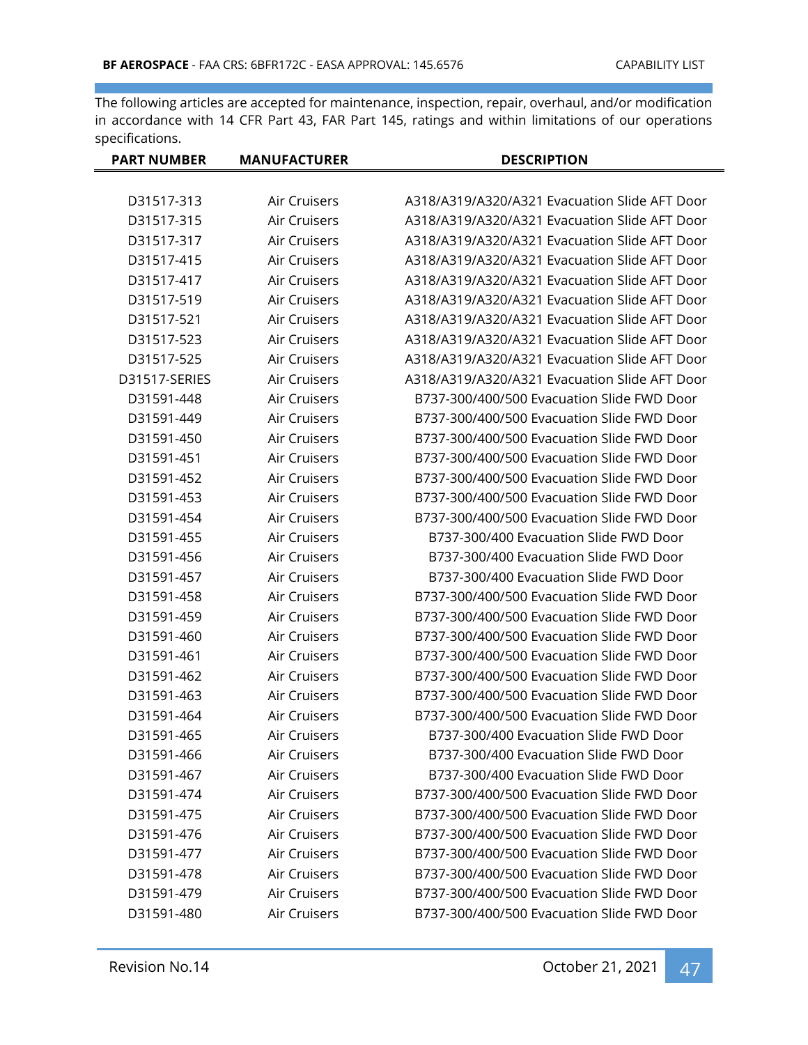The following articles are accepted for maintenance, inspection, repair, overhaul, and/or modification in accordance with 14 CFR Part 43, FAR Part 145, ratings and within limitations of our operations specifications.

| PART NUMBER | MANUFACTURER | DESCRIPTION |
|---|---|---|
| D31517-313 | Air Cruisers | A318/A319/A320/A321 Evacuation Slide AFT Door |
| D31517-315 | Air Cruisers | A318/A319/A320/A321 Evacuation Slide AFT Door |
| D31517-317 | Air Cruisers | A318/A319/A320/A321 Evacuation Slide AFT Door |
| D31517-415 | Air Cruisers | A318/A319/A320/A321 Evacuation Slide AFT Door |
| D31517-417 | Air Cruisers | A318/A319/A320/A321 Evacuation Slide AFT Door |
| D31517-519 | Air Cruisers | A318/A319/A320/A321 Evacuation Slide AFT Door |
| D31517-521 | Air Cruisers | A318/A319/A320/A321 Evacuation Slide AFT Door |
| D31517-523 | Air Cruisers | A318/A319/A320/A321 Evacuation Slide AFT Door |
| D31517-525 | Air Cruisers | A318/A319/A320/A321 Evacuation Slide AFT Door |
| D31517-SERIES | Air Cruisers | A318/A319/A320/A321 Evacuation Slide AFT Door |
| D31591-448 | Air Cruisers | B737-300/400/500 Evacuation Slide FWD Door |
| D31591-449 | Air Cruisers | B737-300/400/500 Evacuation Slide FWD Door |
| D31591-450 | Air Cruisers | B737-300/400/500 Evacuation Slide FWD Door |
| D31591-451 | Air Cruisers | B737-300/400/500 Evacuation Slide FWD Door |
| D31591-452 | Air Cruisers | B737-300/400/500 Evacuation Slide FWD Door |
| D31591-453 | Air Cruisers | B737-300/400/500 Evacuation Slide FWD Door |
| D31591-454 | Air Cruisers | B737-300/400/500 Evacuation Slide FWD Door |
| D31591-455 | Air Cruisers | B737-300/400 Evacuation Slide FWD Door |
| D31591-456 | Air Cruisers | B737-300/400 Evacuation Slide FWD Door |
| D31591-457 | Air Cruisers | B737-300/400 Evacuation Slide FWD Door |
| D31591-458 | Air Cruisers | B737-300/400/500 Evacuation Slide FWD Door |
| D31591-459 | Air Cruisers | B737-300/400/500 Evacuation Slide FWD Door |
| D31591-460 | Air Cruisers | B737-300/400/500 Evacuation Slide FWD Door |
| D31591-461 | Air Cruisers | B737-300/400/500 Evacuation Slide FWD Door |
| D31591-462 | Air Cruisers | B737-300/400/500 Evacuation Slide FWD Door |
| D31591-463 | Air Cruisers | B737-300/400/500 Evacuation Slide FWD Door |
| D31591-464 | Air Cruisers | B737-300/400/500 Evacuation Slide FWD Door |
| D31591-465 | Air Cruisers | B737-300/400 Evacuation Slide FWD Door |
| D31591-466 | Air Cruisers | B737-300/400 Evacuation Slide FWD Door |
| D31591-467 | Air Cruisers | B737-300/400 Evacuation Slide FWD Door |
| D31591-474 | Air Cruisers | B737-300/400/500 Evacuation Slide FWD Door |
| D31591-475 | Air Cruisers | B737-300/400/500 Evacuation Slide FWD Door |
| D31591-476 | Air Cruisers | B737-300/400/500 Evacuation Slide FWD Door |
| D31591-477 | Air Cruisers | B737-300/400/500 Evacuation Slide FWD Door |
| D31591-478 | Air Cruisers | B737-300/400/500 Evacuation Slide FWD Door |
| D31591-479 | Air Cruisers | B737-300/400/500 Evacuation Slide FWD Door |
| D31591-480 | Air Cruisers | B737-300/400/500 Evacuation Slide FWD Door |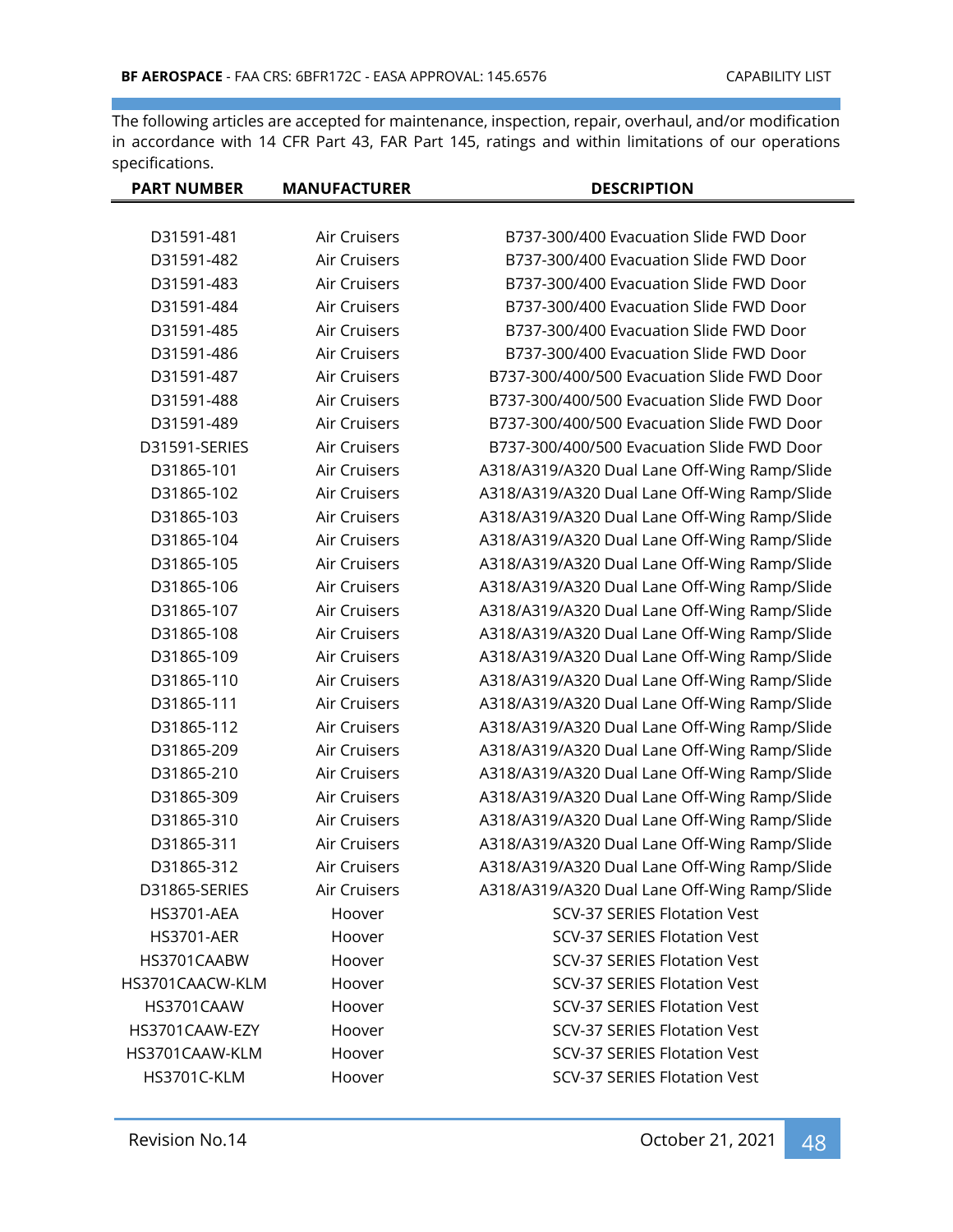The following articles are accepted for maintenance, inspection, repair, overhaul, and/or modification in accordance with 14 CFR Part 43, FAR Part 145, ratings and within limitations of our operations specifications.

| PART NUMBER | MANUFACTURER | DESCRIPTION |
|---|---|---|
| D31591-481 | Air Cruisers | B737-300/400 Evacuation Slide FWD Door |
| D31591-482 | Air Cruisers | B737-300/400 Evacuation Slide FWD Door |
| D31591-483 | Air Cruisers | B737-300/400 Evacuation Slide FWD Door |
| D31591-484 | Air Cruisers | B737-300/400 Evacuation Slide FWD Door |
| D31591-485 | Air Cruisers | B737-300/400 Evacuation Slide FWD Door |
| D31591-486 | Air Cruisers | B737-300/400 Evacuation Slide FWD Door |
| D31591-487 | Air Cruisers | B737-300/400/500 Evacuation Slide FWD Door |
| D31591-488 | Air Cruisers | B737-300/400/500 Evacuation Slide FWD Door |
| D31591-489 | Air Cruisers | B737-300/400/500 Evacuation Slide FWD Door |
| D31591-SERIES | Air Cruisers | B737-300/400/500 Evacuation Slide FWD Door |
| D31865-101 | Air Cruisers | A318/A319/A320 Dual Lane Off-Wing Ramp/Slide |
| D31865-102 | Air Cruisers | A318/A319/A320 Dual Lane Off-Wing Ramp/Slide |
| D31865-103 | Air Cruisers | A318/A319/A320 Dual Lane Off-Wing Ramp/Slide |
| D31865-104 | Air Cruisers | A318/A319/A320 Dual Lane Off-Wing Ramp/Slide |
| D31865-105 | Air Cruisers | A318/A319/A320 Dual Lane Off-Wing Ramp/Slide |
| D31865-106 | Air Cruisers | A318/A319/A320 Dual Lane Off-Wing Ramp/Slide |
| D31865-107 | Air Cruisers | A318/A319/A320 Dual Lane Off-Wing Ramp/Slide |
| D31865-108 | Air Cruisers | A318/A319/A320 Dual Lane Off-Wing Ramp/Slide |
| D31865-109 | Air Cruisers | A318/A319/A320 Dual Lane Off-Wing Ramp/Slide |
| D31865-110 | Air Cruisers | A318/A319/A320 Dual Lane Off-Wing Ramp/Slide |
| D31865-111 | Air Cruisers | A318/A319/A320 Dual Lane Off-Wing Ramp/Slide |
| D31865-112 | Air Cruisers | A318/A319/A320 Dual Lane Off-Wing Ramp/Slide |
| D31865-209 | Air Cruisers | A318/A319/A320 Dual Lane Off-Wing Ramp/Slide |
| D31865-210 | Air Cruisers | A318/A319/A320 Dual Lane Off-Wing Ramp/Slide |
| D31865-309 | Air Cruisers | A318/A319/A320 Dual Lane Off-Wing Ramp/Slide |
| D31865-310 | Air Cruisers | A318/A319/A320 Dual Lane Off-Wing Ramp/Slide |
| D31865-311 | Air Cruisers | A318/A319/A320 Dual Lane Off-Wing Ramp/Slide |
| D31865-312 | Air Cruisers | A318/A319/A320 Dual Lane Off-Wing Ramp/Slide |
| D31865-SERIES | Air Cruisers | A318/A319/A320 Dual Lane Off-Wing Ramp/Slide |
| HS3701-AEA | Hoover | SCV-37 SERIES Flotation Vest |
| HS3701-AER | Hoover | SCV-37 SERIES Flotation Vest |
| HS3701CAABW | Hoover | SCV-37 SERIES Flotation Vest |
| HS3701CAACW-KLM | Hoover | SCV-37 SERIES Flotation Vest |
| HS3701CAAW | Hoover | SCV-37 SERIES Flotation Vest |
| HS3701CAAW-EZY | Hoover | SCV-37 SERIES Flotation Vest |
| HS3701CAAW-KLM | Hoover | SCV-37 SERIES Flotation Vest |
| HS3701C-KLM | Hoover | SCV-37 SERIES Flotation Vest |

Revision No.14 October 21, 2021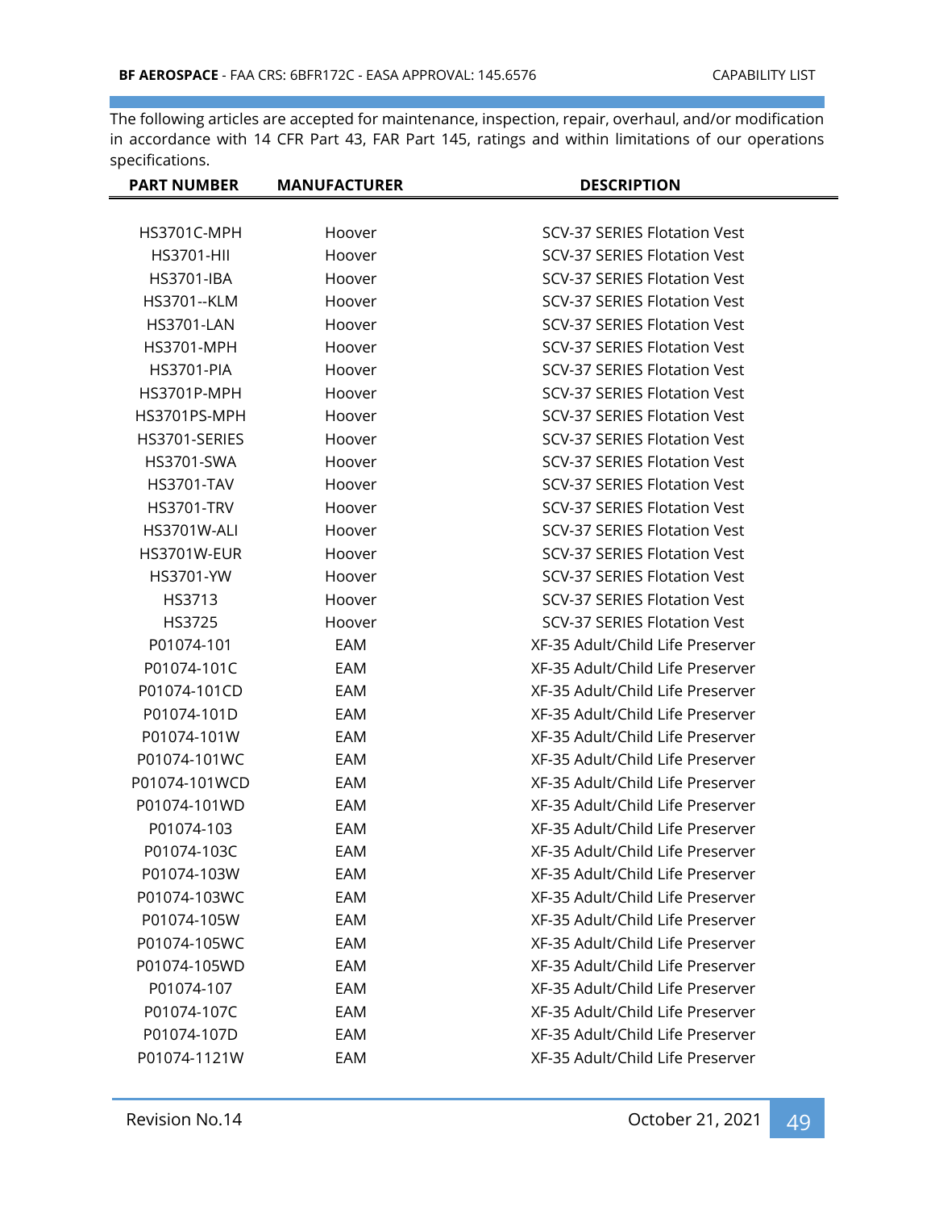The following articles are accepted for maintenance, inspection, repair, overhaul, and/or modification in accordance with 14 CFR Part 43, FAR Part 145, ratings and within limitations of our operations specifications.

| PART NUMBER | MANUFACTURER | DESCRIPTION |
|---|---|---|
| HS3701C-MPH | Hoover | SCV-37 SERIES Flotation Vest |
| HS3701-HII | Hoover | SCV-37 SERIES Flotation Vest |
| HS3701-IBA | Hoover | SCV-37 SERIES Flotation Vest |
| HS3701--KLM | Hoover | SCV-37 SERIES Flotation Vest |
| HS3701-LAN | Hoover | SCV-37 SERIES Flotation Vest |
| HS3701-MPH | Hoover | SCV-37 SERIES Flotation Vest |
| HS3701-PIA | Hoover | SCV-37 SERIES Flotation Vest |
| HS3701P-MPH | Hoover | SCV-37 SERIES Flotation Vest |
| HS3701PS-MPH | Hoover | SCV-37 SERIES Flotation Vest |
| HS3701-SERIES | Hoover | SCV-37 SERIES Flotation Vest |
| HS3701-SWA | Hoover | SCV-37 SERIES Flotation Vest |
| HS3701-TAV | Hoover | SCV-37 SERIES Flotation Vest |
| HS3701-TRV | Hoover | SCV-37 SERIES Flotation Vest |
| HS3701W-ALI | Hoover | SCV-37 SERIES Flotation Vest |
| HS3701W-EUR | Hoover | SCV-37 SERIES Flotation Vest |
| HS3701-YW | Hoover | SCV-37 SERIES Flotation Vest |
| HS3713 | Hoover | SCV-37 SERIES Flotation Vest |
| HS3725 | Hoover | SCV-37 SERIES Flotation Vest |
| P01074-101 | EAM | XF-35 Adult/Child Life Preserver |
| P01074-101C | EAM | XF-35 Adult/Child Life Preserver |
| P01074-101CD | EAM | XF-35 Adult/Child Life Preserver |
| P01074-101D | EAM | XF-35 Adult/Child Life Preserver |
| P01074-101W | EAM | XF-35 Adult/Child Life Preserver |
| P01074-101WC | EAM | XF-35 Adult/Child Life Preserver |
| P01074-101WCD | EAM | XF-35 Adult/Child Life Preserver |
| P01074-101WD | EAM | XF-35 Adult/Child Life Preserver |
| P01074-103 | EAM | XF-35 Adult/Child Life Preserver |
| P01074-103C | EAM | XF-35 Adult/Child Life Preserver |
| P01074-103W | EAM | XF-35 Adult/Child Life Preserver |
| P01074-103WC | EAM | XF-35 Adult/Child Life Preserver |
| P01074-105W | EAM | XF-35 Adult/Child Life Preserver |
| P01074-105WC | EAM | XF-35 Adult/Child Life Preserver |
| P01074-105WD | EAM | XF-35 Adult/Child Life Preserver |
| P01074-107 | EAM | XF-35 Adult/Child Life Preserver |
| P01074-107C | EAM | XF-35 Adult/Child Life Preserver |
| P01074-107D | EAM | XF-35 Adult/Child Life Preserver |
| P01074-1121W | EAM | XF-35 Adult/Child Life Preserver |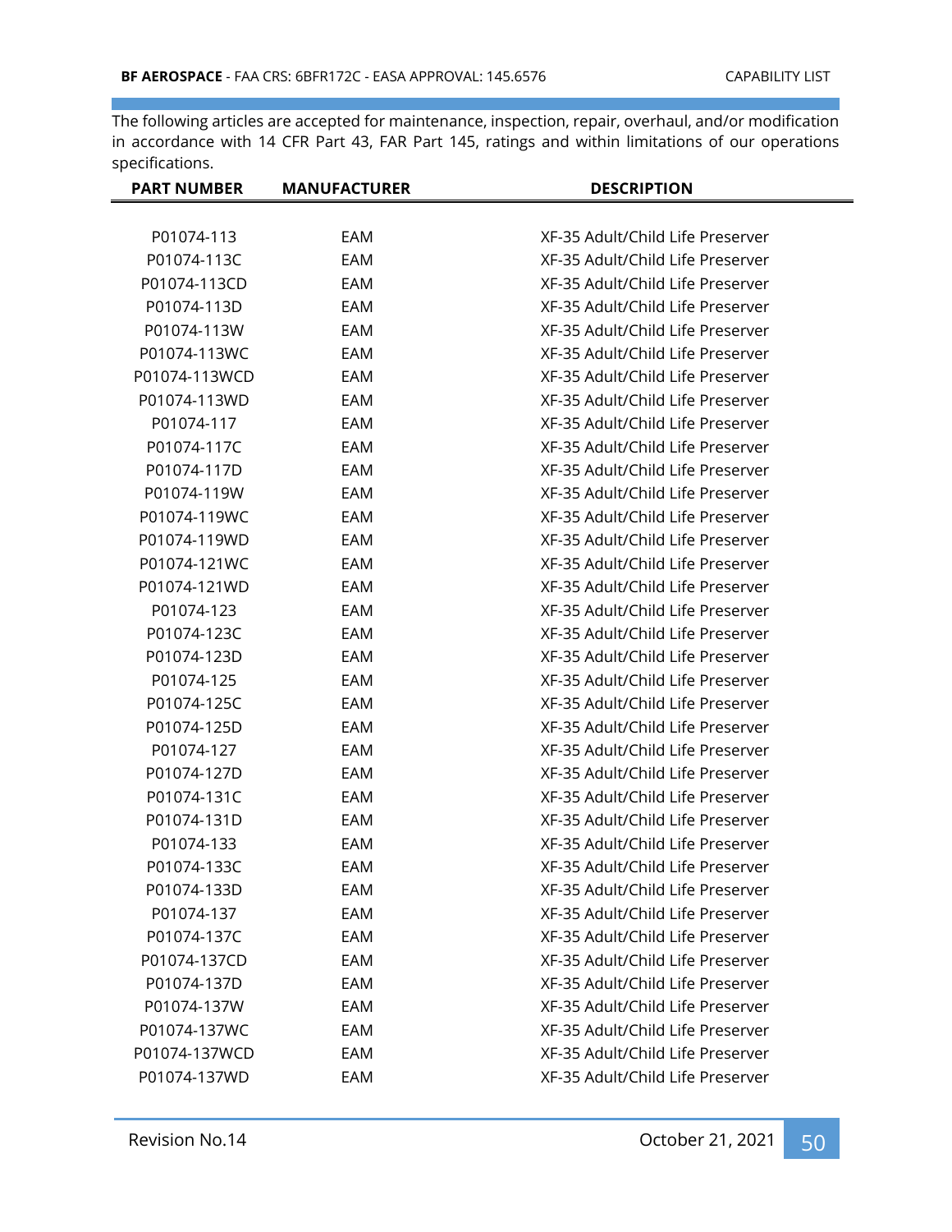The following articles are accepted for maintenance, inspection, repair, overhaul, and/or modification in accordance with 14 CFR Part 43, FAR Part 145, ratings and within limitations of our operations specifications.

| PART NUMBER | MANUFACTURER | DESCRIPTION |
|---|---|---|
| P01074-113 | EAM | XF-35 Adult/Child Life Preserver |
| P01074-113C | EAM | XF-35 Adult/Child Life Preserver |
| P01074-113CD | EAM | XF-35 Adult/Child Life Preserver |
| P01074-113D | EAM | XF-35 Adult/Child Life Preserver |
| P01074-113W | EAM | XF-35 Adult/Child Life Preserver |
| P01074-113WC | EAM | XF-35 Adult/Child Life Preserver |
| P01074-113WCD | EAM | XF-35 Adult/Child Life Preserver |
| P01074-113WD | EAM | XF-35 Adult/Child Life Preserver |
| P01074-117 | EAM | XF-35 Adult/Child Life Preserver |
| P01074-117C | EAM | XF-35 Adult/Child Life Preserver |
| P01074-117D | EAM | XF-35 Adult/Child Life Preserver |
| P01074-119W | EAM | XF-35 Adult/Child Life Preserver |
| P01074-119WC | EAM | XF-35 Adult/Child Life Preserver |
| P01074-119WD | EAM | XF-35 Adult/Child Life Preserver |
| P01074-121WC | EAM | XF-35 Adult/Child Life Preserver |
| P01074-121WD | EAM | XF-35 Adult/Child Life Preserver |
| P01074-123 | EAM | XF-35 Adult/Child Life Preserver |
| P01074-123C | EAM | XF-35 Adult/Child Life Preserver |
| P01074-123D | EAM | XF-35 Adult/Child Life Preserver |
| P01074-125 | EAM | XF-35 Adult/Child Life Preserver |
| P01074-125C | EAM | XF-35 Adult/Child Life Preserver |
| P01074-125D | EAM | XF-35 Adult/Child Life Preserver |
| P01074-127 | EAM | XF-35 Adult/Child Life Preserver |
| P01074-127D | EAM | XF-35 Adult/Child Life Preserver |
| P01074-131C | EAM | XF-35 Adult/Child Life Preserver |
| P01074-131D | EAM | XF-35 Adult/Child Life Preserver |
| P01074-133 | EAM | XF-35 Adult/Child Life Preserver |
| P01074-133C | EAM | XF-35 Adult/Child Life Preserver |
| P01074-133D | EAM | XF-35 Adult/Child Life Preserver |
| P01074-137 | EAM | XF-35 Adult/Child Life Preserver |
| P01074-137C | EAM | XF-35 Adult/Child Life Preserver |
| P01074-137CD | EAM | XF-35 Adult/Child Life Preserver |
| P01074-137D | EAM | XF-35 Adult/Child Life Preserver |
| P01074-137W | EAM | XF-35 Adult/Child Life Preserver |
| P01074-137WC | EAM | XF-35 Adult/Child Life Preserver |
| P01074-137WCD | EAM | XF-35 Adult/Child Life Preserver |
| P01074-137WD | EAM | XF-35 Adult/Child Life Preserver |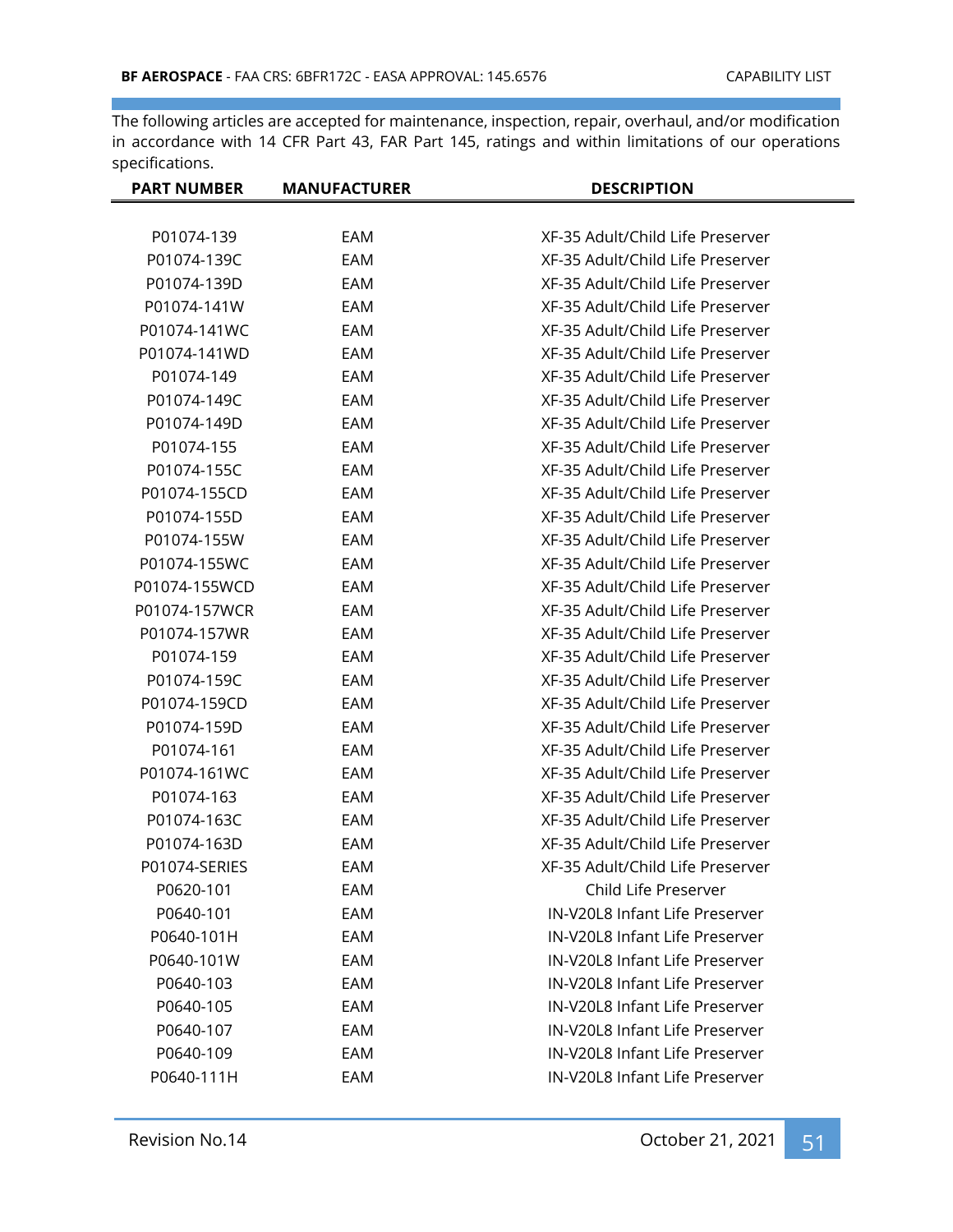The following articles are accepted for maintenance, inspection, repair, overhaul, and/or modification in accordance with 14 CFR Part 43, FAR Part 145, ratings and within limitations of our operations specifications.

| PART NUMBER | MANUFACTURER | DESCRIPTION |
|---|---|---|
| P01074-139 | EAM | XF-35 Adult/Child Life Preserver |
| P01074-139C | EAM | XF-35 Adult/Child Life Preserver |
| P01074-139D | EAM | XF-35 Adult/Child Life Preserver |
| P01074-141W | EAM | XF-35 Adult/Child Life Preserver |
| P01074-141WC | EAM | XF-35 Adult/Child Life Preserver |
| P01074-141WD | EAM | XF-35 Adult/Child Life Preserver |
| P01074-149 | EAM | XF-35 Adult/Child Life Preserver |
| P01074-149C | EAM | XF-35 Adult/Child Life Preserver |
| P01074-149D | EAM | XF-35 Adult/Child Life Preserver |
| P01074-155 | EAM | XF-35 Adult/Child Life Preserver |
| P01074-155C | EAM | XF-35 Adult/Child Life Preserver |
| P01074-155CD | EAM | XF-35 Adult/Child Life Preserver |
| P01074-155D | EAM | XF-35 Adult/Child Life Preserver |
| P01074-155W | EAM | XF-35 Adult/Child Life Preserver |
| P01074-155WC | EAM | XF-35 Adult/Child Life Preserver |
| P01074-155WCD | EAM | XF-35 Adult/Child Life Preserver |
| P01074-157WCR | EAM | XF-35 Adult/Child Life Preserver |
| P01074-157WR | EAM | XF-35 Adult/Child Life Preserver |
| P01074-159 | EAM | XF-35 Adult/Child Life Preserver |
| P01074-159C | EAM | XF-35 Adult/Child Life Preserver |
| P01074-159CD | EAM | XF-35 Adult/Child Life Preserver |
| P01074-159D | EAM | XF-35 Adult/Child Life Preserver |
| P01074-161 | EAM | XF-35 Adult/Child Life Preserver |
| P01074-161WC | EAM | XF-35 Adult/Child Life Preserver |
| P01074-163 | EAM | XF-35 Adult/Child Life Preserver |
| P01074-163C | EAM | XF-35 Adult/Child Life Preserver |
| P01074-163D | EAM | XF-35 Adult/Child Life Preserver |
| P01074-SERIES | EAM | XF-35 Adult/Child Life Preserver |
| P0620-101 | EAM | Child Life Preserver |
| P0640-101 | EAM | IN-V20L8 Infant Life Preserver |
| P0640-101H | EAM | IN-V20L8 Infant Life Preserver |
| P0640-101W | EAM | IN-V20L8 Infant Life Preserver |
| P0640-103 | EAM | IN-V20L8 Infant Life Preserver |
| P0640-105 | EAM | IN-V20L8 Infant Life Preserver |
| P0640-107 | EAM | IN-V20L8 Infant Life Preserver |
| P0640-109 | EAM | IN-V20L8 Infant Life Preserver |
| P0640-111H | EAM | IN-V20L8 Infant Life Preserver |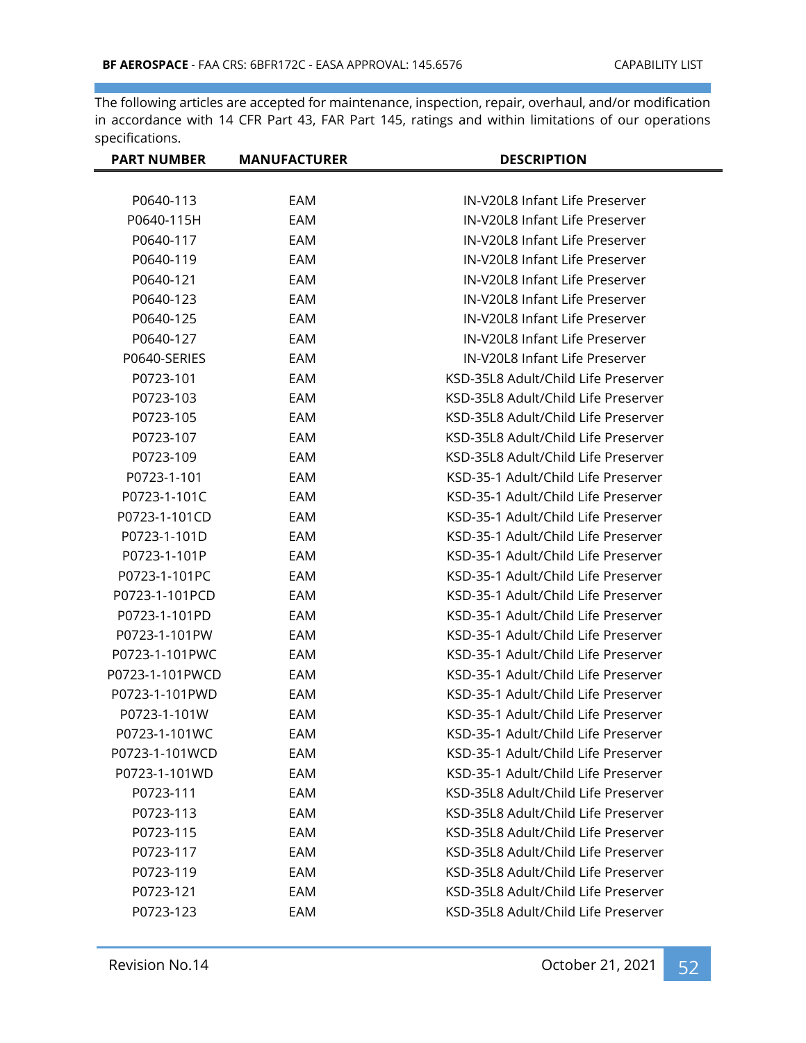The following articles are accepted for maintenance, inspection, repair, overhaul, and/or modification in accordance with 14 CFR Part 43, FAR Part 145, ratings and within limitations of our operations specifications.

| PART NUMBER | MANUFACTURER | DESCRIPTION |
|---|---|---|
| P0640-113 | EAM | IN-V20L8 Infant Life Preserver |
| P0640-115H | EAM | IN-V20L8 Infant Life Preserver |
| P0640-117 | EAM | IN-V20L8 Infant Life Preserver |
| P0640-119 | EAM | IN-V20L8 Infant Life Preserver |
| P0640-121 | EAM | IN-V20L8 Infant Life Preserver |
| P0640-123 | EAM | IN-V20L8 Infant Life Preserver |
| P0640-125 | EAM | IN-V20L8 Infant Life Preserver |
| P0640-127 | EAM | IN-V20L8 Infant Life Preserver |
| P0640-SERIES | EAM | IN-V20L8 Infant Life Preserver |
| P0723-101 | EAM | KSD-35L8 Adult/Child Life Preserver |
| P0723-103 | EAM | KSD-35L8 Adult/Child Life Preserver |
| P0723-105 | EAM | KSD-35L8 Adult/Child Life Preserver |
| P0723-107 | EAM | KSD-35L8 Adult/Child Life Preserver |
| P0723-109 | EAM | KSD-35L8 Adult/Child Life Preserver |
| P0723-1-101 | EAM | KSD-35-1 Adult/Child Life Preserver |
| P0723-1-101C | EAM | KSD-35-1 Adult/Child Life Preserver |
| P0723-1-101CD | EAM | KSD-35-1 Adult/Child Life Preserver |
| P0723-1-101D | EAM | KSD-35-1 Adult/Child Life Preserver |
| P0723-1-101P | EAM | KSD-35-1 Adult/Child Life Preserver |
| P0723-1-101PC | EAM | KSD-35-1 Adult/Child Life Preserver |
| P0723-1-101PCD | EAM | KSD-35-1 Adult/Child Life Preserver |
| P0723-1-101PD | EAM | KSD-35-1 Adult/Child Life Preserver |
| P0723-1-101PW | EAM | KSD-35-1 Adult/Child Life Preserver |
| P0723-1-101PWC | EAM | KSD-35-1 Adult/Child Life Preserver |
| P0723-1-101PWCD | EAM | KSD-35-1 Adult/Child Life Preserver |
| P0723-1-101PWD | EAM | KSD-35-1 Adult/Child Life Preserver |
| P0723-1-101W | EAM | KSD-35-1 Adult/Child Life Preserver |
| P0723-1-101WC | EAM | KSD-35-1 Adult/Child Life Preserver |
| P0723-1-101WCD | EAM | KSD-35-1 Adult/Child Life Preserver |
| P0723-1-101WD | EAM | KSD-35-1 Adult/Child Life Preserver |
| P0723-111 | EAM | KSD-35L8 Adult/Child Life Preserver |
| P0723-113 | EAM | KSD-35L8 Adult/Child Life Preserver |
| P0723-115 | EAM | KSD-35L8 Adult/Child Life Preserver |
| P0723-117 | EAM | KSD-35L8 Adult/Child Life Preserver |
| P0723-119 | EAM | KSD-35L8 Adult/Child Life Preserver |
| P0723-121 | EAM | KSD-35L8 Adult/Child Life Preserver |
| P0723-123 | EAM | KSD-35L8 Adult/Child Life Preserver |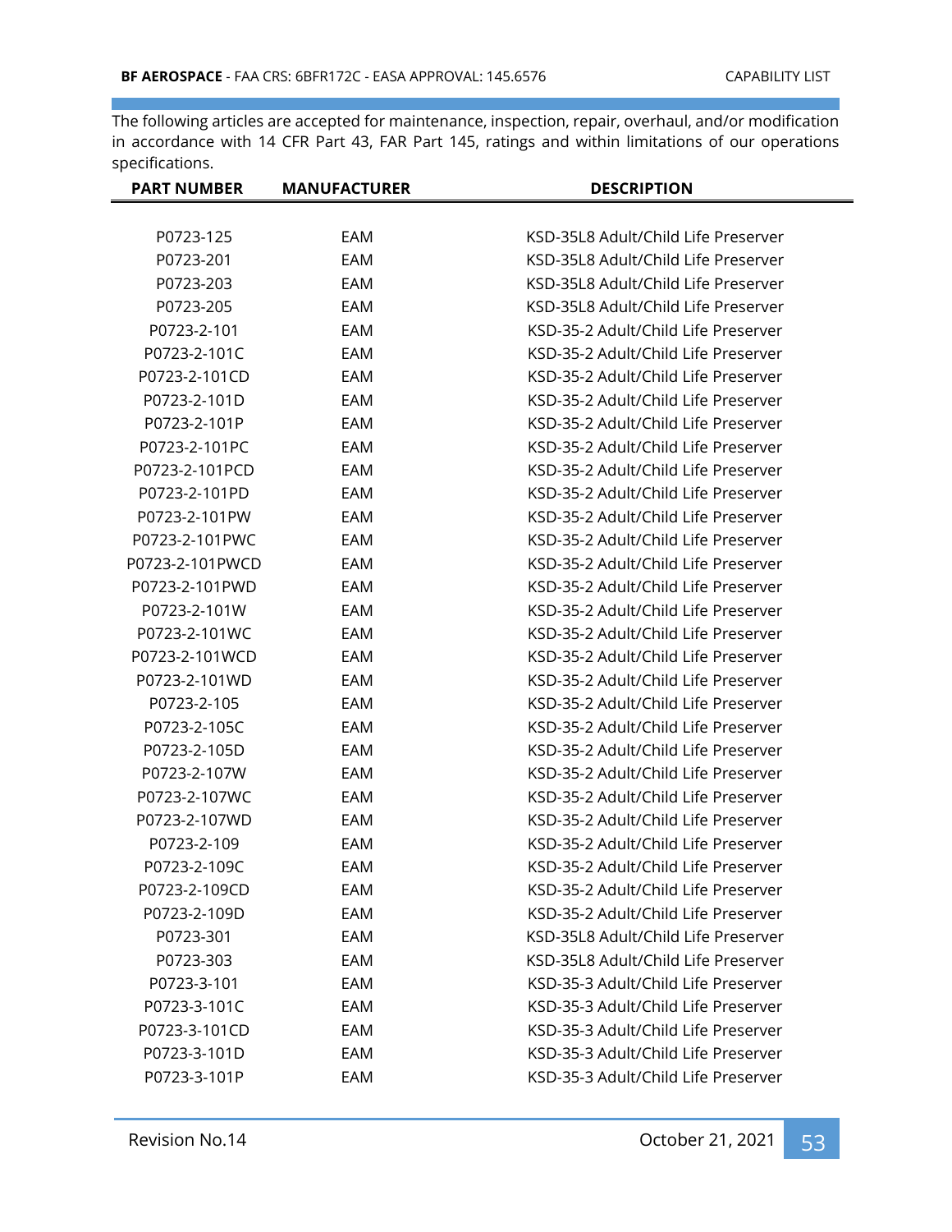The following articles are accepted for maintenance, inspection, repair, overhaul, and/or modification in accordance with 14 CFR Part 43, FAR Part 145, ratings and within limitations of our operations specifications.

| PART NUMBER | MANUFACTURER | DESCRIPTION |
|---|---|---|
| P0723-125 | EAM | KSD-35L8 Adult/Child Life Preserver |
| P0723-201 | EAM | KSD-35L8 Adult/Child Life Preserver |
| P0723-203 | EAM | KSD-35L8 Adult/Child Life Preserver |
| P0723-205 | EAM | KSD-35L8 Adult/Child Life Preserver |
| P0723-2-101 | EAM | KSD-35-2 Adult/Child Life Preserver |
| P0723-2-101C | EAM | KSD-35-2 Adult/Child Life Preserver |
| P0723-2-101CD | EAM | KSD-35-2 Adult/Child Life Preserver |
| P0723-2-101D | EAM | KSD-35-2 Adult/Child Life Preserver |
| P0723-2-101P | EAM | KSD-35-2 Adult/Child Life Preserver |
| P0723-2-101PC | EAM | KSD-35-2 Adult/Child Life Preserver |
| P0723-2-101PCD | EAM | KSD-35-2 Adult/Child Life Preserver |
| P0723-2-101PD | EAM | KSD-35-2 Adult/Child Life Preserver |
| P0723-2-101PW | EAM | KSD-35-2 Adult/Child Life Preserver |
| P0723-2-101PWC | EAM | KSD-35-2 Adult/Child Life Preserver |
| P0723-2-101PWCD | EAM | KSD-35-2 Adult/Child Life Preserver |
| P0723-2-101PWD | EAM | KSD-35-2 Adult/Child Life Preserver |
| P0723-2-101W | EAM | KSD-35-2 Adult/Child Life Preserver |
| P0723-2-101WC | EAM | KSD-35-2 Adult/Child Life Preserver |
| P0723-2-101WCD | EAM | KSD-35-2 Adult/Child Life Preserver |
| P0723-2-101WD | EAM | KSD-35-2 Adult/Child Life Preserver |
| P0723-2-105 | EAM | KSD-35-2 Adult/Child Life Preserver |
| P0723-2-105C | EAM | KSD-35-2 Adult/Child Life Preserver |
| P0723-2-105D | EAM | KSD-35-2 Adult/Child Life Preserver |
| P0723-2-107W | EAM | KSD-35-2 Adult/Child Life Preserver |
| P0723-2-107WC | EAM | KSD-35-2 Adult/Child Life Preserver |
| P0723-2-107WD | EAM | KSD-35-2 Adult/Child Life Preserver |
| P0723-2-109 | EAM | KSD-35-2 Adult/Child Life Preserver |
| P0723-2-109C | EAM | KSD-35-2 Adult/Child Life Preserver |
| P0723-2-109CD | EAM | KSD-35-2 Adult/Child Life Preserver |
| P0723-2-109D | EAM | KSD-35-2 Adult/Child Life Preserver |
| P0723-301 | EAM | KSD-35L8 Adult/Child Life Preserver |
| P0723-303 | EAM | KSD-35L8 Adult/Child Life Preserver |
| P0723-3-101 | EAM | KSD-35-3 Adult/Child Life Preserver |
| P0723-3-101C | EAM | KSD-35-3 Adult/Child Life Preserver |
| P0723-3-101CD | EAM | KSD-35-3 Adult/Child Life Preserver |
| P0723-3-101D | EAM | KSD-35-3 Adult/Child Life Preserver |
| P0723-3-101P | EAM | KSD-35-3 Adult/Child Life Preserver |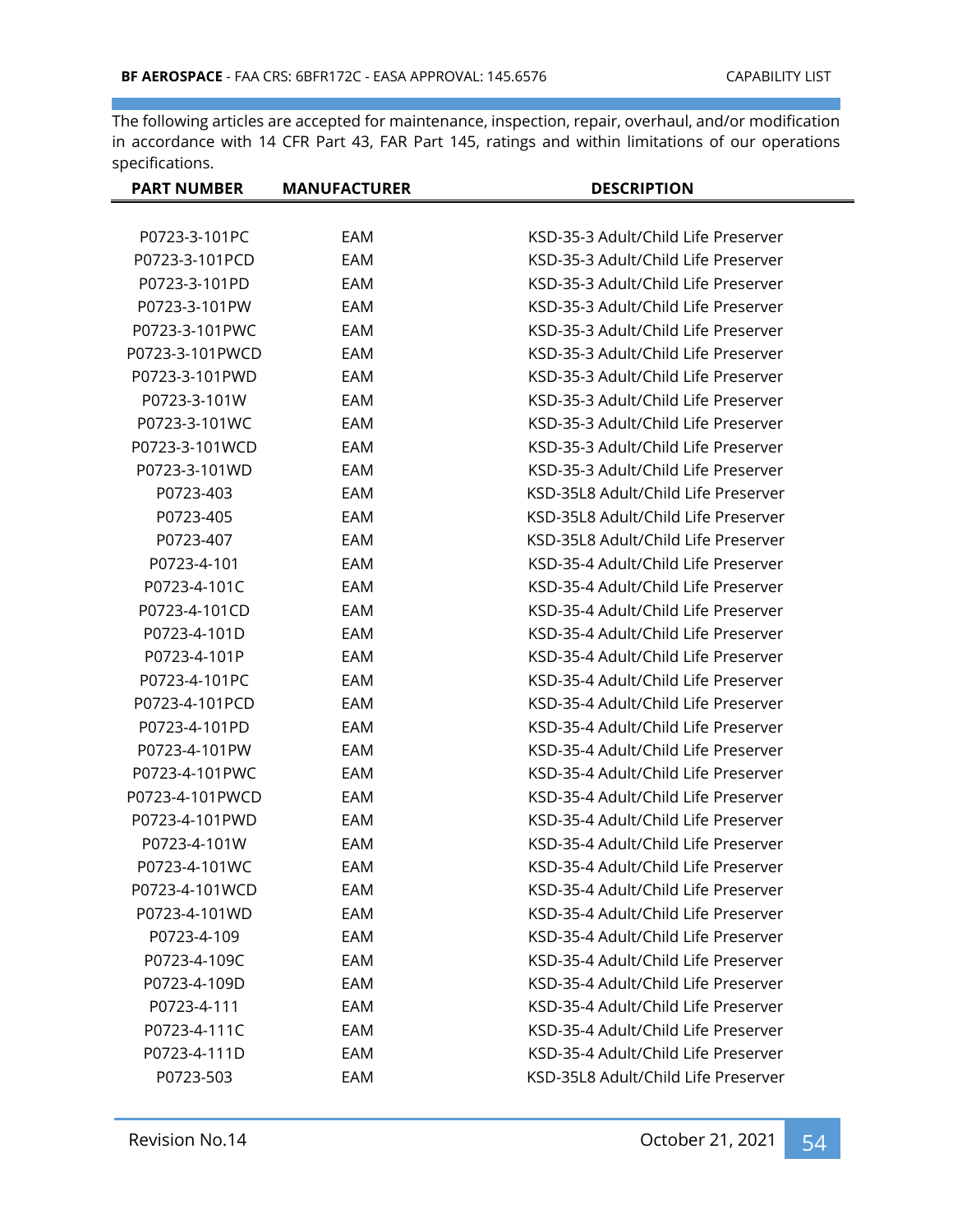The following articles are accepted for maintenance, inspection, repair, overhaul, and/or modification in accordance with 14 CFR Part 43, FAR Part 145, ratings and within limitations of our operations specifications.

| PART NUMBER | MANUFACTURER | DESCRIPTION |
|---|---|---|
| P0723-3-101PC | EAM | KSD-35-3 Adult/Child Life Preserver |
| P0723-3-101PCD | EAM | KSD-35-3 Adult/Child Life Preserver |
| P0723-3-101PD | EAM | KSD-35-3 Adult/Child Life Preserver |
| P0723-3-101PW | EAM | KSD-35-3 Adult/Child Life Preserver |
| P0723-3-101PWC | EAM | KSD-35-3 Adult/Child Life Preserver |
| P0723-3-101PWCD | EAM | KSD-35-3 Adult/Child Life Preserver |
| P0723-3-101PWD | EAM | KSD-35-3 Adult/Child Life Preserver |
| P0723-3-101W | EAM | KSD-35-3 Adult/Child Life Preserver |
| P0723-3-101WC | EAM | KSD-35-3 Adult/Child Life Preserver |
| P0723-3-101WCD | EAM | KSD-35-3 Adult/Child Life Preserver |
| P0723-3-101WD | EAM | KSD-35-3 Adult/Child Life Preserver |
| P0723-403 | EAM | KSD-35L8 Adult/Child Life Preserver |
| P0723-405 | EAM | KSD-35L8 Adult/Child Life Preserver |
| P0723-407 | EAM | KSD-35L8 Adult/Child Life Preserver |
| P0723-4-101 | EAM | KSD-35-4 Adult/Child Life Preserver |
| P0723-4-101C | EAM | KSD-35-4 Adult/Child Life Preserver |
| P0723-4-101CD | EAM | KSD-35-4 Adult/Child Life Preserver |
| P0723-4-101D | EAM | KSD-35-4 Adult/Child Life Preserver |
| P0723-4-101P | EAM | KSD-35-4 Adult/Child Life Preserver |
| P0723-4-101PC | EAM | KSD-35-4 Adult/Child Life Preserver |
| P0723-4-101PCD | EAM | KSD-35-4 Adult/Child Life Preserver |
| P0723-4-101PD | EAM | KSD-35-4 Adult/Child Life Preserver |
| P0723-4-101PW | EAM | KSD-35-4 Adult/Child Life Preserver |
| P0723-4-101PWC | EAM | KSD-35-4 Adult/Child Life Preserver |
| P0723-4-101PWCD | EAM | KSD-35-4 Adult/Child Life Preserver |
| P0723-4-101PWD | EAM | KSD-35-4 Adult/Child Life Preserver |
| P0723-4-101W | EAM | KSD-35-4 Adult/Child Life Preserver |
| P0723-4-101WC | EAM | KSD-35-4 Adult/Child Life Preserver |
| P0723-4-101WCD | EAM | KSD-35-4 Adult/Child Life Preserver |
| P0723-4-101WD | EAM | KSD-35-4 Adult/Child Life Preserver |
| P0723-4-109 | EAM | KSD-35-4 Adult/Child Life Preserver |
| P0723-4-109C | EAM | KSD-35-4 Adult/Child Life Preserver |
| P0723-4-109D | EAM | KSD-35-4 Adult/Child Life Preserver |
| P0723-4-111 | EAM | KSD-35-4 Adult/Child Life Preserver |
| P0723-4-111C | EAM | KSD-35-4 Adult/Child Life Preserver |
| P0723-4-111D | EAM | KSD-35-4 Adult/Child Life Preserver |
| P0723-503 | EAM | KSD-35L8 Adult/Child Life Preserver |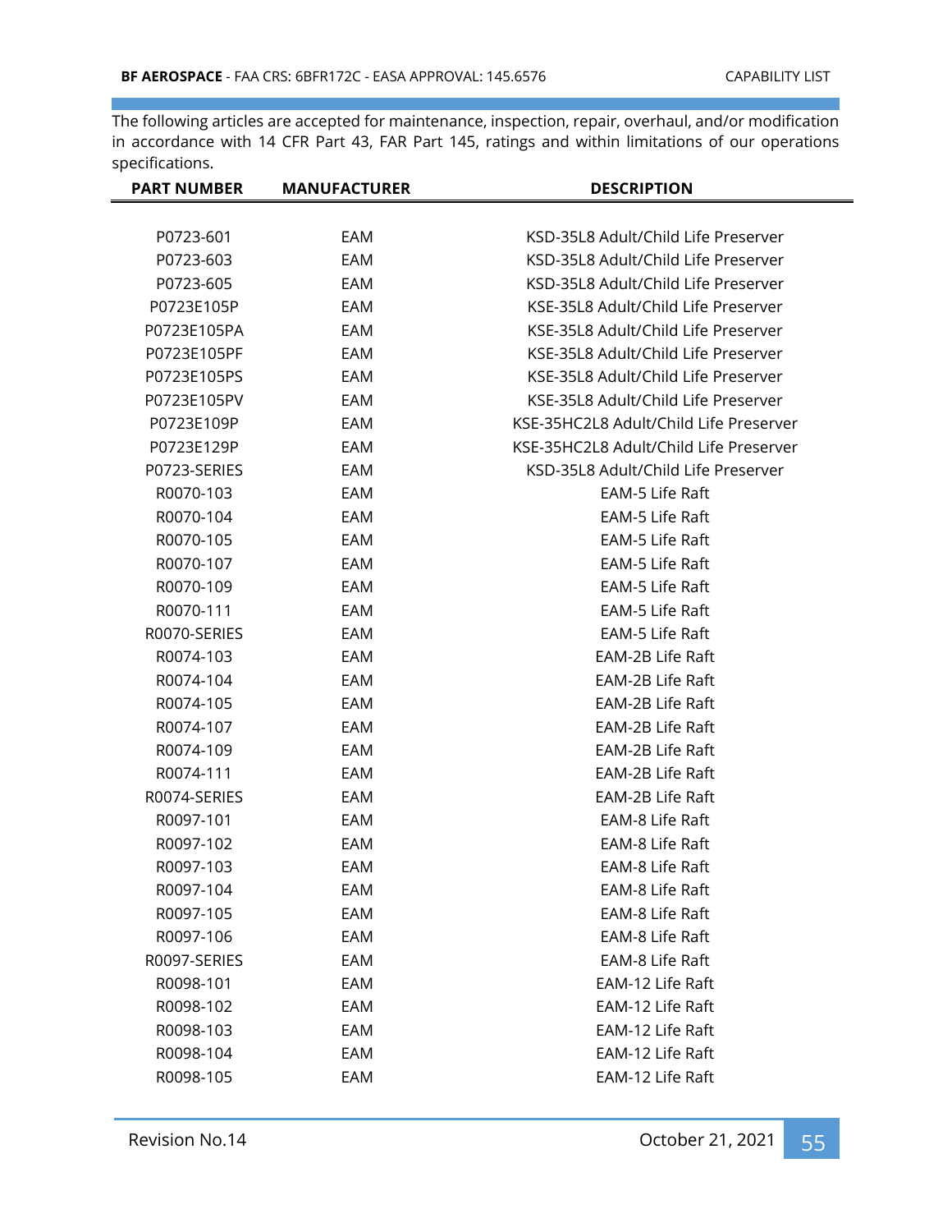The following articles are accepted for maintenance, inspection, repair, overhaul, and/or modification in accordance with 14 CFR Part 43, FAR Part 145, ratings and within limitations of our operations specifications.

| PART NUMBER | MANUFACTURER | DESCRIPTION |
|---|---|---|
| P0723-601 | EAM | KSD-35L8 Adult/Child Life Preserver |
| P0723-603 | EAM | KSD-35L8 Adult/Child Life Preserver |
| P0723-605 | EAM | KSD-35L8 Adult/Child Life Preserver |
| P0723E105P | EAM | KSE-35L8 Adult/Child Life Preserver |
| P0723E105PA | EAM | KSE-35L8 Adult/Child Life Preserver |
| P0723E105PF | EAM | KSE-35L8 Adult/Child Life Preserver |
| P0723E105PS | EAM | KSE-35L8 Adult/Child Life Preserver |
| P0723E105PV | EAM | KSE-35L8 Adult/Child Life Preserver |
| P0723E109P | EAM | KSE-35HC2L8 Adult/Child Life Preserver |
| P0723E129P | EAM | KSE-35HC2L8 Adult/Child Life Preserver |
| P0723-SERIES | EAM | KSD-35L8 Adult/Child Life Preserver |
| R0070-103 | EAM | EAM-5 Life Raft |
| R0070-104 | EAM | EAM-5 Life Raft |
| R0070-105 | EAM | EAM-5 Life Raft |
| R0070-107 | EAM | EAM-5 Life Raft |
| R0070-109 | EAM | EAM-5 Life Raft |
| R0070-111 | EAM | EAM-5 Life Raft |
| R0070-SERIES | EAM | EAM-5 Life Raft |
| R0074-103 | EAM | EAM-2B Life Raft |
| R0074-104 | EAM | EAM-2B Life Raft |
| R0074-105 | EAM | EAM-2B Life Raft |
| R0074-107 | EAM | EAM-2B Life Raft |
| R0074-109 | EAM | EAM-2B Life Raft |
| R0074-111 | EAM | EAM-2B Life Raft |
| R0074-SERIES | EAM | EAM-2B Life Raft |
| R0097-101 | EAM | EAM-8 Life Raft |
| R0097-102 | EAM | EAM-8 Life Raft |
| R0097-103 | EAM | EAM-8 Life Raft |
| R0097-104 | EAM | EAM-8 Life Raft |
| R0097-105 | EAM | EAM-8 Life Raft |
| R0097-106 | EAM | EAM-8 Life Raft |
| R0097-SERIES | EAM | EAM-8 Life Raft |
| R0098-101 | EAM | EAM-12 Life Raft |
| R0098-102 | EAM | EAM-12 Life Raft |
| R0098-103 | EAM | EAM-12 Life Raft |
| R0098-104 | EAM | EAM-12 Life Raft |
| R0098-105 | EAM | EAM-12 Life Raft |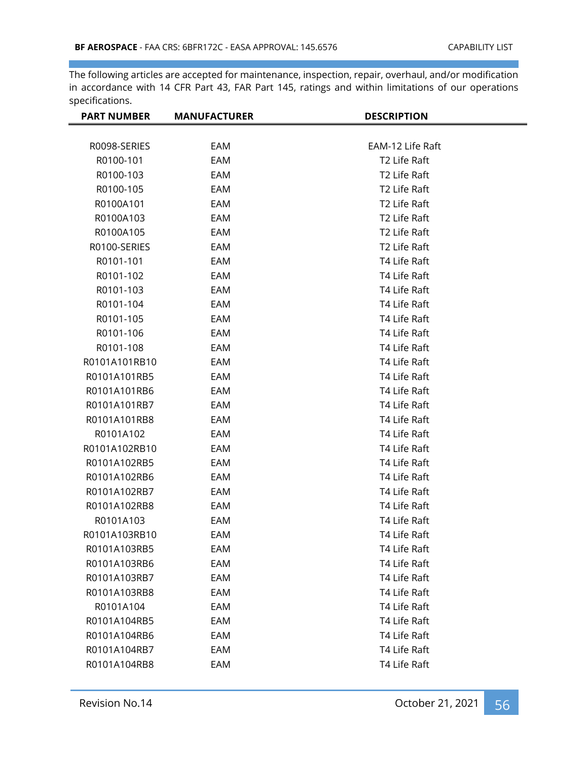The following articles are accepted for maintenance, inspection, repair, overhaul, and/or modification in accordance with 14 CFR Part 43, FAR Part 145, ratings and within limitations of our operations specifications.

| PART NUMBER | MANUFACTURER | DESCRIPTION |
|---|---|---|
| R0098-SERIES | EAM | EAM-12 Life Raft |
| R0100-101 | EAM | T2 Life Raft |
| R0100-103 | EAM | T2 Life Raft |
| R0100-105 | EAM | T2 Life Raft |
| R0100A101 | EAM | T2 Life Raft |
| R0100A103 | EAM | T2 Life Raft |
| R0100A105 | EAM | T2 Life Raft |
| R0100-SERIES | EAM | T2 Life Raft |
| R0101-101 | EAM | T4 Life Raft |
| R0101-102 | EAM | T4 Life Raft |
| R0101-103 | EAM | T4 Life Raft |
| R0101-104 | EAM | T4 Life Raft |
| R0101-105 | EAM | T4 Life Raft |
| R0101-106 | EAM | T4 Life Raft |
| R0101-108 | EAM | T4 Life Raft |
| R0101A101RB10 | EAM | T4 Life Raft |
| R0101A101RB5 | EAM | T4 Life Raft |
| R0101A101RB6 | EAM | T4 Life Raft |
| R0101A101RB7 | EAM | T4 Life Raft |
| R0101A101RB8 | EAM | T4 Life Raft |
| R0101A102 | EAM | T4 Life Raft |
| R0101A102RB10 | EAM | T4 Life Raft |
| R0101A102RB5 | EAM | T4 Life Raft |
| R0101A102RB6 | EAM | T4 Life Raft |
| R0101A102RB7 | EAM | T4 Life Raft |
| R0101A102RB8 | EAM | T4 Life Raft |
| R0101A103 | EAM | T4 Life Raft |
| R0101A103RB10 | EAM | T4 Life Raft |
| R0101A103RB5 | EAM | T4 Life Raft |
| R0101A103RB6 | EAM | T4 Life Raft |
| R0101A103RB7 | EAM | T4 Life Raft |
| R0101A103RB8 | EAM | T4 Life Raft |
| R0101A104 | EAM | T4 Life Raft |
| R0101A104RB5 | EAM | T4 Life Raft |
| R0101A104RB6 | EAM | T4 Life Raft |
| R0101A104RB7 | EAM | T4 Life Raft |
| R0101A104RB8 | EAM | T4 Life Raft |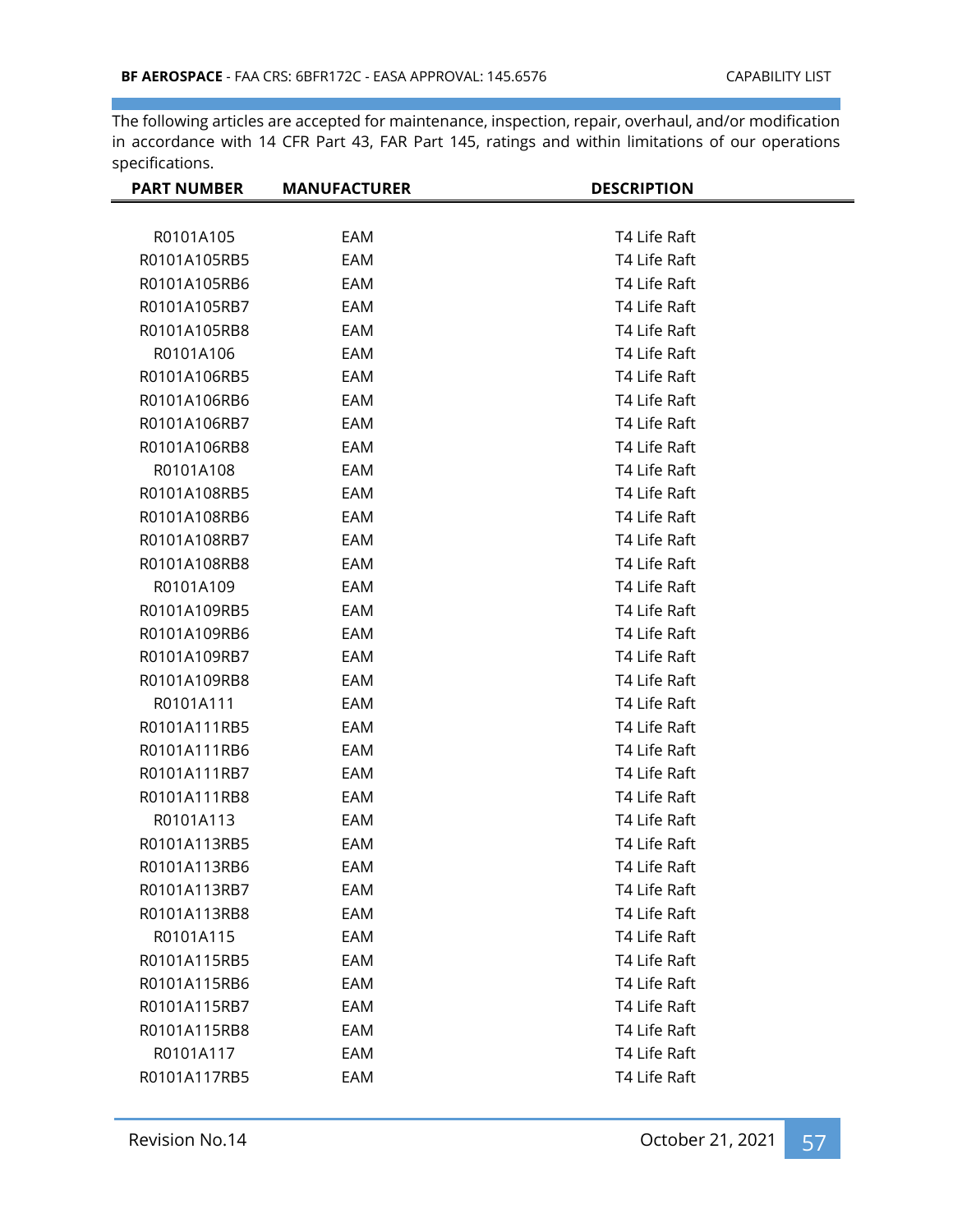The following articles are accepted for maintenance, inspection, repair, overhaul, and/or modification in accordance with 14 CFR Part 43, FAR Part 145, ratings and within limitations of our operations specifications.

| PART NUMBER | MANUFACTURER | DESCRIPTION |
|---|---|---|
| R0101A105 | EAM | T4 Life Raft |
| R0101A105RB5 | EAM | T4 Life Raft |
| R0101A105RB6 | EAM | T4 Life Raft |
| R0101A105RB7 | EAM | T4 Life Raft |
| R0101A105RB8 | EAM | T4 Life Raft |
| R0101A106 | EAM | T4 Life Raft |
| R0101A106RB5 | EAM | T4 Life Raft |
| R0101A106RB6 | EAM | T4 Life Raft |
| R0101A106RB7 | EAM | T4 Life Raft |
| R0101A106RB8 | EAM | T4 Life Raft |
| R0101A108 | EAM | T4 Life Raft |
| R0101A108RB5 | EAM | T4 Life Raft |
| R0101A108RB6 | EAM | T4 Life Raft |
| R0101A108RB7 | EAM | T4 Life Raft |
| R0101A108RB8 | EAM | T4 Life Raft |
| R0101A109 | EAM | T4 Life Raft |
| R0101A109RB5 | EAM | T4 Life Raft |
| R0101A109RB6 | EAM | T4 Life Raft |
| R0101A109RB7 | EAM | T4 Life Raft |
| R0101A109RB8 | EAM | T4 Life Raft |
| R0101A111 | EAM | T4 Life Raft |
| R0101A111RB5 | EAM | T4 Life Raft |
| R0101A111RB6 | EAM | T4 Life Raft |
| R0101A111RB7 | EAM | T4 Life Raft |
| R0101A111RB8 | EAM | T4 Life Raft |
| R0101A113 | EAM | T4 Life Raft |
| R0101A113RB5 | EAM | T4 Life Raft |
| R0101A113RB6 | EAM | T4 Life Raft |
| R0101A113RB7 | EAM | T4 Life Raft |
| R0101A113RB8 | EAM | T4 Life Raft |
| R0101A115 | EAM | T4 Life Raft |
| R0101A115RB5 | EAM | T4 Life Raft |
| R0101A115RB6 | EAM | T4 Life Raft |
| R0101A115RB7 | EAM | T4 Life Raft |
| R0101A115RB8 | EAM | T4 Life Raft |
| R0101A117 | EAM | T4 Life Raft |
| R0101A117RB5 | EAM | T4 Life Raft |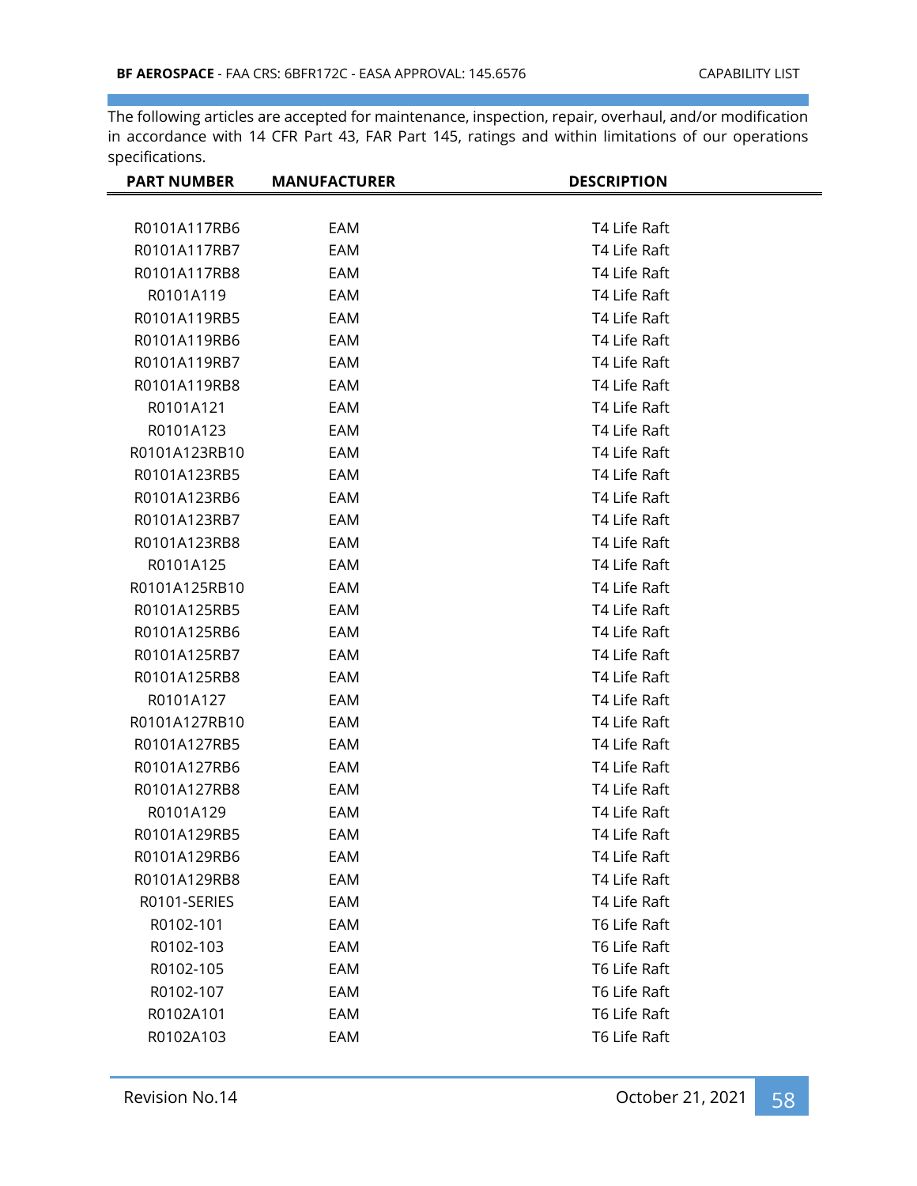The following articles are accepted for maintenance, inspection, repair, overhaul, and/or modification in accordance with 14 CFR Part 43, FAR Part 145, ratings and within limitations of our operations specifications.

| PART NUMBER | MANUFACTURER | DESCRIPTION |
|---|---|---|
| R0101A117RB6 | EAM | T4 Life Raft |
| R0101A117RB7 | EAM | T4 Life Raft |
| R0101A117RB8 | EAM | T4 Life Raft |
| R0101A119 | EAM | T4 Life Raft |
| R0101A119RB5 | EAM | T4 Life Raft |
| R0101A119RB6 | EAM | T4 Life Raft |
| R0101A119RB7 | EAM | T4 Life Raft |
| R0101A119RB8 | EAM | T4 Life Raft |
| R0101A121 | EAM | T4 Life Raft |
| R0101A123 | EAM | T4 Life Raft |
| R0101A123RB10 | EAM | T4 Life Raft |
| R0101A123RB5 | EAM | T4 Life Raft |
| R0101A123RB6 | EAM | T4 Life Raft |
| R0101A123RB7 | EAM | T4 Life Raft |
| R0101A123RB8 | EAM | T4 Life Raft |
| R0101A125 | EAM | T4 Life Raft |
| R0101A125RB10 | EAM | T4 Life Raft |
| R0101A125RB5 | EAM | T4 Life Raft |
| R0101A125RB6 | EAM | T4 Life Raft |
| R0101A125RB7 | EAM | T4 Life Raft |
| R0101A125RB8 | EAM | T4 Life Raft |
| R0101A127 | EAM | T4 Life Raft |
| R0101A127RB10 | EAM | T4 Life Raft |
| R0101A127RB5 | EAM | T4 Life Raft |
| R0101A127RB6 | EAM | T4 Life Raft |
| R0101A127RB8 | EAM | T4 Life Raft |
| R0101A129 | EAM | T4 Life Raft |
| R0101A129RB5 | EAM | T4 Life Raft |
| R0101A129RB6 | EAM | T4 Life Raft |
| R0101A129RB8 | EAM | T4 Life Raft |
| R0101-SERIES | EAM | T4 Life Raft |
| R0102-101 | EAM | T6 Life Raft |
| R0102-103 | EAM | T6 Life Raft |
| R0102-105 | EAM | T6 Life Raft |
| R0102-107 | EAM | T6 Life Raft |
| R0102A101 | EAM | T6 Life Raft |
| R0102A103 | EAM | T6 Life Raft |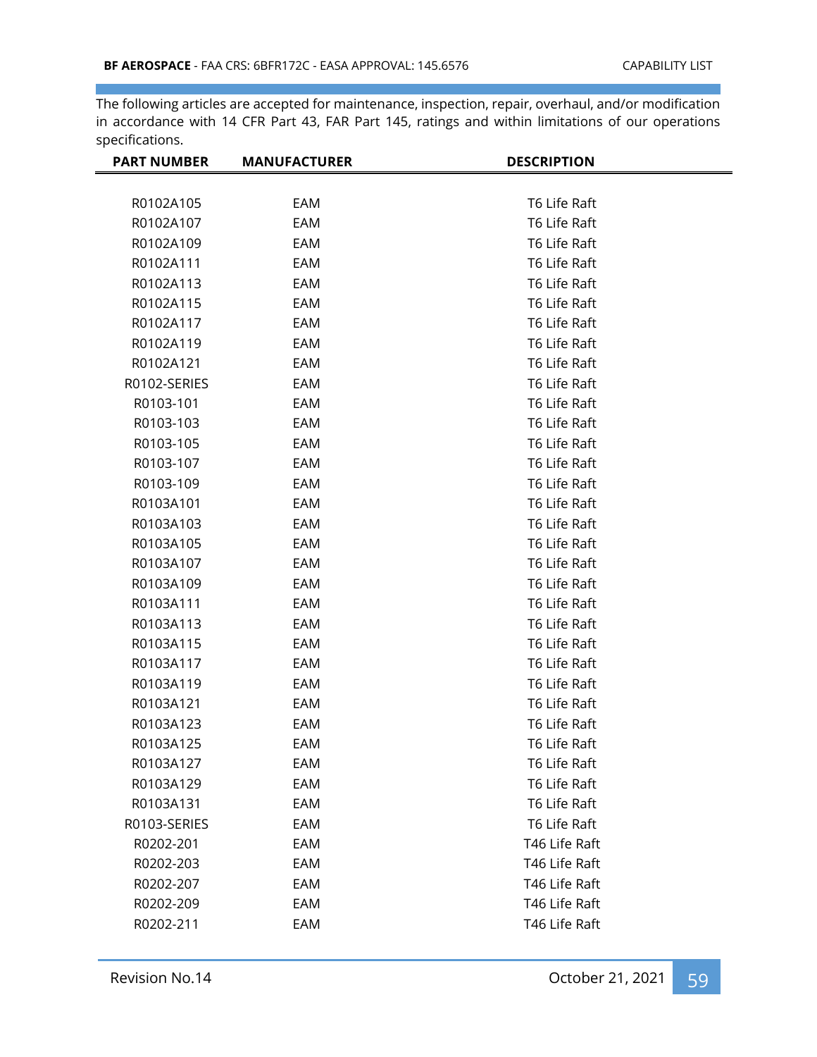The following articles are accepted for maintenance, inspection, repair, overhaul, and/or modification in accordance with 14 CFR Part 43, FAR Part 145, ratings and within limitations of our operations specifications.

| PART NUMBER | MANUFACTURER | DESCRIPTION |
|---|---|---|
| R0102A105 | EAM | T6 Life Raft |
| R0102A107 | EAM | T6 Life Raft |
| R0102A109 | EAM | T6 Life Raft |
| R0102A111 | EAM | T6 Life Raft |
| R0102A113 | EAM | T6 Life Raft |
| R0102A115 | EAM | T6 Life Raft |
| R0102A117 | EAM | T6 Life Raft |
| R0102A119 | EAM | T6 Life Raft |
| R0102A121 | EAM | T6 Life Raft |
| R0102-SERIES | EAM | T6 Life Raft |
| R0103-101 | EAM | T6 Life Raft |
| R0103-103 | EAM | T6 Life Raft |
| R0103-105 | EAM | T6 Life Raft |
| R0103-107 | EAM | T6 Life Raft |
| R0103-109 | EAM | T6 Life Raft |
| R0103A101 | EAM | T6 Life Raft |
| R0103A103 | EAM | T6 Life Raft |
| R0103A105 | EAM | T6 Life Raft |
| R0103A107 | EAM | T6 Life Raft |
| R0103A109 | EAM | T6 Life Raft |
| R0103A111 | EAM | T6 Life Raft |
| R0103A113 | EAM | T6 Life Raft |
| R0103A115 | EAM | T6 Life Raft |
| R0103A117 | EAM | T6 Life Raft |
| R0103A119 | EAM | T6 Life Raft |
| R0103A121 | EAM | T6 Life Raft |
| R0103A123 | EAM | T6 Life Raft |
| R0103A125 | EAM | T6 Life Raft |
| R0103A127 | EAM | T6 Life Raft |
| R0103A129 | EAM | T6 Life Raft |
| R0103A131 | EAM | T6 Life Raft |
| R0103-SERIES | EAM | T6 Life Raft |
| R0202-201 | EAM | T46 Life Raft |
| R0202-203 | EAM | T46 Life Raft |
| R0202-207 | EAM | T46 Life Raft |
| R0202-209 | EAM | T46 Life Raft |
| R0202-211 | EAM | T46 Life Raft |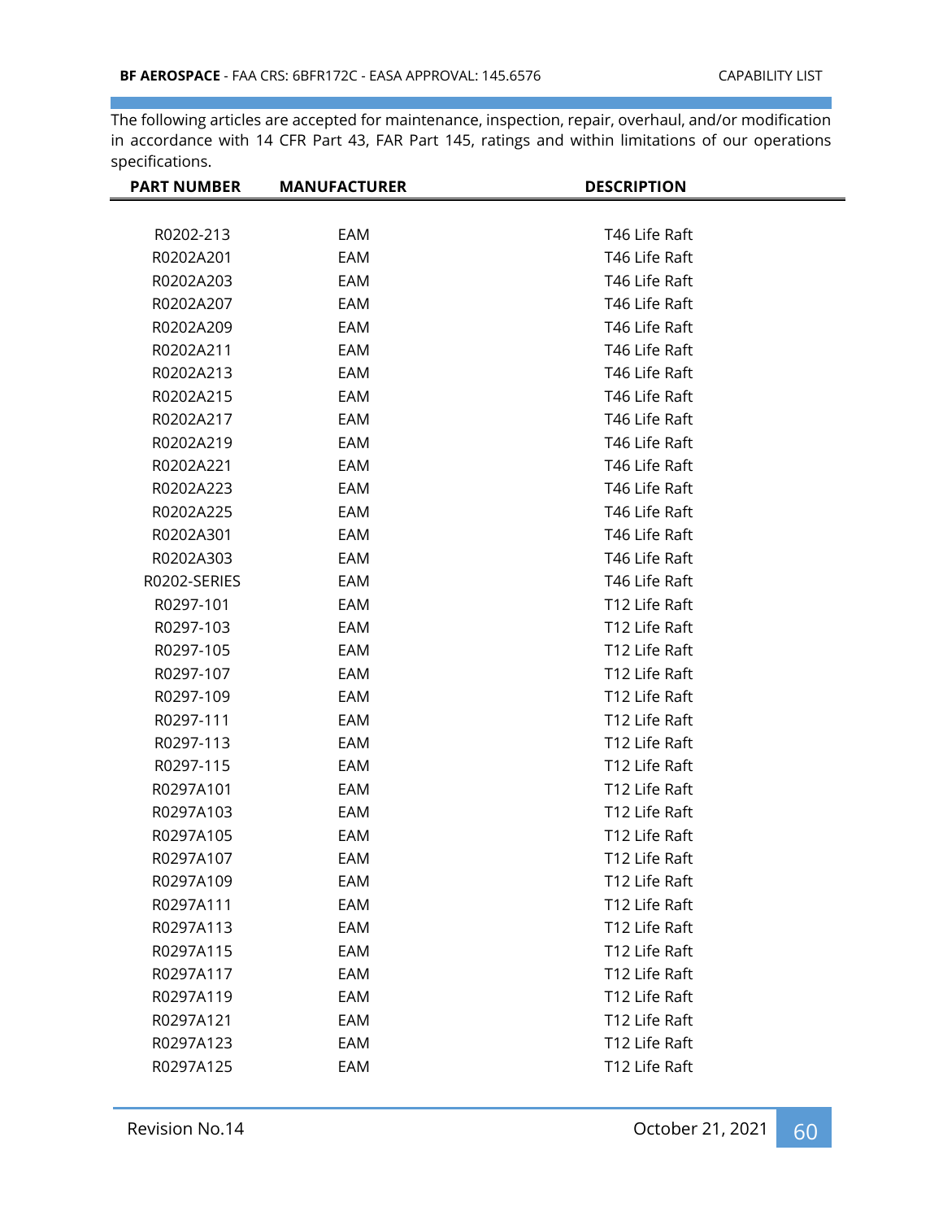The following articles are accepted for maintenance, inspection, repair, overhaul, and/or modification in accordance with 14 CFR Part 43, FAR Part 145, ratings and within limitations of our operations specifications.

| PART NUMBER | MANUFACTURER | DESCRIPTION |
|---|---|---|
| R0202-213 | EAM | T46 Life Raft |
| R0202A201 | EAM | T46 Life Raft |
| R0202A203 | EAM | T46 Life Raft |
| R0202A207 | EAM | T46 Life Raft |
| R0202A209 | EAM | T46 Life Raft |
| R0202A211 | EAM | T46 Life Raft |
| R0202A213 | EAM | T46 Life Raft |
| R0202A215 | EAM | T46 Life Raft |
| R0202A217 | EAM | T46 Life Raft |
| R0202A219 | EAM | T46 Life Raft |
| R0202A221 | EAM | T46 Life Raft |
| R0202A223 | EAM | T46 Life Raft |
| R0202A225 | EAM | T46 Life Raft |
| R0202A301 | EAM | T46 Life Raft |
| R0202A303 | EAM | T46 Life Raft |
| R0202-SERIES | EAM | T46 Life Raft |
| R0297-101 | EAM | T12 Life Raft |
| R0297-103 | EAM | T12 Life Raft |
| R0297-105 | EAM | T12 Life Raft |
| R0297-107 | EAM | T12 Life Raft |
| R0297-109 | EAM | T12 Life Raft |
| R0297-111 | EAM | T12 Life Raft |
| R0297-113 | EAM | T12 Life Raft |
| R0297-115 | EAM | T12 Life Raft |
| R0297A101 | EAM | T12 Life Raft |
| R0297A103 | EAM | T12 Life Raft |
| R0297A105 | EAM | T12 Life Raft |
| R0297A107 | EAM | T12 Life Raft |
| R0297A109 | EAM | T12 Life Raft |
| R0297A111 | EAM | T12 Life Raft |
| R0297A113 | EAM | T12 Life Raft |
| R0297A115 | EAM | T12 Life Raft |
| R0297A117 | EAM | T12 Life Raft |
| R0297A119 | EAM | T12 Life Raft |
| R0297A121 | EAM | T12 Life Raft |
| R0297A123 | EAM | T12 Life Raft |
| R0297A125 | EAM | T12 Life Raft |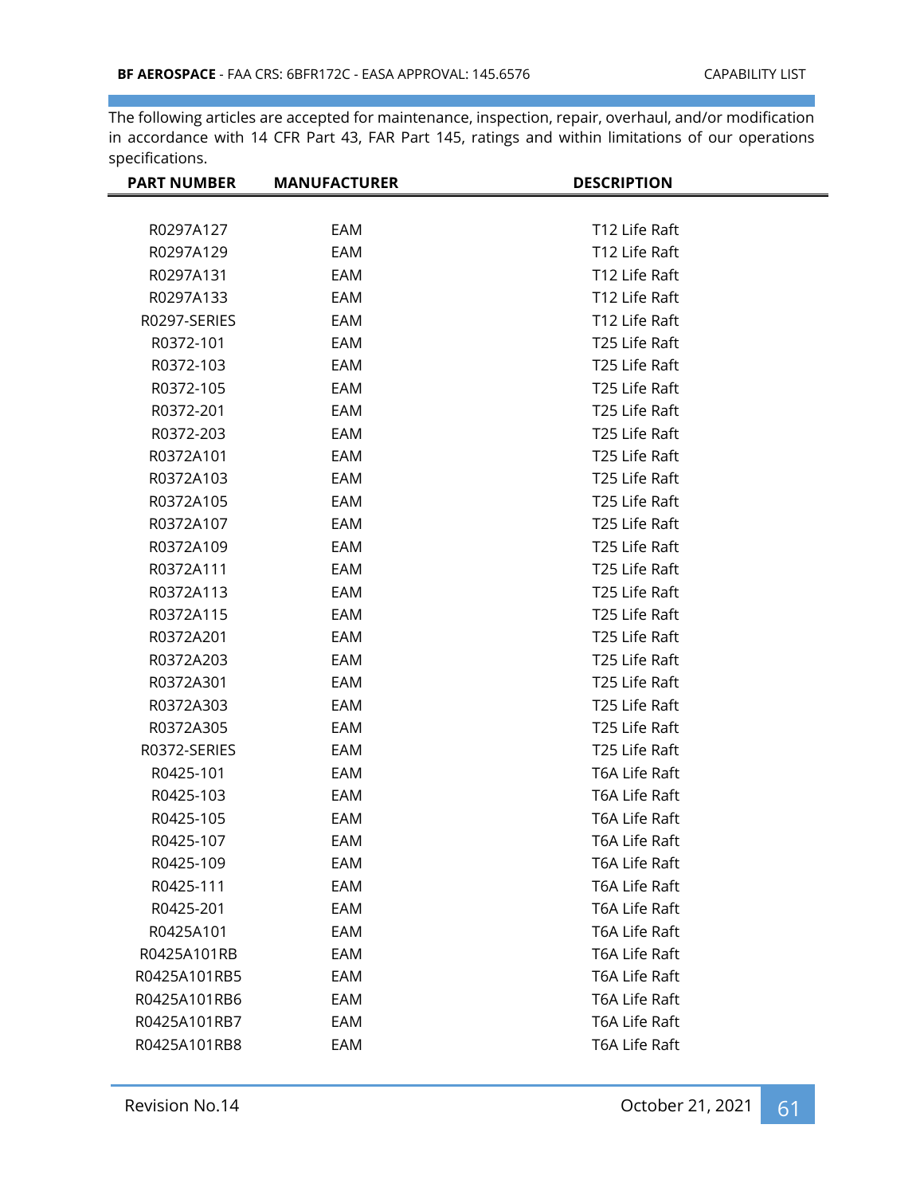The following articles are accepted for maintenance, inspection, repair, overhaul, and/or modification in accordance with 14 CFR Part 43, FAR Part 145, ratings and within limitations of our operations specifications.

| PART NUMBER | MANUFACTURER | DESCRIPTION |
|---|---|---|
| R0297A127 | EAM | T12 Life Raft |
| R0297A129 | EAM | T12 Life Raft |
| R0297A131 | EAM | T12 Life Raft |
| R0297A133 | EAM | T12 Life Raft |
| R0297-SERIES | EAM | T12 Life Raft |
| R0372-101 | EAM | T25 Life Raft |
| R0372-103 | EAM | T25 Life Raft |
| R0372-105 | EAM | T25 Life Raft |
| R0372-201 | EAM | T25 Life Raft |
| R0372-203 | EAM | T25 Life Raft |
| R0372A101 | EAM | T25 Life Raft |
| R0372A103 | EAM | T25 Life Raft |
| R0372A105 | EAM | T25 Life Raft |
| R0372A107 | EAM | T25 Life Raft |
| R0372A109 | EAM | T25 Life Raft |
| R0372A111 | EAM | T25 Life Raft |
| R0372A113 | EAM | T25 Life Raft |
| R0372A115 | EAM | T25 Life Raft |
| R0372A201 | EAM | T25 Life Raft |
| R0372A203 | EAM | T25 Life Raft |
| R0372A301 | EAM | T25 Life Raft |
| R0372A303 | EAM | T25 Life Raft |
| R0372A305 | EAM | T25 Life Raft |
| R0372-SERIES | EAM | T25 Life Raft |
| R0425-101 | EAM | T6A Life Raft |
| R0425-103 | EAM | T6A Life Raft |
| R0425-105 | EAM | T6A Life Raft |
| R0425-107 | EAM | T6A Life Raft |
| R0425-109 | EAM | T6A Life Raft |
| R0425-111 | EAM | T6A Life Raft |
| R0425-201 | EAM | T6A Life Raft |
| R0425A101 | EAM | T6A Life Raft |
| R0425A101RB | EAM | T6A Life Raft |
| R0425A101RB5 | EAM | T6A Life Raft |
| R0425A101RB6 | EAM | T6A Life Raft |
| R0425A101RB7 | EAM | T6A Life Raft |
| R0425A101RB8 | EAM | T6A Life Raft |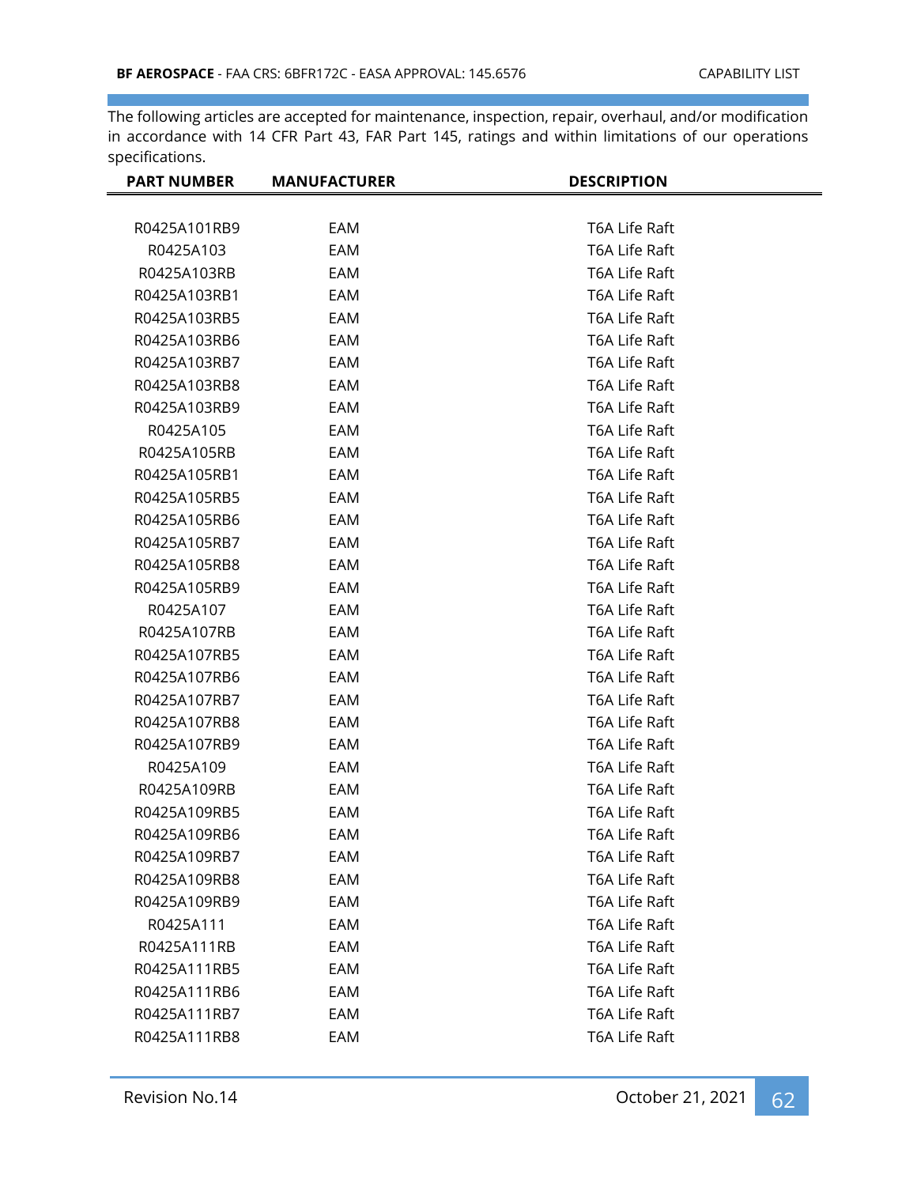The following articles are accepted for maintenance, inspection, repair, overhaul, and/or modification in accordance with 14 CFR Part 43, FAR Part 145, ratings and within limitations of our operations specifications.

| PART NUMBER | MANUFACTURER | DESCRIPTION |
|---|---|---|
| R0425A101RB9 | EAM | T6A Life Raft |
| R0425A103 | EAM | T6A Life Raft |
| R0425A103RB | EAM | T6A Life Raft |
| R0425A103RB1 | EAM | T6A Life Raft |
| R0425A103RB5 | EAM | T6A Life Raft |
| R0425A103RB6 | EAM | T6A Life Raft |
| R0425A103RB7 | EAM | T6A Life Raft |
| R0425A103RB8 | EAM | T6A Life Raft |
| R0425A103RB9 | EAM | T6A Life Raft |
| R0425A105 | EAM | T6A Life Raft |
| R0425A105RB | EAM | T6A Life Raft |
| R0425A105RB1 | EAM | T6A Life Raft |
| R0425A105RB5 | EAM | T6A Life Raft |
| R0425A105RB6 | EAM | T6A Life Raft |
| R0425A105RB7 | EAM | T6A Life Raft |
| R0425A105RB8 | EAM | T6A Life Raft |
| R0425A105RB9 | EAM | T6A Life Raft |
| R0425A107 | EAM | T6A Life Raft |
| R0425A107RB | EAM | T6A Life Raft |
| R0425A107RB5 | EAM | T6A Life Raft |
| R0425A107RB6 | EAM | T6A Life Raft |
| R0425A107RB7 | EAM | T6A Life Raft |
| R0425A107RB8 | EAM | T6A Life Raft |
| R0425A107RB9 | EAM | T6A Life Raft |
| R0425A109 | EAM | T6A Life Raft |
| R0425A109RB | EAM | T6A Life Raft |
| R0425A109RB5 | EAM | T6A Life Raft |
| R0425A109RB6 | EAM | T6A Life Raft |
| R0425A109RB7 | EAM | T6A Life Raft |
| R0425A109RB8 | EAM | T6A Life Raft |
| R0425A109RB9 | EAM | T6A Life Raft |
| R0425A111 | EAM | T6A Life Raft |
| R0425A111RB | EAM | T6A Life Raft |
| R0425A111RB5 | EAM | T6A Life Raft |
| R0425A111RB6 | EAM | T6A Life Raft |
| R0425A111RB7 | EAM | T6A Life Raft |
| R0425A111RB8 | EAM | T6A Life Raft |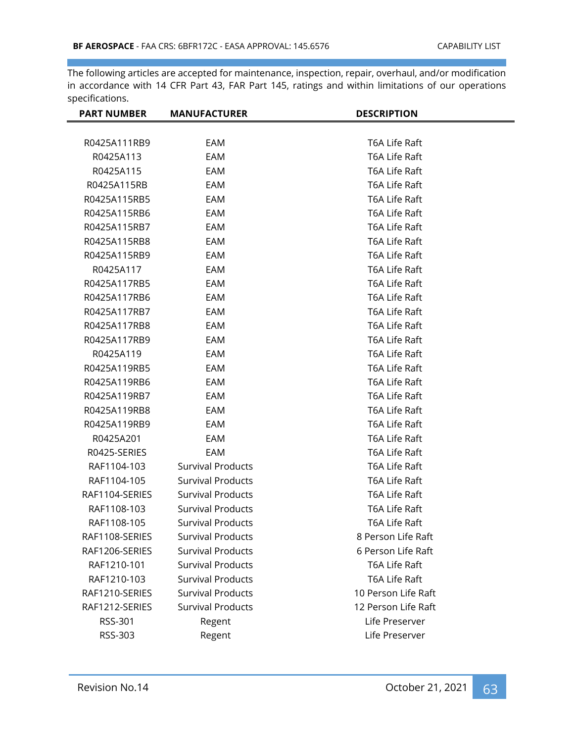The following articles are accepted for maintenance, inspection, repair, overhaul, and/or modification in accordance with 14 CFR Part 43, FAR Part 145, ratings and within limitations of our operations specifications.

| PART NUMBER | MANUFACTURER | DESCRIPTION |
|---|---|---|
| R0425A111RB9 | EAM | T6A Life Raft |
| R0425A113 | EAM | T6A Life Raft |
| R0425A115 | EAM | T6A Life Raft |
| R0425A115RB | EAM | T6A Life Raft |
| R0425A115RB5 | EAM | T6A Life Raft |
| R0425A115RB6 | EAM | T6A Life Raft |
| R0425A115RB7 | EAM | T6A Life Raft |
| R0425A115RB8 | EAM | T6A Life Raft |
| R0425A115RB9 | EAM | T6A Life Raft |
| R0425A117 | EAM | T6A Life Raft |
| R0425A117RB5 | EAM | T6A Life Raft |
| R0425A117RB6 | EAM | T6A Life Raft |
| R0425A117RB7 | EAM | T6A Life Raft |
| R0425A117RB8 | EAM | T6A Life Raft |
| R0425A117RB9 | EAM | T6A Life Raft |
| R0425A119 | EAM | T6A Life Raft |
| R0425A119RB5 | EAM | T6A Life Raft |
| R0425A119RB6 | EAM | T6A Life Raft |
| R0425A119RB7 | EAM | T6A Life Raft |
| R0425A119RB8 | EAM | T6A Life Raft |
| R0425A119RB9 | EAM | T6A Life Raft |
| R0425A201 | EAM | T6A Life Raft |
| R0425-SERIES | EAM | T6A Life Raft |
| RAF1104-103 | Survival Products | T6A Life Raft |
| RAF1104-105 | Survival Products | T6A Life Raft |
| RAF1104-SERIES | Survival Products | T6A Life Raft |
| RAF1108-103 | Survival Products | T6A Life Raft |
| RAF1108-105 | Survival Products | T6A Life Raft |
| RAF1108-SERIES | Survival Products | 8 Person Life Raft |
| RAF1206-SERIES | Survival Products | 6 Person Life Raft |
| RAF1210-101 | Survival Products | T6A Life Raft |
| RAF1210-103 | Survival Products | T6A Life Raft |
| RAF1210-SERIES | Survival Products | 10 Person Life Raft |
| RAF1212-SERIES | Survival Products | 12 Person Life Raft |
| RSS-301 | Regent | Life Preserver |
| RSS-303 | Regent | Life Preserver |